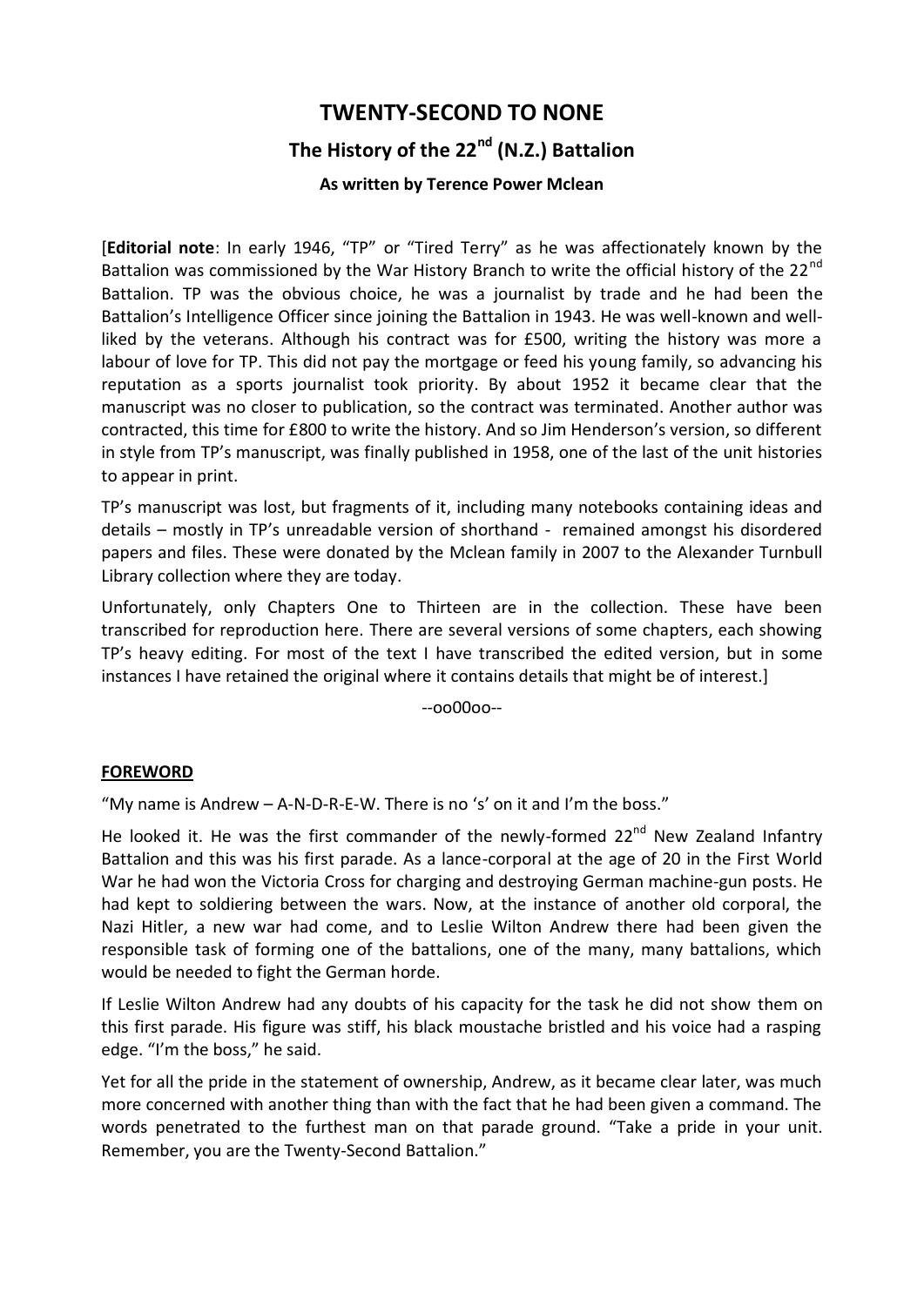# TWENTY-SECOND TO NONE

## The History of the 22nd (N.Z.) Battalion

### As written by Terence Power Mclean

[**Editorial note**: In early 1946, "TP" or "Tired Terry" as he was affectionately known by the Battalion was commissioned by the War History Branch to write the official history of the 22nd Battalion. TP was the obvious choice, he was a journalist by trade and he had been the Battalion's Intelligence Officer since joining the Battalion in 1943. He was well-known and well-liked by the veterans. Although his contract was for £500, writing the history was more a labour of love for TP. This did not pay the mortgage or feed his young family, so advancing his reputation as a sports journalist took priority. By about 1952 it became clear that the manuscript was no closer to publication, so the contract was terminated. Another author was contracted, this time for £800 to write the history. And so Jim Henderson's version, so different in style from TP's manuscript, was finally published in 1958, one of the last of the unit histories to appear in print.

TP's manuscript was lost, but fragments of it, including many notebooks containing ideas and details – mostly in TP's unreadable version of shorthand - remained amongst his disordered papers and files. These were donated by the Mclean family in 2007 to the Alexander Turnbull Library collection where they are today.

Unfortunately, only Chapters One to Thirteen are in the collection. These have been transcribed for reproduction here. There are several versions of some chapters, each showing TP's heavy editing. For most of the text I have transcribed the edited version, but in some instances I have retained the original where it contains details that might be of interest.]

--oo00oo--

**FOREWORD**

"My name is Andrew – A-N-D-R-E-W. There is no 's' on it and I'm the boss."

He looked it. He was the first commander of the newly-formed 22nd New Zealand Infantry Battalion and this was his first parade. As a lance-corporal at the age of 20 in the First World War he had won the Victoria Cross for charging and destroying German machine-gun posts. He had kept to soldiering between the wars. Now, at the instance of another old corporal, the Nazi Hitler, a new war had come, and to Leslie Wilton Andrew there had been given the responsible task of forming one of the battalions, one of the many, many battalions, which would be needed to fight the German horde.

If Leslie Wilton Andrew had any doubts of his capacity for the task he did not show them on this first parade. His figure was stiff, his black moustache bristled and his voice had a rasping edge. "I'm the boss," he said.

Yet for all the pride in the statement of ownership, Andrew, as it became clear later, was much more concerned with another thing than with the fact that he had been given a command. The words penetrated to the furthest man on that parade ground. "Take a pride in your unit. Remember, you are the Twenty-Second Battalion."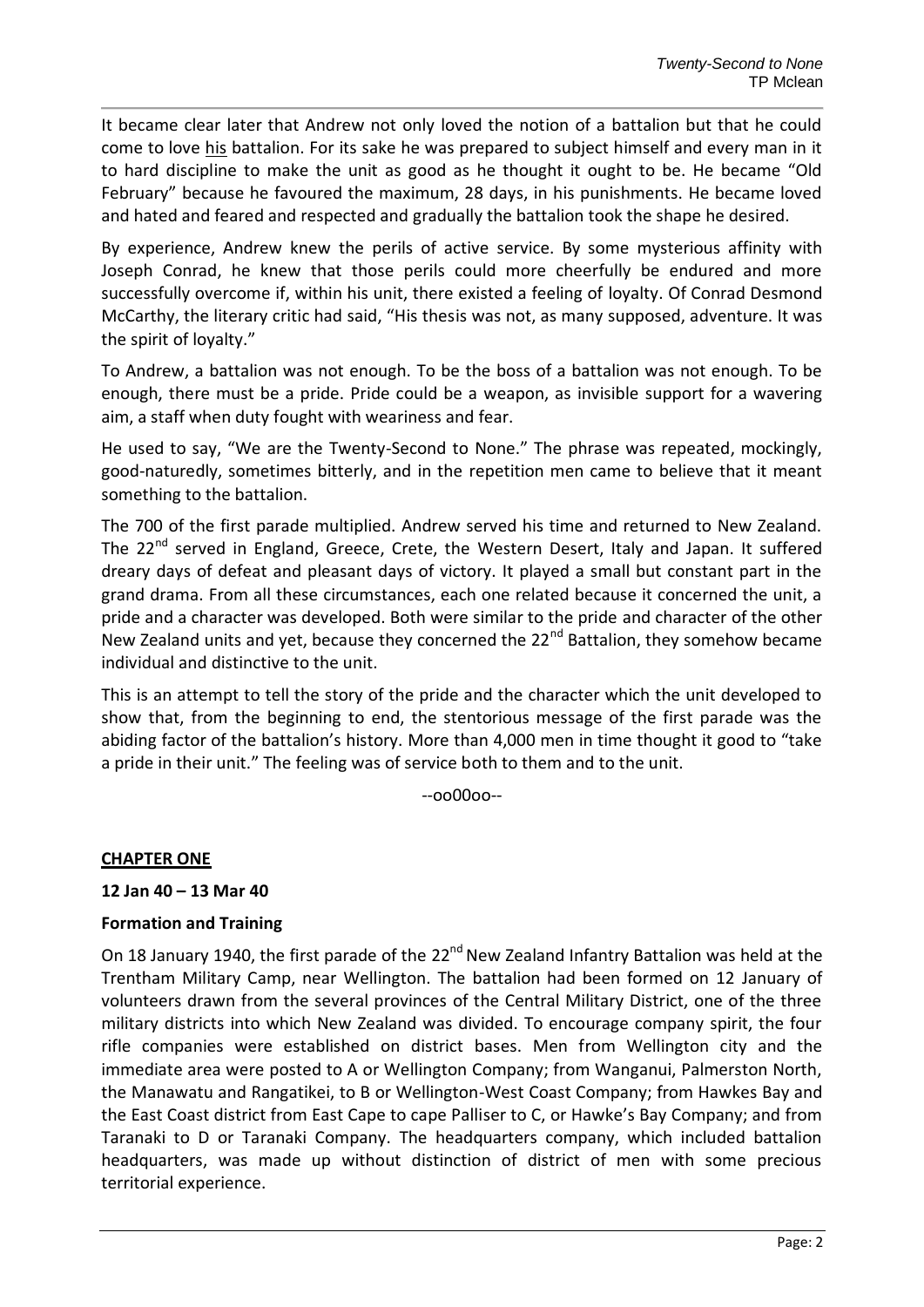It became clear later that Andrew not only loved the notion of a battalion but that he could come to love his battalion. For its sake he was prepared to subject himself and every man in it to hard discipline to make the unit as good as he thought it ought to be. He became "Old February" because he favoured the maximum, 28 days, in his punishments. He became loved and hated and feared and respected and gradually the battalion took the shape he desired.

By experience, Andrew knew the perils of active service. By some mysterious affinity with Joseph Conrad, he knew that those perils could more cheerfully be endured and more successfully overcome if, within his unit, there existed a feeling of loyalty. Of Conrad Desmond McCarthy, the literary critic had said, "His thesis was not, as many supposed, adventure. It was the spirit of loyalty."

To Andrew, a battalion was not enough. To be the boss of a battalion was not enough. To be enough, there must be a pride. Pride could be a weapon, as invisible support for a wavering aim, a staff when duty fought with weariness and fear.

He used to say, "We are the Twenty-Second to None." The phrase was repeated, mockingly, good-naturedly, sometimes bitterly, and in the repetition men came to believe that it meant something to the battalion.

The 700 of the first parade multiplied. Andrew served his time and returned to New Zealand. The 22nd served in England, Greece, Crete, the Western Desert, Italy and Japan. It suffered dreary days of defeat and pleasant days of victory. It played a small but constant part in the grand drama. From all these circumstances, each one related because it concerned the unit, a pride and a character was developed. Both were similar to the pride and character of the other New Zealand units and yet, because they concerned the 22nd Battalion, they somehow became individual and distinctive to the unit.

This is an attempt to tell the story of the pride and the character which the unit developed to show that, from the beginning to end, the stentorious message of the first parade was the abiding factor of the battalion's history. More than 4,000 men in time thought it good to "take a pride in their unit." The feeling was of service both to them and to the unit.

--oo00oo--

## CHAPTER ONE

**12 Jan 40 – 13 Mar 40**

**Formation and Training**

On 18 January 1940, the first parade of the 22nd New Zealand Infantry Battalion was held at the Trentham Military Camp, near Wellington. The battalion had been formed on 12 January of volunteers drawn from the several provinces of the Central Military District, one of the three military districts into which New Zealand was divided. To encourage company spirit, the four rifle companies were established on district bases. Men from Wellington city and the immediate area were posted to A or Wellington Company; from Wanganui, Palmerston North, the Manawatu and Rangatikei, to B or Wellington-West Coast Company; from Hawkes Bay and the East Coast district from East Cape to cape Palliser to C, or Hawke's Bay Company; and from Taranaki to D or Taranaki Company. The headquarters company, which included battalion headquarters, was made up without distinction of district of men with some precious territorial experience.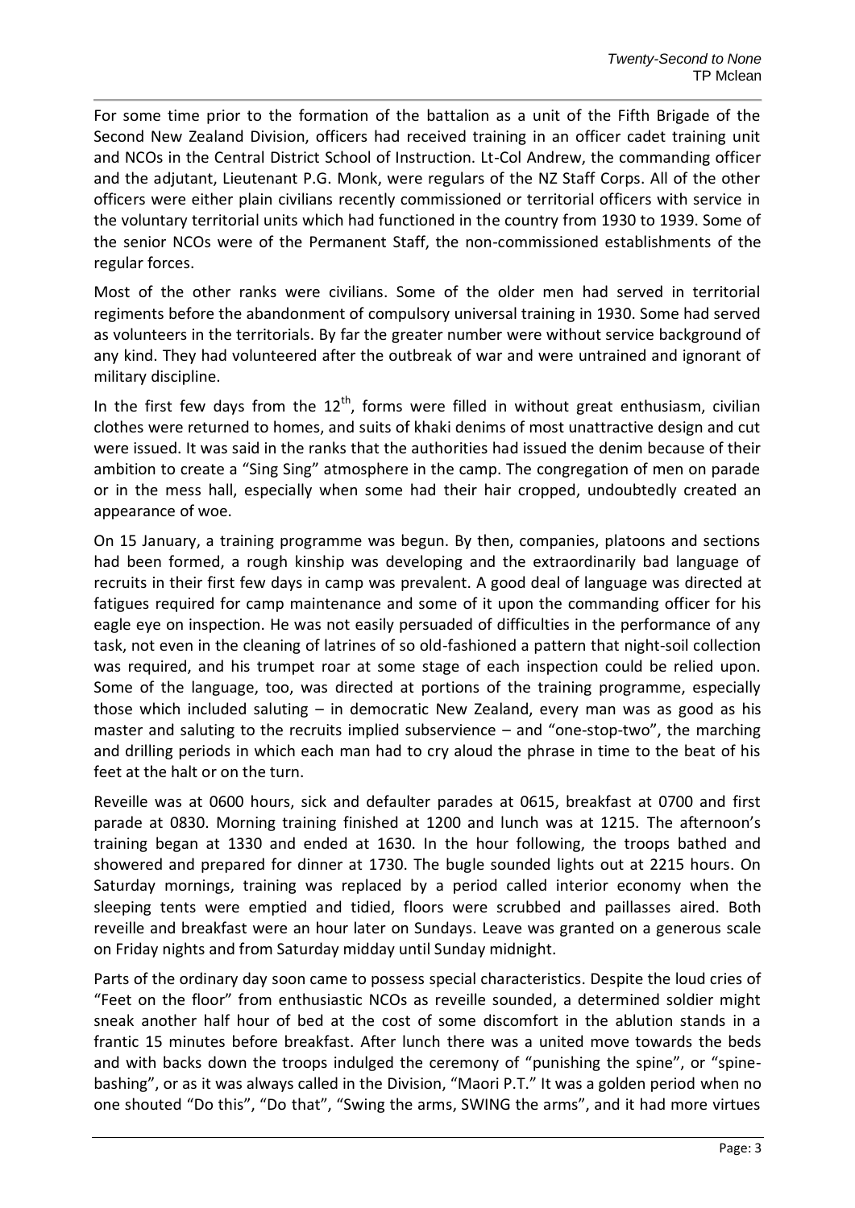For some time prior to the formation of the battalion as a unit of the Fifth Brigade of the Second New Zealand Division, officers had received training in an officer cadet training unit and NCOs in the Central District School of Instruction. Lt-Col Andrew, the commanding officer and the adjutant, Lieutenant P.G. Monk, were regulars of the NZ Staff Corps. All of the other officers were either plain civilians recently commissioned or territorial officers with service in the voluntary territorial units which had functioned in the country from 1930 to 1939. Some of the senior NCOs were of the Permanent Staff, the non-commissioned establishments of the regular forces.

Most of the other ranks were civilians. Some of the older men had served in territorial regiments before the abandonment of compulsory universal training in 1930. Some had served as volunteers in the territorials. By far the greater number were without service background of any kind. They had volunteered after the outbreak of war and were untrained and ignorant of military discipline.

In the first few days from the 12th, forms were filled in without great enthusiasm, civilian clothes were returned to homes, and suits of khaki denims of most unattractive design and cut were issued. It was said in the ranks that the authorities had issued the denim because of their ambition to create a "Sing Sing" atmosphere in the camp. The congregation of men on parade or in the mess hall, especially when some had their hair cropped, undoubtedly created an appearance of woe.

On 15 January, a training programme was begun. By then, companies, platoons and sections had been formed, a rough kinship was developing and the extraordinarily bad language of recruits in their first few days in camp was prevalent. A good deal of language was directed at fatigues required for camp maintenance and some of it upon the commanding officer for his eagle eye on inspection. He was not easily persuaded of difficulties in the performance of any task, not even in the cleaning of latrines of so old-fashioned a pattern that night-soil collection was required, and his trumpet roar at some stage of each inspection could be relied upon. Some of the language, too, was directed at portions of the training programme, especially those which included saluting – in democratic New Zealand, every man was as good as his master and saluting to the recruits implied subservience – and "one-stop-two", the marching and drilling periods in which each man had to cry aloud the phrase in time to the beat of his feet at the halt or on the turn.

Reveille was at 0600 hours, sick and defaulter parades at 0615, breakfast at 0700 and first parade at 0830. Morning training finished at 1200 and lunch was at 1215. The afternoon's training began at 1330 and ended at 1630. In the hour following, the troops bathed and showered and prepared for dinner at 1730. The bugle sounded lights out at 2215 hours. On Saturday mornings, training was replaced by a period called interior economy when the sleeping tents were emptied and tidied, floors were scrubbed and paillasses aired. Both reveille and breakfast were an hour later on Sundays. Leave was granted on a generous scale on Friday nights and from Saturday midday until Sunday midnight.

Parts of the ordinary day soon came to possess special characteristics. Despite the loud cries of "Feet on the floor" from enthusiastic NCOs as reveille sounded, a determined soldier might sneak another half hour of bed at the cost of some discomfort in the ablution stands in a frantic 15 minutes before breakfast. After lunch there was a united move towards the beds and with backs down the troops indulged the ceremony of "punishing the spine", or "spine-bashing", or as it was always called in the Division, "Maori P.T." It was a golden period when no one shouted "Do this", "Do that", "Swing the arms, SWING the arms", and it had more virtues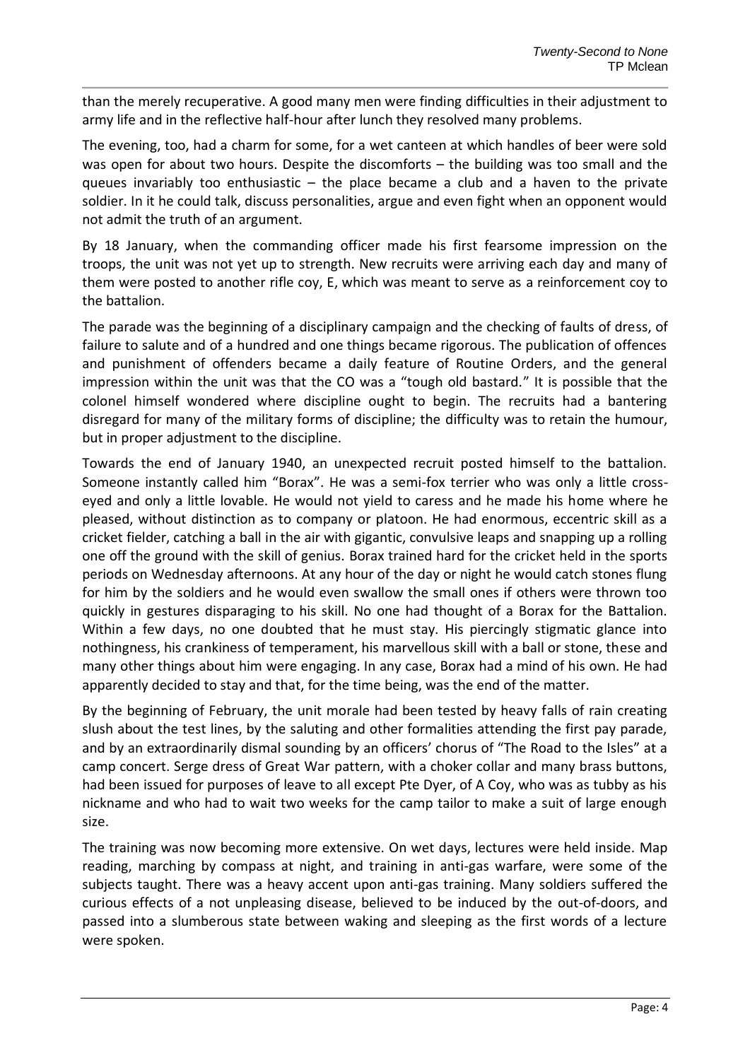than the merely recuperative. A good many men were finding difficulties in their adjustment to army life and in the reflective half-hour after lunch they resolved many problems.

The evening, too, had a charm for some, for a wet canteen at which handles of beer were sold was open for about two hours. Despite the discomforts – the building was too small and the queues invariably too enthusiastic – the place became a club and a haven to the private soldier. In it he could talk, discuss personalities, argue and even fight when an opponent would not admit the truth of an argument.

By 18 January, when the commanding officer made his first fearsome impression on the troops, the unit was not yet up to strength. New recruits were arriving each day and many of them were posted to another rifle coy, E, which was meant to serve as a reinforcement coy to the battalion.

The parade was the beginning of a disciplinary campaign and the checking of faults of dress, of failure to salute and of a hundred and one things became rigorous. The publication of offences and punishment of offenders became a daily feature of Routine Orders, and the general impression within the unit was that the CO was a "tough old bastard." It is possible that the colonel himself wondered where discipline ought to begin. The recruits had a bantering disregard for many of the military forms of discipline; the difficulty was to retain the humour, but in proper adjustment to the discipline.

Towards the end of January 1940, an unexpected recruit posted himself to the battalion. Someone instantly called him "Borax". He was a semi-fox terrier who was only a little cross-eyed and only a little lovable. He would not yield to caress and he made his home where he pleased, without distinction as to company or platoon. He had enormous, eccentric skill as a cricket fielder, catching a ball in the air with gigantic, convulsive leaps and snapping up a rolling one off the ground with the skill of genius. Borax trained hard for the cricket held in the sports periods on Wednesday afternoons. At any hour of the day or night he would catch stones flung for him by the soldiers and he would even swallow the small ones if others were thrown too quickly in gestures disparaging to his skill. No one had thought of a Borax for the Battalion. Within a few days, no one doubted that he must stay. His piercingly stigmatic glance into nothingness, his crankiness of temperament, his marvellous skill with a ball or stone, these and many other things about him were engaging. In any case, Borax had a mind of his own. He had apparently decided to stay and that, for the time being, was the end of the matter.

By the beginning of February, the unit morale had been tested by heavy falls of rain creating slush about the test lines, by the saluting and other formalities attending the first pay parade, and by an extraordinarily dismal sounding by an officers' chorus of "The Road to the Isles" at a camp concert. Serge dress of Great War pattern, with a choker collar and many brass buttons, had been issued for purposes of leave to all except Pte Dyer, of A Coy, who was as tubby as his nickname and who had to wait two weeks for the camp tailor to make a suit of large enough size.

The training was now becoming more extensive. On wet days, lectures were held inside. Map reading, marching by compass at night, and training in anti-gas warfare, were some of the subjects taught. There was a heavy accent upon anti-gas training. Many soldiers suffered the curious effects of a not unpleasing disease, believed to be induced by the out-of-doors, and passed into a slumberous state between waking and sleeping as the first words of a lecture were spoken.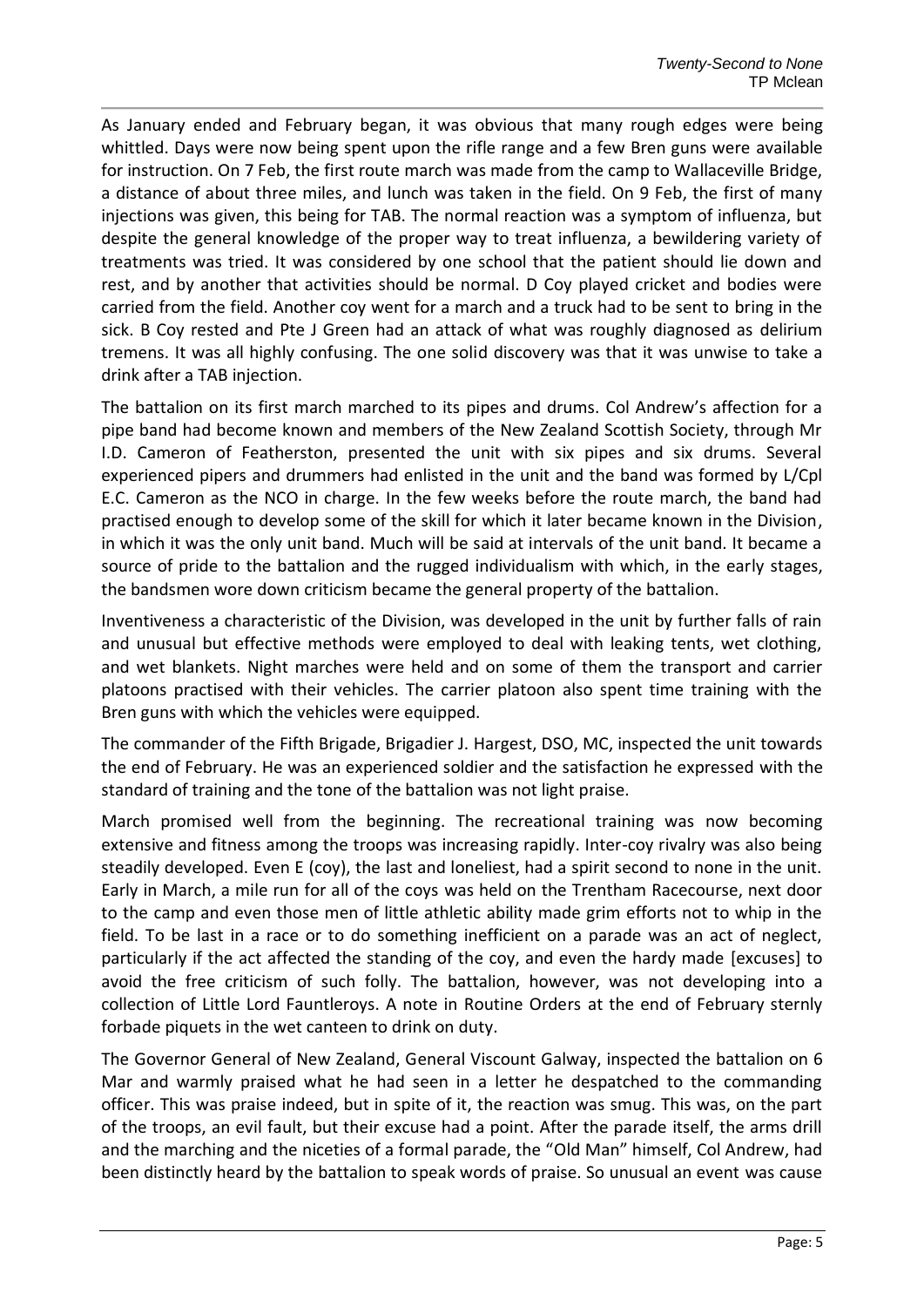As January ended and February began, it was obvious that many rough edges were being whittled. Days were now being spent upon the rifle range and a few Bren guns were available for instruction. On 7 Feb, the first route march was made from the camp to Wallaceville Bridge, a distance of about three miles, and lunch was taken in the field. On 9 Feb, the first of many injections was given, this being for TAB. The normal reaction was a symptom of influenza, but despite the general knowledge of the proper way to treat influenza, a bewildering variety of treatments was tried. It was considered by one school that the patient should lie down and rest, and by another that activities should be normal. D Coy played cricket and bodies were carried from the field. Another coy went for a march and a truck had to be sent to bring in the sick. B Coy rested and Pte J Green had an attack of what was roughly diagnosed as delirium tremens. It was all highly confusing. The one solid discovery was that it was unwise to take a drink after a TAB injection.

The battalion on its first march marched to its pipes and drums. Col Andrew's affection for a pipe band had become known and members of the New Zealand Scottish Society, through Mr I.D. Cameron of Featherston, presented the unit with six pipes and six drums. Several experienced pipers and drummers had enlisted in the unit and the band was formed by L/Cpl E.C. Cameron as the NCO in charge. In the few weeks before the route march, the band had practised enough to develop some of the skill for which it later became known in the Division, in which it was the only unit band. Much will be said at intervals of the unit band. It became a source of pride to the battalion and the rugged individualism with which, in the early stages, the bandsmen wore down criticism became the general property of the battalion.

Inventiveness a characteristic of the Division, was developed in the unit by further falls of rain and unusual but effective methods were employed to deal with leaking tents, wet clothing, and wet blankets. Night marches were held and on some of them the transport and carrier platoons practised with their vehicles. The carrier platoon also spent time training with the Bren guns with which the vehicles were equipped.

The commander of the Fifth Brigade, Brigadier J. Hargest, DSO, MC, inspected the unit towards the end of February. He was an experienced soldier and the satisfaction he expressed with the standard of training and the tone of the battalion was not light praise.

March promised well from the beginning. The recreational training was now becoming extensive and fitness among the troops was increasing rapidly. Inter-coy rivalry was also being steadily developed. Even E (coy), the last and loneliest, had a spirit second to none in the unit. Early in March, a mile run for all of the coys was held on the Trentham Racecourse, next door to the camp and even those men of little athletic ability made grim efforts not to whip in the field. To be last in a race or to do something inefficient on a parade was an act of neglect, particularly if the act affected the standing of the coy, and even the hardy made [excuses] to avoid the free criticism of such folly. The battalion, however, was not developing into a collection of Little Lord Fauntleroys. A note in Routine Orders at the end of February sternly forbade piquets in the wet canteen to drink on duty.

The Governor General of New Zealand, General Viscount Galway, inspected the battalion on 6 Mar and warmly praised what he had seen in a letter he despatched to the commanding officer. This was praise indeed, but in spite of it, the reaction was smug. This was, on the part of the troops, an evil fault, but their excuse had a point. After the parade itself, the arms drill and the marching and the niceties of a formal parade, the "Old Man" himself, Col Andrew, had been distinctly heard by the battalion to speak words of praise. So unusual an event was cause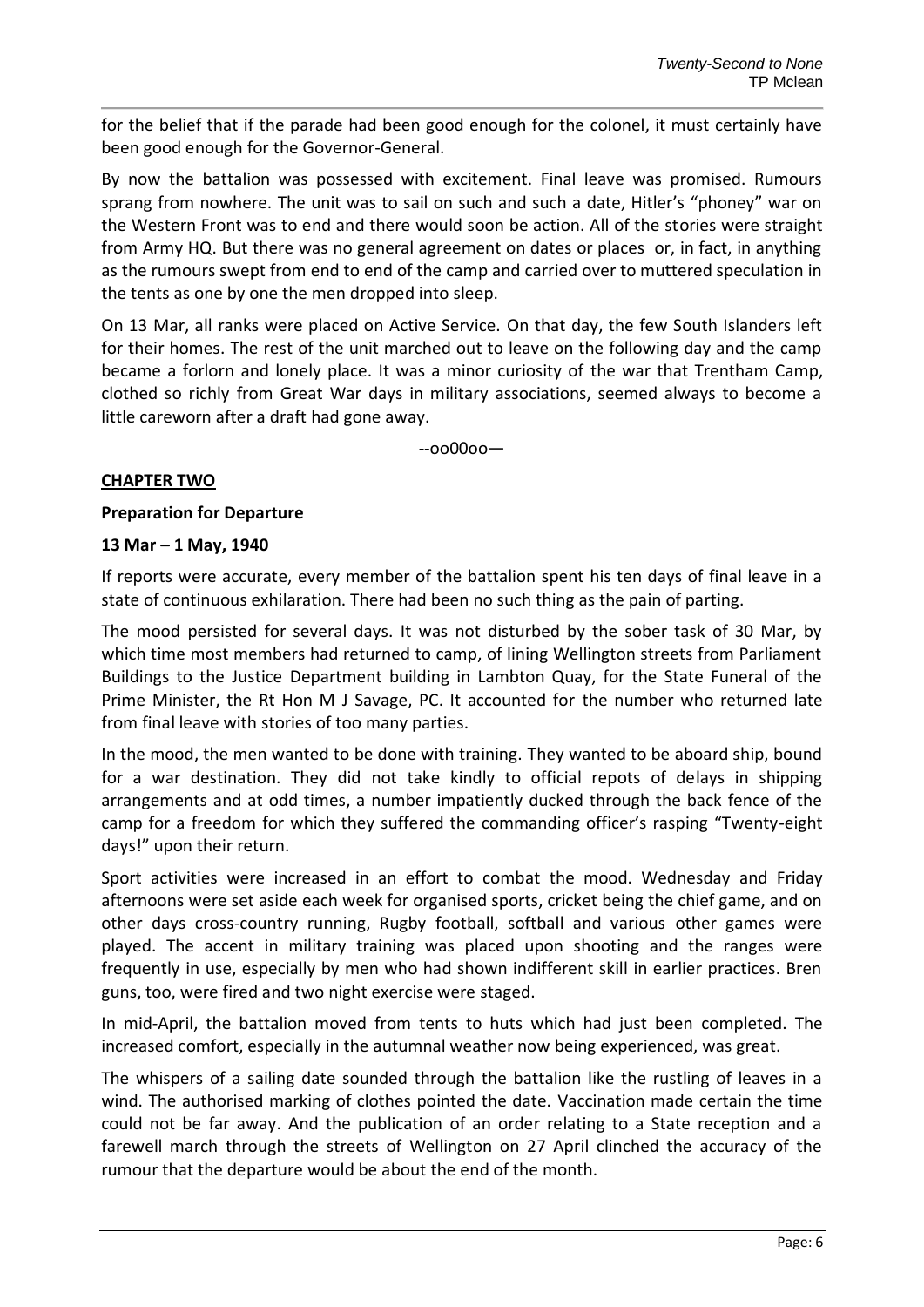for the belief that if the parade had been good enough for the colonel, it must certainly have been good enough for the Governor-General.

By now the battalion was possessed with excitement. Final leave was promised. Rumours sprang from nowhere. The unit was to sail on such and such a date, Hitler's "phoney" war on the Western Front was to end and there would soon be action. All of the stories were straight from Army HQ. But there was no general agreement on dates or places or, in fact, in anything as the rumours swept from end to end of the camp and carried over to muttered speculation in the tents as one by one the men dropped into sleep.

On 13 Mar, all ranks were placed on Active Service. On that day, the few South Islanders left for their homes. The rest of the unit marched out to leave on the following day and the camp became a forlorn and lonely place. It was a minor curiosity of the war that Trentham Camp, clothed so richly from Great War days in military associations, seemed always to become a little careworn after a draft had gone away.

--oo00oo—

## CHAPTER TWO

### Preparation for Departure

### 13 Mar – 1 May, 1940

If reports were accurate, every member of the battalion spent his ten days of final leave in a state of continuous exhilaration. There had been no such thing as the pain of parting.

The mood persisted for several days. It was not disturbed by the sober task of 30 Mar, by which time most members had returned to camp, of lining Wellington streets from Parliament Buildings to the Justice Department building in Lambton Quay, for the State Funeral of the Prime Minister, the Rt Hon M J Savage, PC. It accounted for the number who returned late from final leave with stories of too many parties.

In the mood, the men wanted to be done with training. They wanted to be aboard ship, bound for a war destination. They did not take kindly to official repots of delays in shipping arrangements and at odd times, a number impatiently ducked through the back fence of the camp for a freedom for which they suffered the commanding officer's rasping "Twenty-eight days!" upon their return.

Sport activities were increased in an effort to combat the mood. Wednesday and Friday afternoons were set aside each week for organised sports, cricket being the chief game, and on other days cross-country running, Rugby football, softball and various other games were played. The accent in military training was placed upon shooting and the ranges were frequently in use, especially by men who had shown indifferent skill in earlier practices. Bren guns, too, were fired and two night exercise were staged.

In mid-April, the battalion moved from tents to huts which had just been completed. The increased comfort, especially in the autumnal weather now being experienced, was great.

The whispers of a sailing date sounded through the battalion like the rustling of leaves in a wind. The authorised marking of clothes pointed the date. Vaccination made certain the time could not be far away. And the publication of an order relating to a State reception and a farewell march through the streets of Wellington on 27 April clinched the accuracy of the rumour that the departure would be about the end of the month.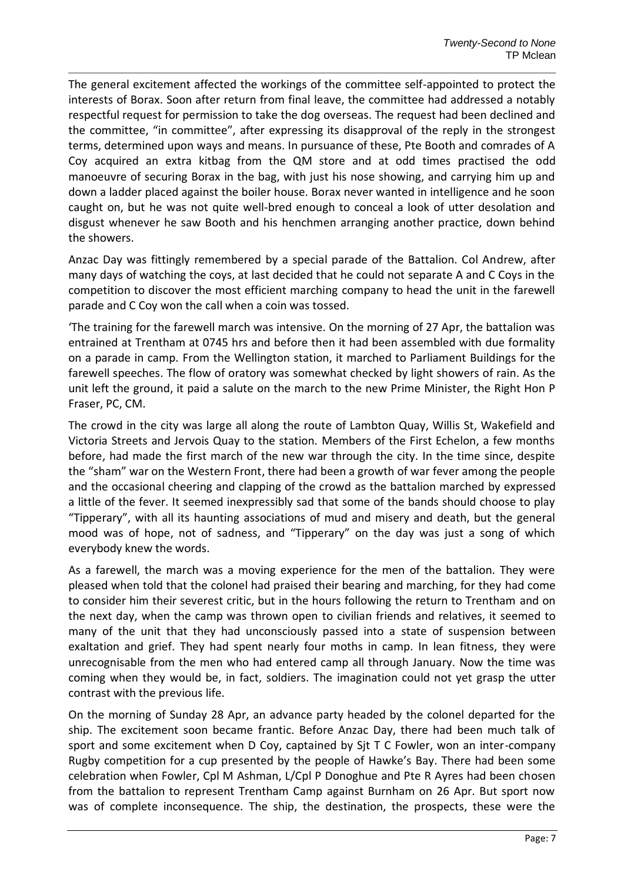The general excitement affected the workings of the committee self-appointed to protect the interests of Borax. Soon after return from final leave, the committee had addressed a notably respectful request for permission to take the dog overseas. The request had been declined and the committee, "in committee", after expressing its disapproval of the reply in the strongest terms, determined upon ways and means. In pursuance of these, Pte Booth and comrades of A Coy acquired an extra kitbag from the QM store and at odd times practised the odd manoeuvre of securing Borax in the bag, with just his nose showing, and carrying him up and down a ladder placed against the boiler house. Borax never wanted in intelligence and he soon caught on, but he was not quite well-bred enough to conceal a look of utter desolation and disgust whenever he saw Booth and his henchmen arranging another practice, down behind the showers.

Anzac Day was fittingly remembered by a special parade of the Battalion. Col Andrew, after many days of watching the coys, at last decided that he could not separate A and C Coys in the competition to discover the most efficient marching company to head the unit in the farewell parade and C Coy won the call when a coin was tossed.

'The training for the farewell march was intensive. On the morning of 27 Apr, the battalion was entrained at Trentham at 0745 hrs and before then it had been assembled with due formality on a parade in camp. From the Wellington station, it marched to Parliament Buildings for the farewell speeches. The flow of oratory was somewhat checked by light showers of rain. As the unit left the ground, it paid a salute on the march to the new Prime Minister, the Right Hon P Fraser, PC, CM.

The crowd in the city was large all along the route of Lambton Quay, Willis St, Wakefield and Victoria Streets and Jervois Quay to the station. Members of the First Echelon, a few months before, had made the first march of the new war through the city. In the time since, despite the "sham" war on the Western Front, there had been a growth of war fever among the people and the occasional cheering and clapping of the crowd as the battalion marched by expressed a little of the fever. It seemed inexpressibly sad that some of the bands should choose to play "Tipperary", with all its haunting associations of mud and misery and death, but the general mood was of hope, not of sadness, and "Tipperary" on the day was just a song of which everybody knew the words.

As a farewell, the march was a moving experience for the men of the battalion. They were pleased when told that the colonel had praised their bearing and marching, for they had come to consider him their severest critic, but in the hours following the return to Trentham and on the next day, when the camp was thrown open to civilian friends and relatives, it seemed to many of the unit that they had unconsciously passed into a state of suspension between exaltation and grief. They had spent nearly four moths in camp. In lean fitness, they were unrecognisable from the men who had entered camp all through January. Now the time was coming when they would be, in fact, soldiers. The imagination could not yet grasp the utter contrast with the previous life.

On the morning of Sunday 28 Apr, an advance party headed by the colonel departed for the ship. The excitement soon became frantic. Before Anzac Day, there had been much talk of sport and some excitement when D Coy, captained by Sjt T C Fowler, won an inter-company Rugby competition for a cup presented by the people of Hawke's Bay. There had been some celebration when Fowler, Cpl M Ashman, L/Cpl P Donoghue and Pte R Ayres had been chosen from the battalion to represent Trentham Camp against Burnham on 26 Apr. But sport now was of complete inconsequence. The ship, the destination, the prospects, these were the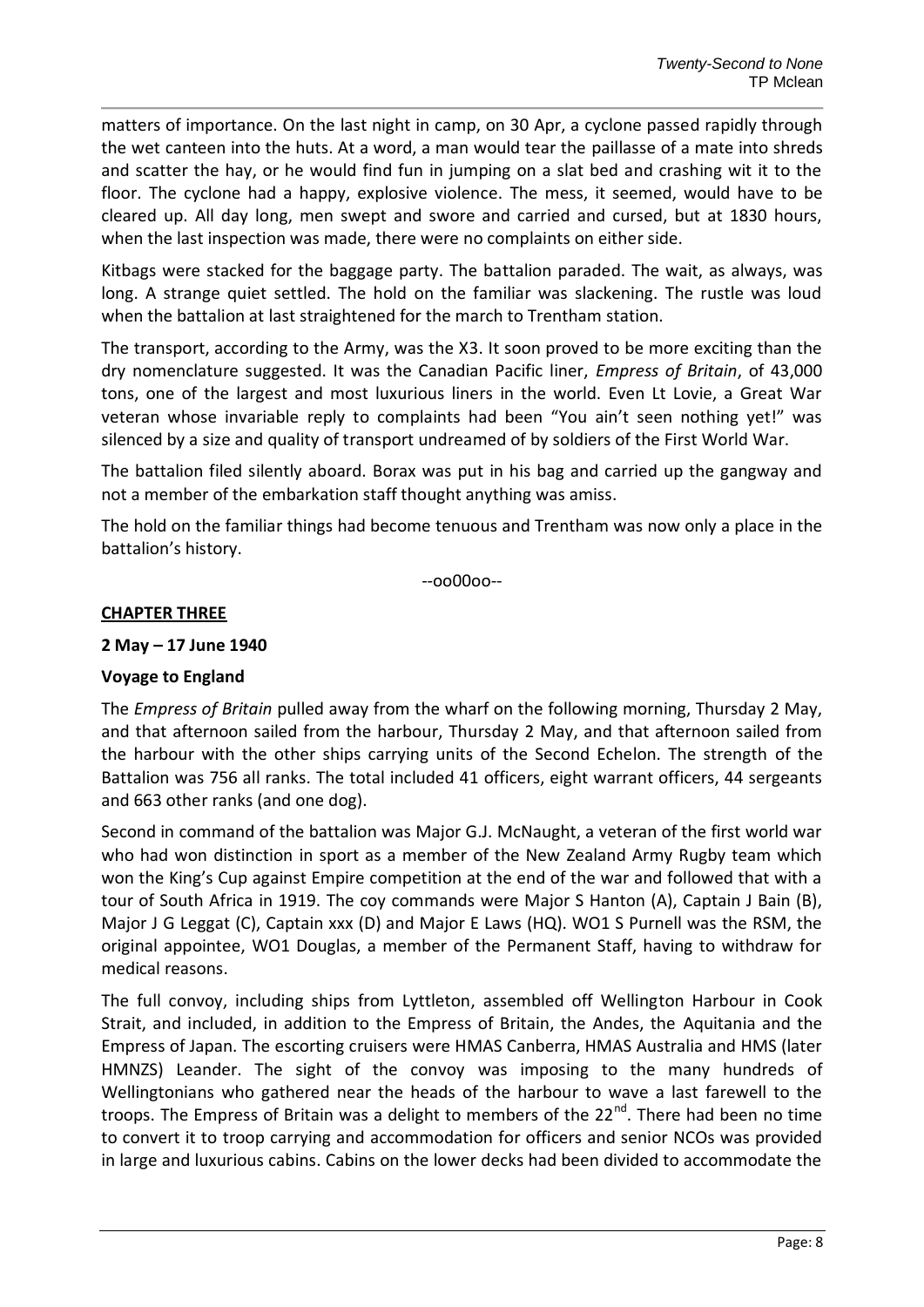matters of importance. On the last night in camp, on 30 Apr, a cyclone passed rapidly through the wet canteen into the huts. At a word, a man would tear the paillasse of a mate into shreds and scatter the hay, or he would find fun in jumping on a slat bed and crashing wit it to the floor. The cyclone had a happy, explosive violence. The mess, it seemed, would have to be cleared up. All day long, men swept and swore and carried and cursed, but at 1830 hours, when the last inspection was made, there were no complaints on either side.

Kitbags were stacked for the baggage party. The battalion paraded. The wait, as always, was long. A strange quiet settled. The hold on the familiar was slackening. The rustle was loud when the battalion at last straightened for the march to Trentham station.

The transport, according to the Army, was the X3. It soon proved to be more exciting than the dry nomenclature suggested. It was the Canadian Pacific liner, *Empress of Britain*, of 43,000 tons, one of the largest and most luxurious liners in the world. Even Lt Lovie, a Great War veteran whose invariable reply to complaints had been "You ain't seen nothing yet!" was silenced by a size and quality of transport undreamed of by soldiers of the First World War.

The battalion filed silently aboard. Borax was put in his bag and carried up the gangway and not a member of the embarkation staff thought anything was amiss.

The hold on the familiar things had become tenuous and Trentham was now only a place in the battalion's history.

--oo00oo--

## CHAPTER THREE

### 2 May – 17 June 1940

### Voyage to England

The *Empress of Britain* pulled away from the wharf on the following morning, Thursday 2 May, and that afternoon sailed from the harbour, Thursday 2 May, and that afternoon sailed from the harbour with the other ships carrying units of the Second Echelon. The strength of the Battalion was 756 all ranks. The total included 41 officers, eight warrant officers, 44 sergeants and 663 other ranks (and one dog).

Second in command of the battalion was Major G.J. McNaught, a veteran of the first world war who had won distinction in sport as a member of the New Zealand Army Rugby team which won the King's Cup against Empire competition at the end of the war and followed that with a tour of South Africa in 1919. The coy commands were Major S Hanton (A), Captain J Bain (B), Major J G Leggat (C), Captain xxx (D) and Major E Laws (HQ). WO1 S Purnell was the RSM, the original appointee, WO1 Douglas, a member of the Permanent Staff, having to withdraw for medical reasons.

The full convoy, including ships from Lyttleton, assembled off Wellington Harbour in Cook Strait, and included, in addition to the Empress of Britain, the Andes, the Aquitania and the Empress of Japan. The escorting cruisers were HMAS Canberra, HMAS Australia and HMS (later HMNZS) Leander. The sight of the convoy was imposing to the many hundreds of Wellingtonians who gathered near the heads of the harbour to wave a last farewell to the troops. The Empress of Britain was a delight to members of the 22nd. There had been no time to convert it to troop carrying and accommodation for officers and senior NCOs was provided in large and luxurious cabins. Cabins on the lower decks had been divided to accommodate the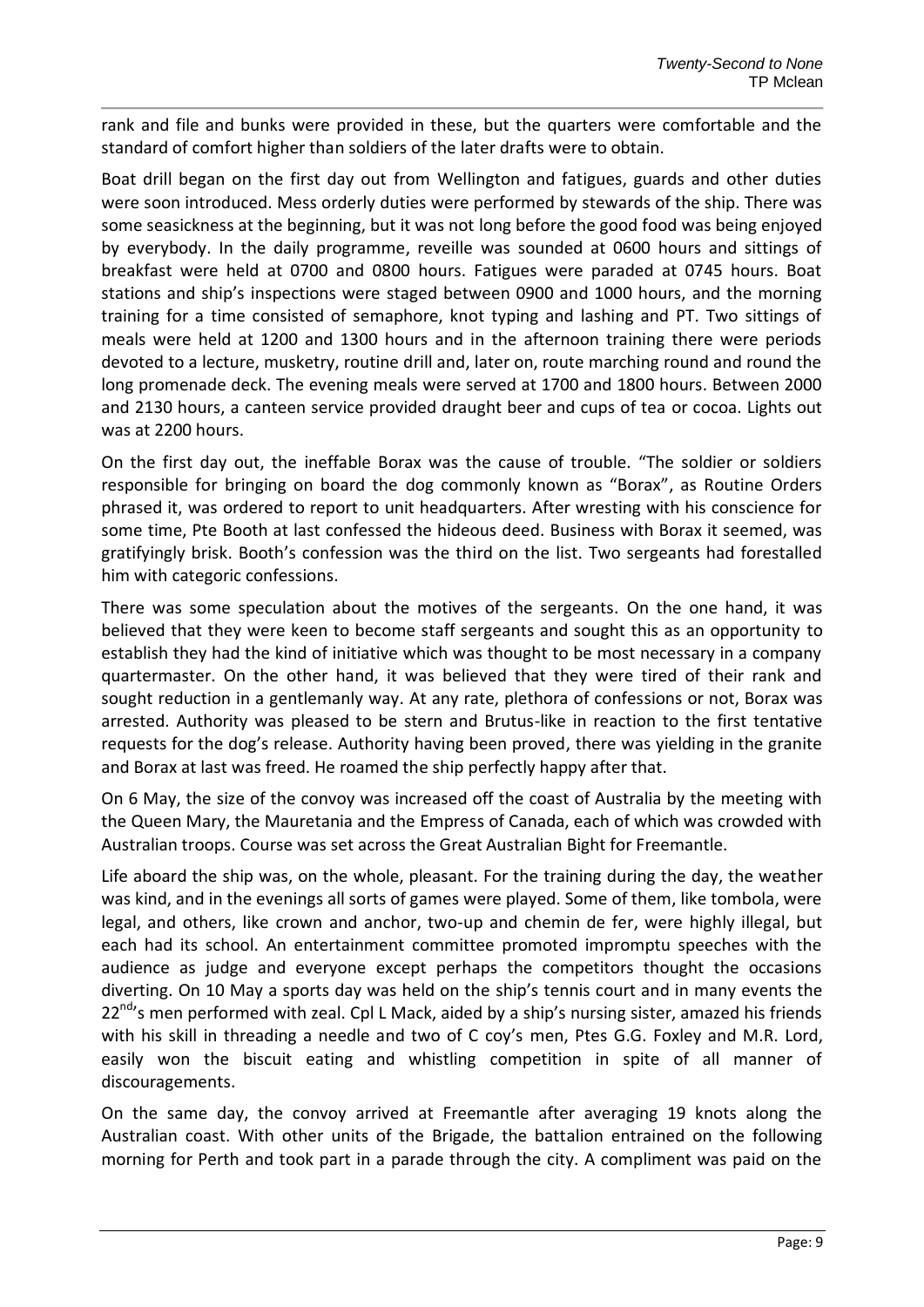rank and file and bunks were provided in these, but the quarters were comfortable and the standard of comfort higher than soldiers of the later drafts were to obtain.

Boat drill began on the first day out from Wellington and fatigues, guards and other duties were soon introduced. Mess orderly duties were performed by stewards of the ship. There was some seasickness at the beginning, but it was not long before the good food was being enjoyed by everybody. In the daily programme, reveille was sounded at 0600 hours and sittings of breakfast were held at 0700 and 0800 hours. Fatigues were paraded at 0745 hours. Boat stations and ship's inspections were staged between 0900 and 1000 hours, and the morning training for a time consisted of semaphore, knot typing and lashing and PT. Two sittings of meals were held at 1200 and 1300 hours and in the afternoon training there were periods devoted to a lecture, musketry, routine drill and, later on, route marching round and round the long promenade deck. The evening meals were served at 1700 and 1800 hours. Between 2000 and 2130 hours, a canteen service provided draught beer and cups of tea or cocoa. Lights out was at 2200 hours.

On the first day out, the ineffable Borax was the cause of trouble. "The soldier or soldiers responsible for bringing on board the dog commonly known as "Borax", as Routine Orders phrased it, was ordered to report to unit headquarters. After wresting with his conscience for some time, Pte Booth at last confessed the hideous deed. Business with Borax it seemed, was gratifyingly brisk. Booth's confession was the third on the list. Two sergeants had forestalled him with categoric confessions.

There was some speculation about the motives of the sergeants. On the one hand, it was believed that they were keen to become staff sergeants and sought this as an opportunity to establish they had the kind of initiative which was thought to be most necessary in a company quartermaster. On the other hand, it was believed that they were tired of their rank and sought reduction in a gentlemanly way. At any rate, plethora of confessions or not, Borax was arrested. Authority was pleased to be stern and Brutus-like in reaction to the first tentative requests for the dog's release. Authority having been proved, there was yielding in the granite and Borax at last was freed. He roamed the ship perfectly happy after that.

On 6 May, the size of the convoy was increased off the coast of Australia by the meeting with the Queen Mary, the Mauretania and the Empress of Canada, each of which was crowded with Australian troops. Course was set across the Great Australian Bight for Freemantle.

Life aboard the ship was, on the whole, pleasant. For the training during the day, the weather was kind, and in the evenings all sorts of games were played. Some of them, like tombola, were legal, and others, like crown and anchor, two-up and chemin de fer, were highly illegal, but each had its school. An entertainment committee promoted impromptu speeches with the audience as judge and everyone except perhaps the competitors thought the occasions diverting. On 10 May a sports day was held on the ship's tennis court and in many events the 22nd's men performed with zeal. Cpl L Mack, aided by a ship's nursing sister, amazed his friends with his skill in threading a needle and two of C coy's men, Ptes G.G. Foxley and M.R. Lord, easily won the biscuit eating and whistling competition in spite of all manner of discouragements.

On the same day, the convoy arrived at Freemantle after averaging 19 knots along the Australian coast. With other units of the Brigade, the battalion entrained on the following morning for Perth and took part in a parade through the city. A compliment was paid on the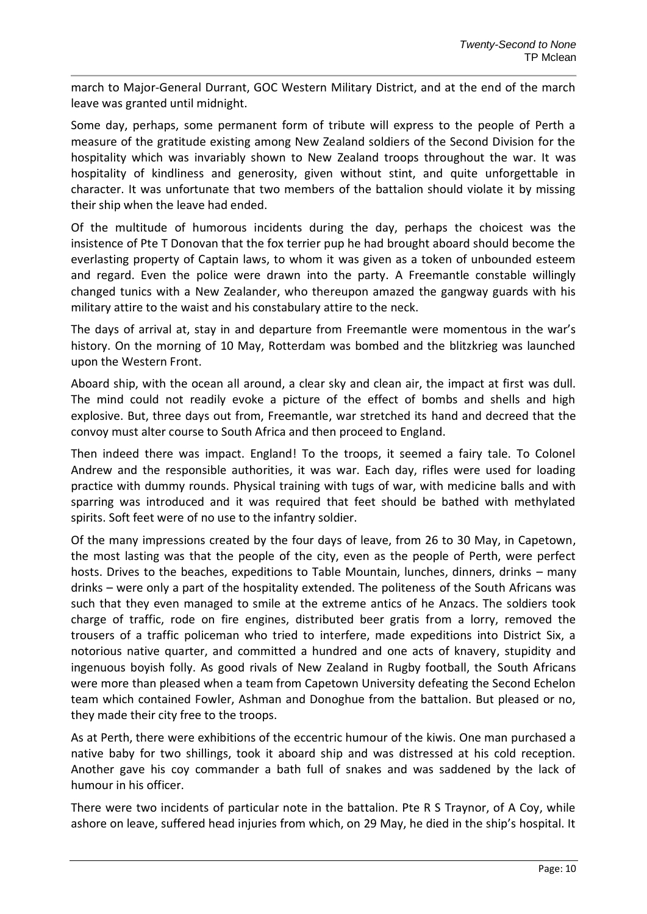march to Major-General Durrant, GOC Western Military District, and at the end of the march leave was granted until midnight.

Some day, perhaps, some permanent form of tribute will express to the people of Perth a measure of the gratitude existing among New Zealand soldiers of the Second Division for the hospitality which was invariably shown to New Zealand troops throughout the war. It was hospitality of kindliness and generosity, given without stint, and quite unforgettable in character. It was unfortunate that two members of the battalion should violate it by missing their ship when the leave had ended.

Of the multitude of humorous incidents during the day, perhaps the choicest was the insistence of Pte T Donovan that the fox terrier pup he had brought aboard should become the everlasting property of Captain laws, to whom it was given as a token of unbounded esteem and regard. Even the police were drawn into the party. A Freemantle constable willingly changed tunics with a New Zealander, who thereupon amazed the gangway guards with his military attire to the waist and his constabulary attire to the neck.

The days of arrival at, stay in and departure from Freemantle were momentous in the war's history. On the morning of 10 May, Rotterdam was bombed and the blitzkrieg was launched upon the Western Front.

Aboard ship, with the ocean all around, a clear sky and clean air, the impact at first was dull. The mind could not readily evoke a picture of the effect of bombs and shells and high explosive. But, three days out from, Freemantle, war stretched its hand and decreed that the convoy must alter course to South Africa and then proceed to England.

Then indeed there was impact. England! To the troops, it seemed a fairy tale. To Colonel Andrew and the responsible authorities, it was war. Each day, rifles were used for loading practice with dummy rounds. Physical training with tugs of war, with medicine balls and with sparring was introduced and it was required that feet should be bathed with methylated spirits. Soft feet were of no use to the infantry soldier.

Of the many impressions created by the four days of leave, from 26 to 30 May, in Capetown, the most lasting was that the people of the city, even as the people of Perth, were perfect hosts. Drives to the beaches, expeditions to Table Mountain, lunches, dinners, drinks – many drinks – were only a part of the hospitality extended. The politeness of the South Africans was such that they even managed to smile at the extreme antics of he Anzacs. The soldiers took charge of traffic, rode on fire engines, distributed beer gratis from a lorry, removed the trousers of a traffic policeman who tried to interfere, made expeditions into District Six, a notorious native quarter, and committed a hundred and one acts of knavery, stupidity and ingenuous boyish folly. As good rivals of New Zealand in Rugby football, the South Africans were more than pleased when a team from Capetown University defeating the Second Echelon team which contained Fowler, Ashman and Donoghue from the battalion. But pleased or no, they made their city free to the troops.

As at Perth, there were exhibitions of the eccentric humour of the kiwis. One man purchased a native baby for two shillings, took it aboard ship and was distressed at his cold reception. Another gave his coy commander a bath full of snakes and was saddened by the lack of humour in his officer.

There were two incidents of particular note in the battalion. Pte R S Traynor, of A Coy, while ashore on leave, suffered head injuries from which, on 29 May, he died in the ship's hospital. It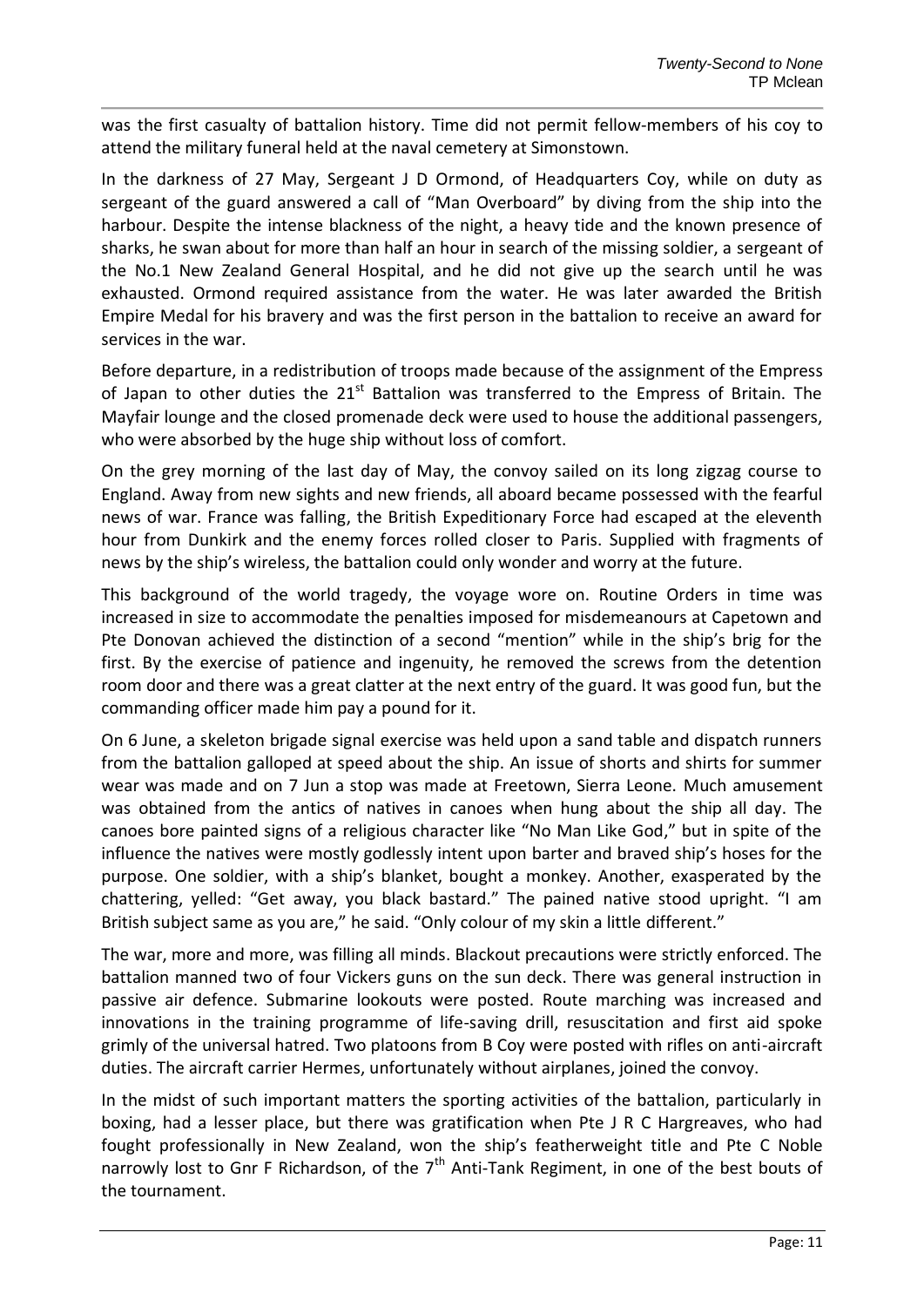was the first casualty of battalion history. Time did not permit fellow-members of his coy to attend the military funeral held at the naval cemetery at Simonstown.

In the darkness of 27 May, Sergeant J D Ormond, of Headquarters Coy, while on duty as sergeant of the guard answered a call of "Man Overboard" by diving from the ship into the harbour. Despite the intense blackness of the night, a heavy tide and the known presence of sharks, he swan about for more than half an hour in search of the missing soldier, a sergeant of the No.1 New Zealand General Hospital, and he did not give up the search until he was exhausted. Ormond required assistance from the water. He was later awarded the British Empire Medal for his bravery and was the first person in the battalion to receive an award for services in the war.

Before departure, in a redistribution of troops made because of the assignment of the Empress of Japan to other duties the 21st Battalion was transferred to the Empress of Britain. The Mayfair lounge and the closed promenade deck were used to house the additional passengers, who were absorbed by the huge ship without loss of comfort.

On the grey morning of the last day of May, the convoy sailed on its long zigzag course to England. Away from new sights and new friends, all aboard became possessed with the fearful news of war. France was falling, the British Expeditionary Force had escaped at the eleventh hour from Dunkirk and the enemy forces rolled closer to Paris. Supplied with fragments of news by the ship's wireless, the battalion could only wonder and worry at the future.

This background of the world tragedy, the voyage wore on. Routine Orders in time was increased in size to accommodate the penalties imposed for misdemeanours at Capetown and Pte Donovan achieved the distinction of a second "mention" while in the ship's brig for the first. By the exercise of patience and ingenuity, he removed the screws from the detention room door and there was a great clatter at the next entry of the guard. It was good fun, but the commanding officer made him pay a pound for it.

On 6 June, a skeleton brigade signal exercise was held upon a sand table and dispatch runners from the battalion galloped at speed about the ship. An issue of shorts and shirts for summer wear was made and on 7 Jun a stop was made at Freetown, Sierra Leone. Much amusement was obtained from the antics of natives in canoes when hung about the ship all day. The canoes bore painted signs of a religious character like "No Man Like God," but in spite of the influence the natives were mostly godlessly intent upon barter and braved ship's hoses for the purpose. One soldier, with a ship's blanket, bought a monkey. Another, exasperated by the chattering, yelled: "Get away, you black bastard." The pained native stood upright. "I am British subject same as you are," he said. "Only colour of my skin a little different."

The war, more and more, was filling all minds. Blackout precautions were strictly enforced. The battalion manned two of four Vickers guns on the sun deck. There was general instruction in passive air defence. Submarine lookouts were posted. Route marching was increased and innovations in the training programme of life-saving drill, resuscitation and first aid spoke grimly of the universal hatred. Two platoons from B Coy were posted with rifles on anti-aircraft duties. The aircraft carrier Hermes, unfortunately without airplanes, joined the convoy.

In the midst of such important matters the sporting activities of the battalion, particularly in boxing, had a lesser place, but there was gratification when Pte J R C Hargreaves, who had fought professionally in New Zealand, won the ship's featherweight title and Pte C Noble narrowly lost to Gnr F Richardson, of the 7th Anti-Tank Regiment, in one of the best bouts of the tournament.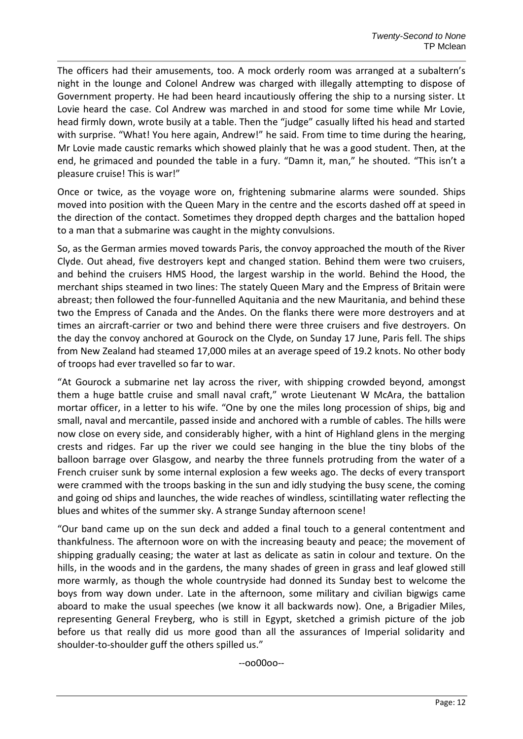The officers had their amusements, too. A mock orderly room was arranged at a subaltern's night in the lounge and Colonel Andrew was charged with illegally attempting to dispose of Government property. He had been heard incautiously offering the ship to a nursing sister. Lt Lovie heard the case. Col Andrew was marched in and stood for some time while Mr Lovie, head firmly down, wrote busily at a table. Then the "judge" casually lifted his head and started with surprise. "What! You here again, Andrew!" he said. From time to time during the hearing, Mr Lovie made caustic remarks which showed plainly that he was a good student. Then, at the end, he grimaced and pounded the table in a fury. "Damn it, man," he shouted. "This isn't a pleasure cruise! This is war!"

Once or twice, as the voyage wore on, frightening submarine alarms were sounded. Ships moved into position with the Queen Mary in the centre and the escorts dashed off at speed in the direction of the contact. Sometimes they dropped depth charges and the battalion hoped to a man that a submarine was caught in the mighty convulsions.

So, as the German armies moved towards Paris, the convoy approached the mouth of the River Clyde. Out ahead, five destroyers kept and changed station. Behind them were two cruisers, and behind the cruisers HMS Hood, the largest warship in the world. Behind the Hood, the merchant ships steamed in two lines: The stately Queen Mary and the Empress of Britain were abreast; then followed the four-funnelled Aquitania and the new Mauritania, and behind these two the Empress of Canada and the Andes. On the flanks there were more destroyers and at times an aircraft-carrier or two and behind there were three cruisers and five destroyers. On the day the convoy anchored at Gourock on the Clyde, on Sunday 17 June, Paris fell. The ships from New Zealand had steamed 17,000 miles at an average speed of 19.2 knots. No other body of troops had ever travelled so far to war.

"At Gourock a submarine net lay across the river, with shipping crowded beyond, amongst them a huge battle cruise and small naval craft," wrote Lieutenant W McAra, the battalion mortar officer, in a letter to his wife. "One by one the miles long procession of ships, big and small, naval and mercantile, passed inside and anchored with a rumble of cables. The hills were now close on every side, and considerably higher, with a hint of Highland glens in the merging crests and ridges. Far up the river we could see hanging in the blue the tiny blobs of the balloon barrage over Glasgow, and nearby the three funnels protruding from the water of a French cruiser sunk by some internal explosion a few weeks ago. The decks of every transport were crammed with the troops basking in the sun and idly studying the busy scene, the coming and going od ships and launches, the wide reaches of windless, scintillating water reflecting the blues and whites of the summer sky. A strange Sunday afternoon scene!

"Our band came up on the sun deck and added a final touch to a general contentment and thankfulness. The afternoon wore on with the increasing beauty and peace; the movement of shipping gradually ceasing; the water at last as delicate as satin in colour and texture. On the hills, in the woods and in the gardens, the many shades of green in grass and leaf glowed still more warmly, as though the whole countryside had donned its Sunday best to welcome the boys from way down under. Late in the afternoon, some military and civilian bigwigs came aboard to make the usual speeches (we know it all backwards now). One, a Brigadier Miles, representing General Freyberg, who is still in Egypt, sketched a grimish picture of the job before us that really did us more good than all the assurances of Imperial solidarity and shoulder-to-shoulder guff the others spilled us."

--oo00oo--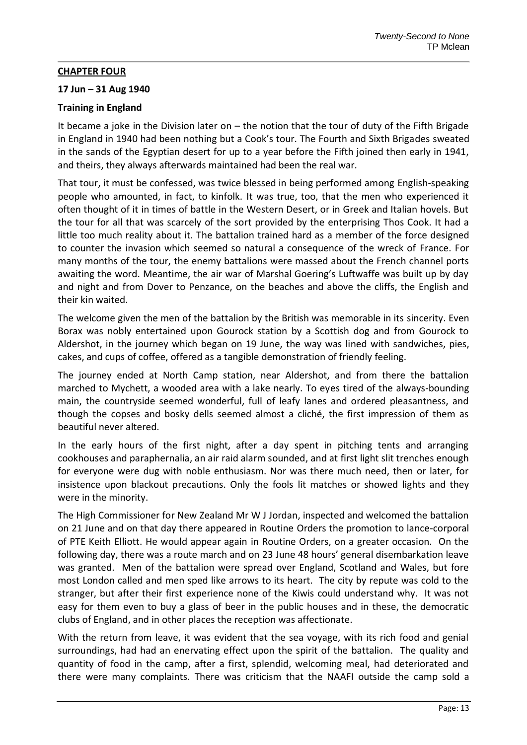## CHAPTER FOUR

**17 Jun – 31 Aug 1940**

**Training in England**

It became a joke in the Division later on – the notion that the tour of duty of the Fifth Brigade in England in 1940 had been nothing but a Cook's tour. The Fourth and Sixth Brigades sweated in the sands of the Egyptian desert for up to a year before the Fifth joined then early in 1941, and theirs, they always afterwards maintained had been the real war.

That tour, it must be confessed, was twice blessed in being performed among English-speaking people who amounted, in fact, to kinfolk. It was true, too, that the men who experienced it often thought of it in times of battle in the Western Desert, or in Greek and Italian hovels. But the tour for all that was scarcely of the sort provided by the enterprising Thos Cook. It had a little too much reality about it. The battalion trained hard as a member of the force designed to counter the invasion which seemed so natural a consequence of the wreck of France. For many months of the tour, the enemy battalions were massed about the French channel ports awaiting the word. Meantime, the air war of Marshal Goering's Luftwaffe was built up by day and night and from Dover to Penzance, on the beaches and above the cliffs, the English and their kin waited.

The welcome given the men of the battalion by the British was memorable in its sincerity. Even Borax was nobly entertained upon Gourock station by a Scottish dog and from Gourock to Aldershot, in the journey which began on 19 June, the way was lined with sandwiches, pies, cakes, and cups of coffee, offered as a tangible demonstration of friendly feeling.

The journey ended at North Camp station, near Aldershot, and from there the battalion marched to Mychett, a wooded area with a lake nearly. To eyes tired of the always-bounding main, the countryside seemed wonderful, full of leafy lanes and ordered pleasantness, and though the copses and bosky dells seemed almost a cliché, the first impression of them as beautiful never altered.

In the early hours of the first night, after a day spent in pitching tents and arranging cookhouses and paraphernalia, an air raid alarm sounded, and at first light slit trenches enough for everyone were dug with noble enthusiasm. Nor was there much need, then or later, for insistence upon blackout precautions. Only the fools lit matches or showed lights and they were in the minority.

The High Commissioner for New Zealand Mr W J Jordan, inspected and welcomed the battalion on 21 June and on that day there appeared in Routine Orders the promotion to lance-corporal of PTE Keith Elliott. He would appear again in Routine Orders, on a greater occasion. On the following day, there was a route march and on 23 June 48 hours' general disembarkation leave was granted. Men of the battalion were spread over England, Scotland and Wales, but fore most London called and men sped like arrows to its heart. The city by repute was cold to the stranger, but after their first experience none of the Kiwis could understand why. It was not easy for them even to buy a glass of beer in the public houses and in these, the democratic clubs of England, and in other places the reception was affectionate.

With the return from leave, it was evident that the sea voyage, with its rich food and genial surroundings, had had an enervating effect upon the spirit of the battalion. The quality and quantity of food in the camp, after a first, splendid, welcoming meal, had deteriorated and there were many complaints. There was criticism that the NAAFI outside the camp sold a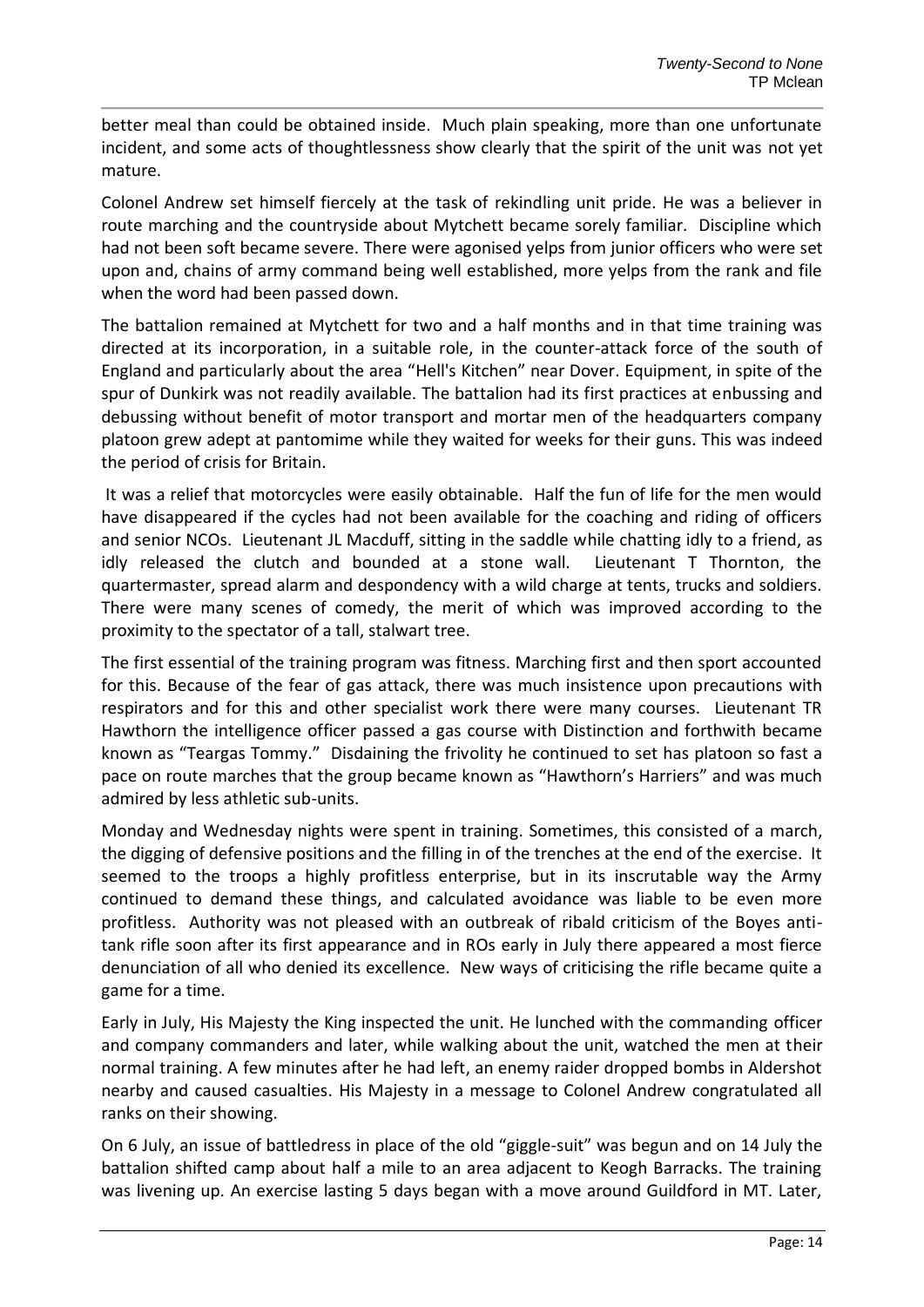better meal than could be obtained inside. Much plain speaking, more than one unfortunate incident, and some acts of thoughtlessness show clearly that the spirit of the unit was not yet mature.

Colonel Andrew set himself fiercely at the task of rekindling unit pride. He was a believer in route marching and the countryside about Mytchett became sorely familiar. Discipline which had not been soft became severe. There were agonised yelps from junior officers who were set upon and, chains of army command being well established, more yelps from the rank and file when the word had been passed down.

The battalion remained at Mytchett for two and a half months and in that time training was directed at its incorporation, in a suitable role, in the counter-attack force of the south of England and particularly about the area "Hell's Kitchen" near Dover. Equipment, in spite of the spur of Dunkirk was not readily available. The battalion had its first practices at enbussing and debussing without benefit of motor transport and mortar men of the headquarters company platoon grew adept at pantomime while they waited for weeks for their guns. This was indeed the period of crisis for Britain.

It was a relief that motorcycles were easily obtainable. Half the fun of life for the men would have disappeared if the cycles had not been available for the coaching and riding of officers and senior NCOs. Lieutenant JL Macduff, sitting in the saddle while chatting idly to a friend, as idly released the clutch and bounded at a stone wall. Lieutenant T Thornton, the quartermaster, spread alarm and despondency with a wild charge at tents, trucks and soldiers. There were many scenes of comedy, the merit of which was improved according to the proximity to the spectator of a tall, stalwart tree.

The first essential of the training program was fitness. Marching first and then sport accounted for this. Because of the fear of gas attack, there was much insistence upon precautions with respirators and for this and other specialist work there were many courses. Lieutenant TR Hawthorn the intelligence officer passed a gas course with Distinction and forthwith became known as "Teargas Tommy." Disdaining the frivolity he continued to set has platoon so fast a pace on route marches that the group became known as "Hawthorn's Harriers" and was much admired by less athletic sub-units.

Monday and Wednesday nights were spent in training. Sometimes, this consisted of a march, the digging of defensive positions and the filling in of the trenches at the end of the exercise. It seemed to the troops a highly profitless enterprise, but in its inscrutable way the Army continued to demand these things, and calculated avoidance was liable to be even more profitless. Authority was not pleased with an outbreak of ribald criticism of the Boyes anti-tank rifle soon after its first appearance and in ROs early in July there appeared a most fierce denunciation of all who denied its excellence. New ways of criticising the rifle became quite a game for a time.

Early in July, His Majesty the King inspected the unit. He lunched with the commanding officer and company commanders and later, while walking about the unit, watched the men at their normal training. A few minutes after he had left, an enemy raider dropped bombs in Aldershot nearby and caused casualties. His Majesty in a message to Colonel Andrew congratulated all ranks on their showing.

On 6 July, an issue of battledress in place of the old "giggle-suit" was begun and on 14 July the battalion shifted camp about half a mile to an area adjacent to Keogh Barracks. The training was livening up. An exercise lasting 5 days began with a move around Guildford in MT. Later,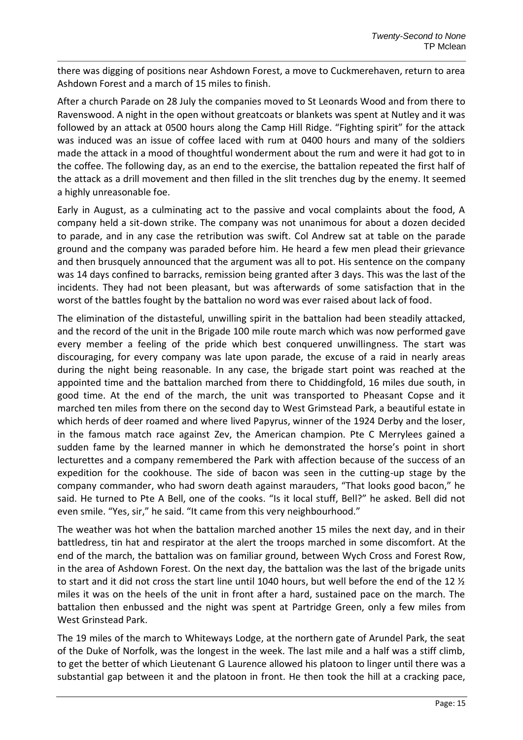there was digging of positions near Ashdown Forest, a move to Cuckmerehaven, return to area Ashdown Forest and a march of 15 miles to finish.

After a church Parade on 28 July the companies moved to St Leonards Wood and from there to Ravenswood. A night in the open without greatcoats or blankets was spent at Nutley and it was followed by an attack at 0500 hours along the Camp Hill Ridge. "Fighting spirit" for the attack was induced was an issue of coffee laced with rum at 0400 hours and many of the soldiers made the attack in a mood of thoughtful wonderment about the rum and were it had got to in the coffee. The following day, as an end to the exercise, the battalion repeated the first half of the attack as a drill movement and then filled in the slit trenches dug by the enemy. It seemed a highly unreasonable foe.

Early in August, as a culminating act to the passive and vocal complaints about the food, A company held a sit-down strike. The company was not unanimous for about a dozen decided to parade, and in any case the retribution was swift. Col Andrew sat at table on the parade ground and the company was paraded before him. He heard a few men plead their grievance and then brusquely announced that the argument was all to pot. His sentence on the company was 14 days confined to barracks, remission being granted after 3 days. This was the last of the incidents. They had not been pleasant, but was afterwards of some satisfaction that in the worst of the battles fought by the battalion no word was ever raised about lack of food.

The elimination of the distasteful, unwilling spirit in the battalion had been steadily attacked, and the record of the unit in the Brigade 100 mile route march which was now performed gave every member a feeling of the pride which best conquered unwillingness. The start was discouraging, for every company was late upon parade, the excuse of a raid in nearly areas during the night being reasonable. In any case, the brigade start point was reached at the appointed time and the battalion marched from there to Chiddingfold, 16 miles due south, in good time. At the end of the march, the unit was transported to Pheasant Copse and it marched ten miles from there on the second day to West Grimstead Park, a beautiful estate in which herds of deer roamed and where lived Papyrus, winner of the 1924 Derby and the loser, in the famous match race against Zev, the American champion. Pte C Merrylees gained a sudden fame by the learned manner in which he demonstrated the horse's point in short lecturettes and a company remembered the Park with affection because of the success of an expedition for the cookhouse. The side of bacon was seen in the cutting-up stage by the company commander, who had sworn death against marauders, "That looks good bacon," he said. He turned to Pte A Bell, one of the cooks. "Is it local stuff, Bell?" he asked. Bell did not even smile. "Yes, sir," he said. "It came from this very neighbourhood."

The weather was hot when the battalion marched another 15 miles the next day, and in their battledress, tin hat and respirator at the alert the troops marched in some discomfort. At the end of the march, the battalion was on familiar ground, between Wych Cross and Forest Row, in the area of Ashdown Forest. On the next day, the battalion was the last of the brigade units to start and it did not cross the start line until 1040 hours, but well before the end of the 12 ½ miles it was on the heels of the unit in front after a hard, sustained pace on the march. The battalion then enbussed and the night was spent at Partridge Green, only a few miles from West Grinstead Park.

The 19 miles of the march to Whiteways Lodge, at the northern gate of Arundel Park, the seat of the Duke of Norfolk, was the longest in the week. The last mile and a half was a stiff climb, to get the better of which Lieutenant G Laurence allowed his platoon to linger until there was a substantial gap between it and the platoon in front. He then took the hill at a cracking pace,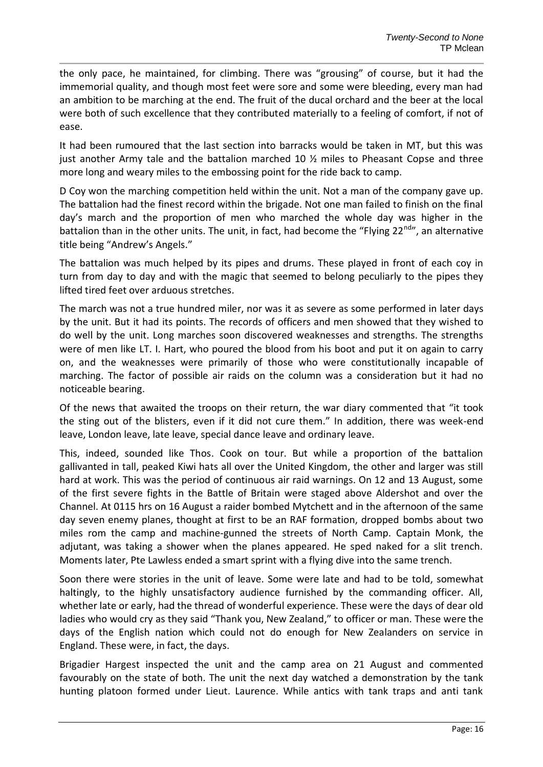the only pace, he maintained, for climbing. There was "grousing" of course, but it had the immemorial quality, and though most feet were sore and some were bleeding, every man had an ambition to be marching at the end. The fruit of the ducal orchard and the beer at the local were both of such excellence that they contributed materially to a feeling of comfort, if not of ease.

It had been rumoured that the last section into barracks would be taken in MT, but this was just another Army tale and the battalion marched 10 ½ miles to Pheasant Copse and three more long and weary miles to the embossing point for the ride back to camp.

D Coy won the marching competition held within the unit. Not a man of the company gave up. The battalion had the finest record within the brigade. Not one man failed to finish on the final day's march and the proportion of men who marched the whole day was higher in the battalion than in the other units. The unit, in fact, had become the "Flying 22nd", an alternative title being "Andrew's Angels."

The battalion was much helped by its pipes and drums. These played in front of each coy in turn from day to day and with the magic that seemed to belong peculiarly to the pipes they lifted tired feet over arduous stretches.

The march was not a true hundred miler, nor was it as severe as some performed in later days by the unit. But it had its points. The records of officers and men showed that they wished to do well by the unit. Long marches soon discovered weaknesses and strengths. The strengths were of men like LT. I. Hart, who poured the blood from his boot and put it on again to carry on, and the weaknesses were primarily of those who were constitutionally incapable of marching. The factor of possible air raids on the column was a consideration but it had no noticeable bearing.

Of the news that awaited the troops on their return, the war diary commented that "it took the sting out of the blisters, even if it did not cure them." In addition, there was week-end leave, London leave, late leave, special dance leave and ordinary leave.

This, indeed, sounded like Thos. Cook on tour. But while a proportion of the battalion gallivanted in tall, peaked Kiwi hats all over the United Kingdom, the other and larger was still hard at work. This was the period of continuous air raid warnings. On 12 and 13 August, some of the first severe fights in the Battle of Britain were staged above Aldershot and over the Channel. At 0115 hrs on 16 August a raider bombed Mytchett and in the afternoon of the same day seven enemy planes, thought at first to be an RAF formation, dropped bombs about two miles rom the camp and machine-gunned the streets of North Camp. Captain Monk, the adjutant, was taking a shower when the planes appeared. He sped naked for a slit trench. Moments later, Pte Lawless ended a smart sprint with a flying dive into the same trench.

Soon there were stories in the unit of leave. Some were late and had to be told, somewhat haltingly, to the highly unsatisfactory audience furnished by the commanding officer. All, whether late or early, had the thread of wonderful experience. These were the days of dear old ladies who would cry as they said "Thank you, New Zealand," to officer or man. These were the days of the English nation which could not do enough for New Zealanders on service in England. These were, in fact, the days.

Brigadier Hargest inspected the unit and the camp area on 21 August and commented favourably on the state of both. The unit the next day watched a demonstration by the tank hunting platoon formed under Lieut. Laurence. While antics with tank traps and anti tank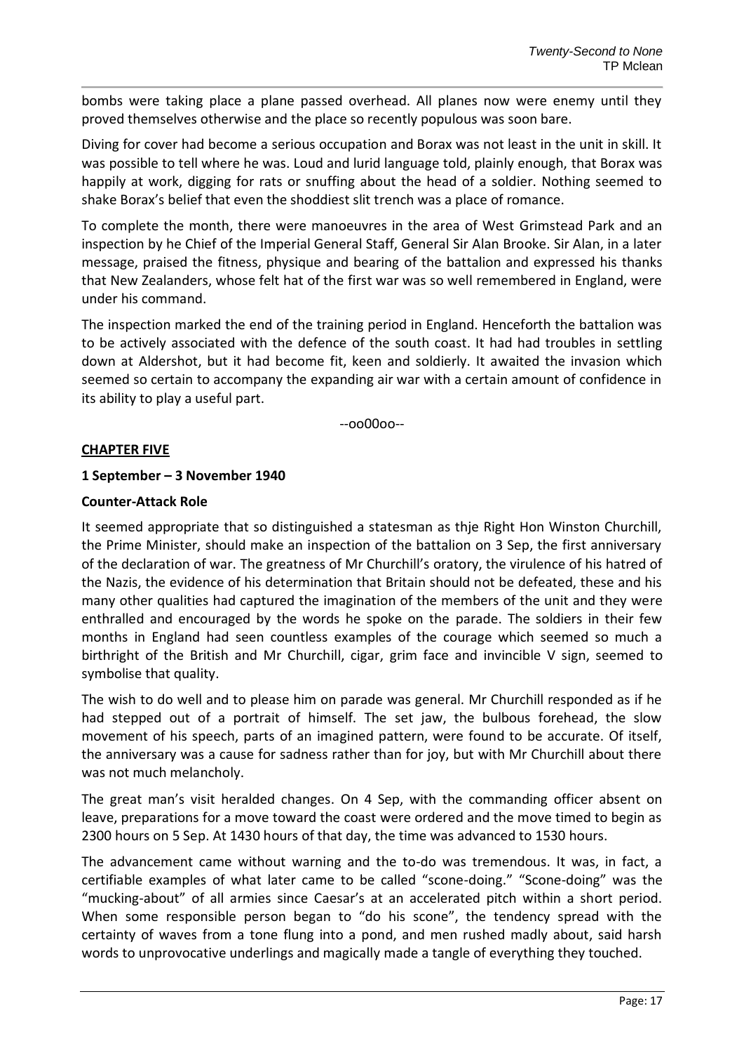bombs were taking place a plane passed overhead. All planes now were enemy until they proved themselves otherwise and the place so recently populous was soon bare.

Diving for cover had become a serious occupation and Borax was not least in the unit in skill. It was possible to tell where he was. Loud and lurid language told, plainly enough, that Borax was happily at work, digging for rats or snuffing about the head of a soldier. Nothing seemed to shake Borax's belief that even the shoddiest slit trench was a place of romance.

To complete the month, there were manoeuvres in the area of West Grimstead Park and an inspection by he Chief of the Imperial General Staff, General Sir Alan Brooke. Sir Alan, in a later message, praised the fitness, physique and bearing of the battalion and expressed his thanks that New Zealanders, whose felt hat of the first war was so well remembered in England, were under his command.

The inspection marked the end of the training period in England. Henceforth the battalion was to be actively associated with the defence of the south coast. It had had troubles in settling down at Aldershot, but it had become fit, keen and soldierly. It awaited the invasion which seemed so certain to accompany the expanding air war with a certain amount of confidence in its ability to play a useful part.

--oo00oo--

## CHAPTER FIVE

### 1 September – 3 November 1940

### Counter-Attack Role

It seemed appropriate that so distinguished a statesman as thje Right Hon Winston Churchill, the Prime Minister, should make an inspection of the battalion on 3 Sep, the first anniversary of the declaration of war. The greatness of Mr Churchill's oratory, the virulence of his hatred of the Nazis, the evidence of his determination that Britain should not be defeated, these and his many other qualities had captured the imagination of the members of the unit and they were enthralled and encouraged by the words he spoke on the parade. The soldiers in their few months in England had seen countless examples of the courage which seemed so much a birthright of the British and Mr Churchill, cigar, grim face and invincible V sign, seemed to symbolise that quality.

The wish to do well and to please him on parade was general. Mr Churchill responded as if he had stepped out of a portrait of himself. The set jaw, the bulbous forehead, the slow movement of his speech, parts of an imagined pattern, were found to be accurate. Of itself, the anniversary was a cause for sadness rather than for joy, but with Mr Churchill about there was not much melancholy.

The great man's visit heralded changes. On 4 Sep, with the commanding officer absent on leave, preparations for a move toward the coast were ordered and the move timed to begin as 2300 hours on 5 Sep. At 1430 hours of that day, the time was advanced to 1530 hours.

The advancement came without warning and the to-do was tremendous. It was, in fact, a certifiable examples of what later came to be called "scone-doing." "Scone-doing" was the "mucking-about" of all armies since Caesar's at an accelerated pitch within a short period. When some responsible person began to "do his scone", the tendency spread with the certainty of waves from a tone flung into a pond, and men rushed madly about, said harsh words to unprovocative underlings and magically made a tangle of everything they touched.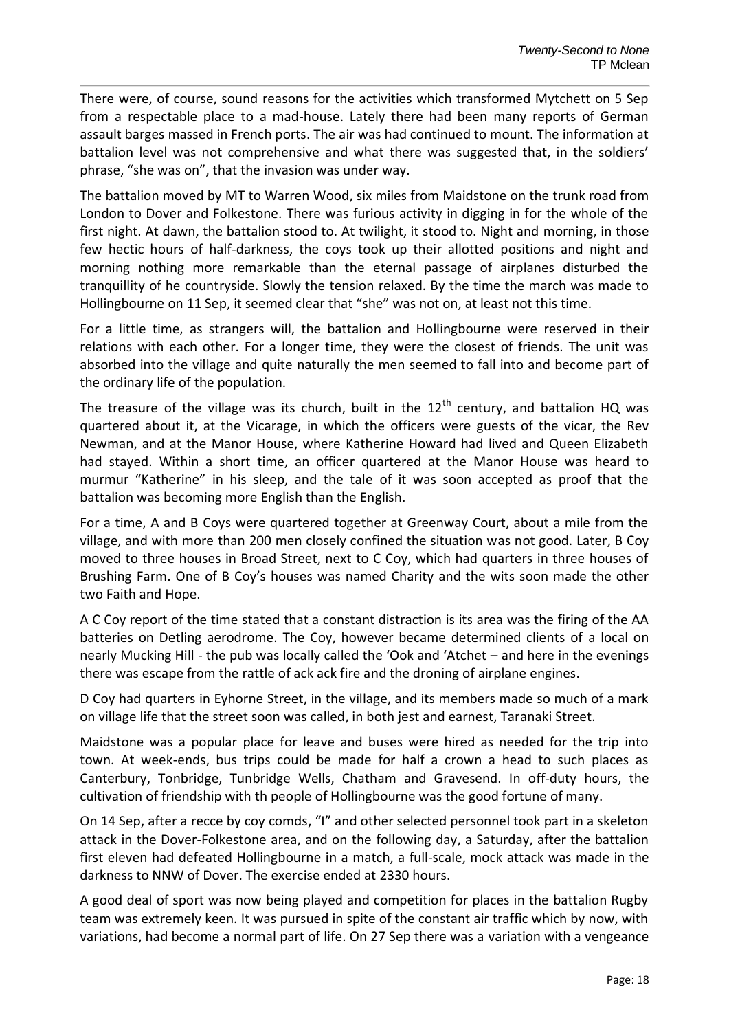There were, of course, sound reasons for the activities which transformed Mytchett on 5 Sep from a respectable place to a mad-house. Lately there had been many reports of German assault barges massed in French ports. The air was had continued to mount. The information at battalion level was not comprehensive and what there was suggested that, in the soldiers' phrase, "she was on", that the invasion was under way.

The battalion moved by MT to Warren Wood, six miles from Maidstone on the trunk road from London to Dover and Folkestone. There was furious activity in digging in for the whole of the first night. At dawn, the battalion stood to. At twilight, it stood to. Night and morning, in those few hectic hours of half-darkness, the coys took up their allotted positions and night and morning nothing more remarkable than the eternal passage of airplanes disturbed the tranquillity of he countryside. Slowly the tension relaxed. By the time the march was made to Hollingbourne on 11 Sep, it seemed clear that "she" was not on, at least not this time.

For a little time, as strangers will, the battalion and Hollingbourne were reserved in their relations with each other. For a longer time, they were the closest of friends. The unit was absorbed into the village and quite naturally the men seemed to fall into and become part of the ordinary life of the population.

The treasure of the village was its church, built in the 12th century, and battalion HQ was quartered about it, at the Vicarage, in which the officers were guests of the vicar, the Rev Newman, and at the Manor House, where Katherine Howard had lived and Queen Elizabeth had stayed. Within a short time, an officer quartered at the Manor House was heard to murmur "Katherine" in his sleep, and the tale of it was soon accepted as proof that the battalion was becoming more English than the English.

For a time, A and B Coys were quartered together at Greenway Court, about a mile from the village, and with more than 200 men closely confined the situation was not good. Later, B Coy moved to three houses in Broad Street, next to C Coy, which had quarters in three houses of Brushing Farm. One of B Coy's houses was named Charity and the wits soon made the other two Faith and Hope.

A C Coy report of the time stated that a constant distraction is its area was the firing of the AA batteries on Detling aerodrome. The Coy, however became determined clients of a local on nearly Mucking Hill - the pub was locally called the 'Ook and 'Atchet – and here in the evenings there was escape from the rattle of ack ack fire and the droning of airplane engines.

D Coy had quarters in Eyhorne Street, in the village, and its members made so much of a mark on village life that the street soon was called, in both jest and earnest, Taranaki Street.

Maidstone was a popular place for leave and buses were hired as needed for the trip into town. At week-ends, bus trips could be made for half a crown a head to such places as Canterbury, Tonbridge, Tunbridge Wells, Chatham and Gravesend. In off-duty hours, the cultivation of friendship with th people of Hollingbourne was the good fortune of many.

On 14 Sep, after a recce by coy comds, "I" and other selected personnel took part in a skeleton attack in the Dover-Folkestone area, and on the following day, a Saturday, after the battalion first eleven had defeated Hollingbourne in a match, a full-scale, mock attack was made in the darkness to NNW of Dover. The exercise ended at 2330 hours.

A good deal of sport was now being played and competition for places in the battalion Rugby team was extremely keen. It was pursued in spite of the constant air traffic which by now, with variations, had become a normal part of life. On 27 Sep there was a variation with a vengeance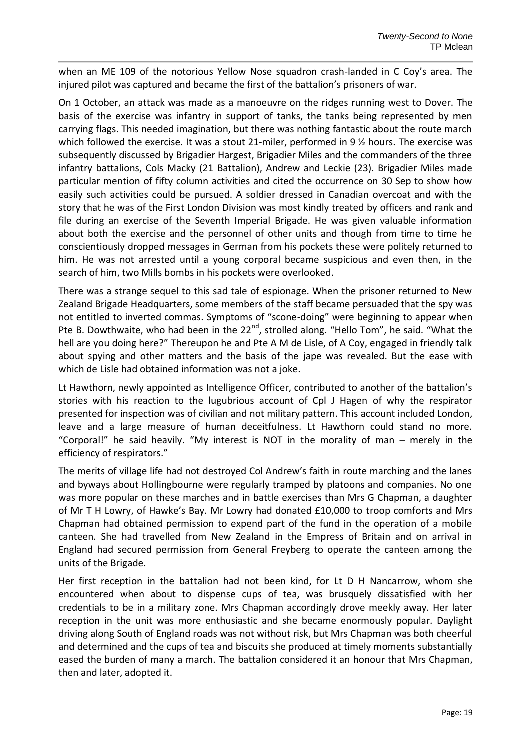when an ME 109 of the notorious Yellow Nose squadron crash-landed in C Coy's area. The injured pilot was captured and became the first of the battalion's prisoners of war.

On 1 October, an attack was made as a manoeuvre on the ridges running west to Dover. The basis of the exercise was infantry in support of tanks, the tanks being represented by men carrying flags. This needed imagination, but there was nothing fantastic about the route march which followed the exercise. It was a stout 21-miler, performed in 9 ½ hours. The exercise was subsequently discussed by Brigadier Hargest, Brigadier Miles and the commanders of the three infantry battalions, Cols Macky (21 Battalion), Andrew and Leckie (23). Brigadier Miles made particular mention of fifty column activities and cited the occurrence on 30 Sep to show how easily such activities could be pursued. A soldier dressed in Canadian overcoat and with the story that he was of the First London Division was most kindly treated by officers and rank and file during an exercise of the Seventh Imperial Brigade. He was given valuable information about both the exercise and the personnel of other units and though from time to time he conscientiously dropped messages in German from his pockets these were politely returned to him. He was not arrested until a young corporal became suspicious and even then, in the search of him, two Mills bombs in his pockets were overlooked.

There was a strange sequel to this sad tale of espionage. When the prisoner returned to New Zealand Brigade Headquarters, some members of the staff became persuaded that the spy was not entitled to inverted commas. Symptoms of "scone-doing" were beginning to appear when Pte B. Dowthwaite, who had been in the 22nd, strolled along. "Hello Tom", he said. "What the hell are you doing here?" Thereupon he and Pte A M de Lisle, of A Coy, engaged in friendly talk about spying and other matters and the basis of the jape was revealed. But the ease with which de Lisle had obtained information was not a joke.

Lt Hawthorn, newly appointed as Intelligence Officer, contributed to another of the battalion's stories with his reaction to the lugubrious account of Cpl J Hagen of why the respirator presented for inspection was of civilian and not military pattern. This account included London, leave and a large measure of human deceitfulness. Lt Hawthorn could stand no more. "Corporal!" he said heavily. "My interest is NOT in the morality of man – merely in the efficiency of respirators."

The merits of village life had not destroyed Col Andrew's faith in route marching and the lanes and byways about Hollingbourne were regularly tramped by platoons and companies. No one was more popular on these marches and in battle exercises than Mrs G Chapman, a daughter of Mr T H Lowry, of Hawke's Bay. Mr Lowry had donated £10,000 to troop comforts and Mrs Chapman had obtained permission to expend part of the fund in the operation of a mobile canteen. She had travelled from New Zealand in the Empress of Britain and on arrival in England had secured permission from General Freyberg to operate the canteen among the units of the Brigade.

Her first reception in the battalion had not been kind, for Lt D H Nancarrow, whom she encountered when about to dispense cups of tea, was brusquely dissatisfied with her credentials to be in a military zone. Mrs Chapman accordingly drove meekly away. Her later reception in the unit was more enthusiastic and she became enormously popular. Daylight driving along South of England roads was not without risk, but Mrs Chapman was both cheerful and determined and the cups of tea and biscuits she produced at timely moments substantially eased the burden of many a march. The battalion considered it an honour that Mrs Chapman, then and later, adopted it.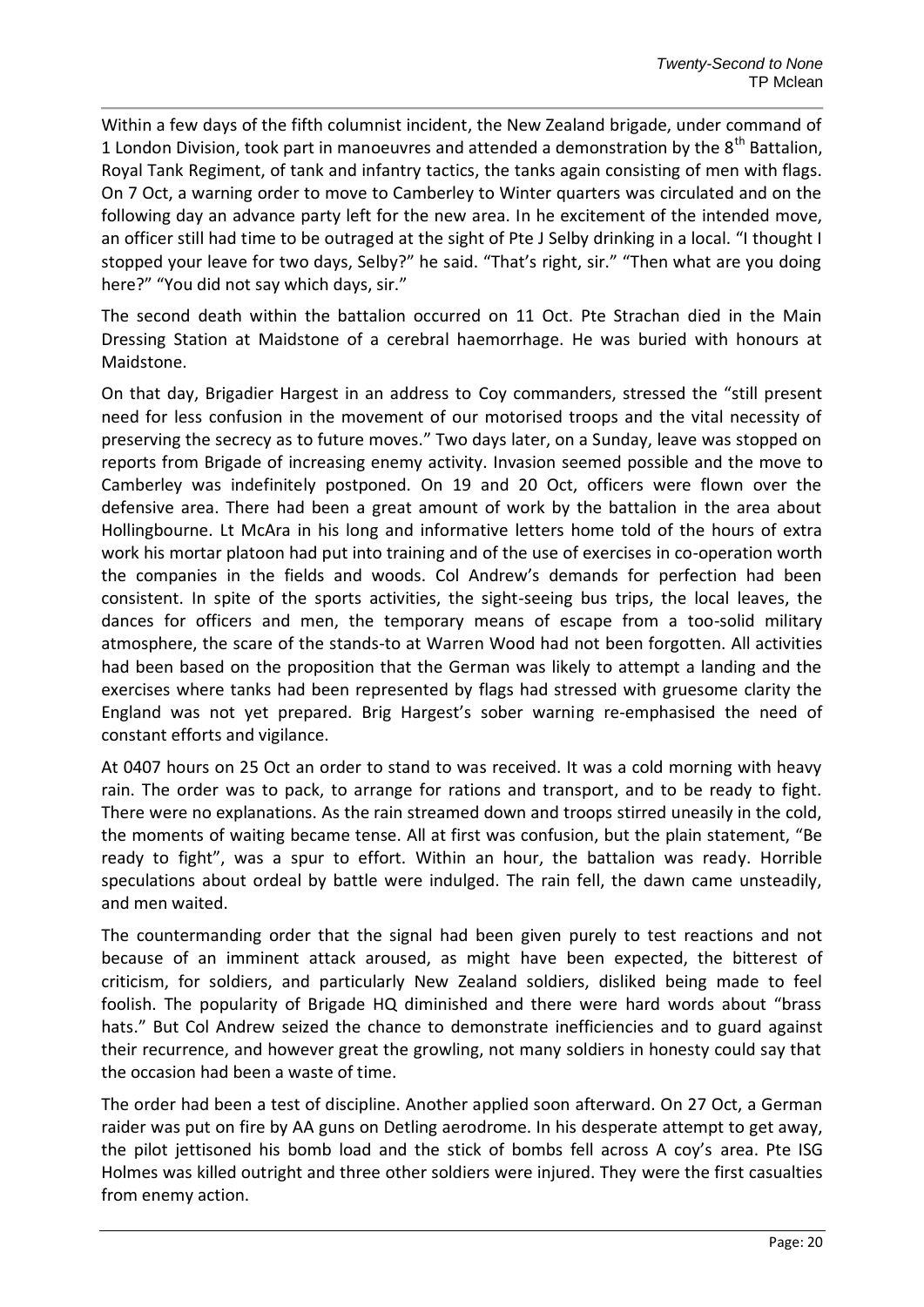Within a few days of the fifth columnist incident, the New Zealand brigade, under command of 1 London Division, took part in manoeuvres and attended a demonstration by the 8th Battalion, Royal Tank Regiment, of tank and infantry tactics, the tanks again consisting of men with flags. On 7 Oct, a warning order to move to Camberley to Winter quarters was circulated and on the following day an advance party left for the new area. In he excitement of the intended move, an officer still had time to be outraged at the sight of Pte J Selby drinking in a local. "I thought I stopped your leave for two days, Selby?" he said. "That's right, sir." "Then what are you doing here?" "You did not say which days, sir."

The second death within the battalion occurred on 11 Oct. Pte Strachan died in the Main Dressing Station at Maidstone of a cerebral haemorrhage. He was buried with honours at Maidstone.

On that day, Brigadier Hargest in an address to Coy commanders, stressed the "still present need for less confusion in the movement of our motorised troops and the vital necessity of preserving the secrecy as to future moves." Two days later, on a Sunday, leave was stopped on reports from Brigade of increasing enemy activity. Invasion seemed possible and the move to Camberley was indefinitely postponed. On 19 and 20 Oct, officers were flown over the defensive area. There had been a great amount of work by the battalion in the area about Hollingbourne. Lt McAra in his long and informative letters home told of the hours of extra work his mortar platoon had put into training and of the use of exercises in co-operation worth the companies in the fields and woods. Col Andrew's demands for perfection had been consistent. In spite of the sports activities, the sight-seeing bus trips, the local leaves, the dances for officers and men, the temporary means of escape from a too-solid military atmosphere, the scare of the stands-to at Warren Wood had not been forgotten. All activities had been based on the proposition that the German was likely to attempt a landing and the exercises where tanks had been represented by flags had stressed with gruesome clarity the England was not yet prepared. Brig Hargest's sober warning re-emphasised the need of constant efforts and vigilance.

At 0407 hours on 25 Oct an order to stand to was received. It was a cold morning with heavy rain. The order was to pack, to arrange for rations and transport, and to be ready to fight. There were no explanations. As the rain streamed down and troops stirred uneasily in the cold, the moments of waiting became tense. All at first was confusion, but the plain statement, "Be ready to fight", was a spur to effort. Within an hour, the battalion was ready. Horrible speculations about ordeal by battle were indulged. The rain fell, the dawn came unsteadily, and men waited.

The countermanding order that the signal had been given purely to test reactions and not because of an imminent attack aroused, as might have been expected, the bitterest of criticism, for soldiers, and particularly New Zealand soldiers, disliked being made to feel foolish. The popularity of Brigade HQ diminished and there were hard words about "brass hats." But Col Andrew seized the chance to demonstrate inefficiencies and to guard against their recurrence, and however great the growling, not many soldiers in honesty could say that the occasion had been a waste of time.

The order had been a test of discipline. Another applied soon afterward. On 27 Oct, a German raider was put on fire by AA guns on Detling aerodrome. In his desperate attempt to get away, the pilot jettisoned his bomb load and the stick of bombs fell across A coy's area. Pte ISG Holmes was killed outright and three other soldiers were injured. They were the first casualties from enemy action.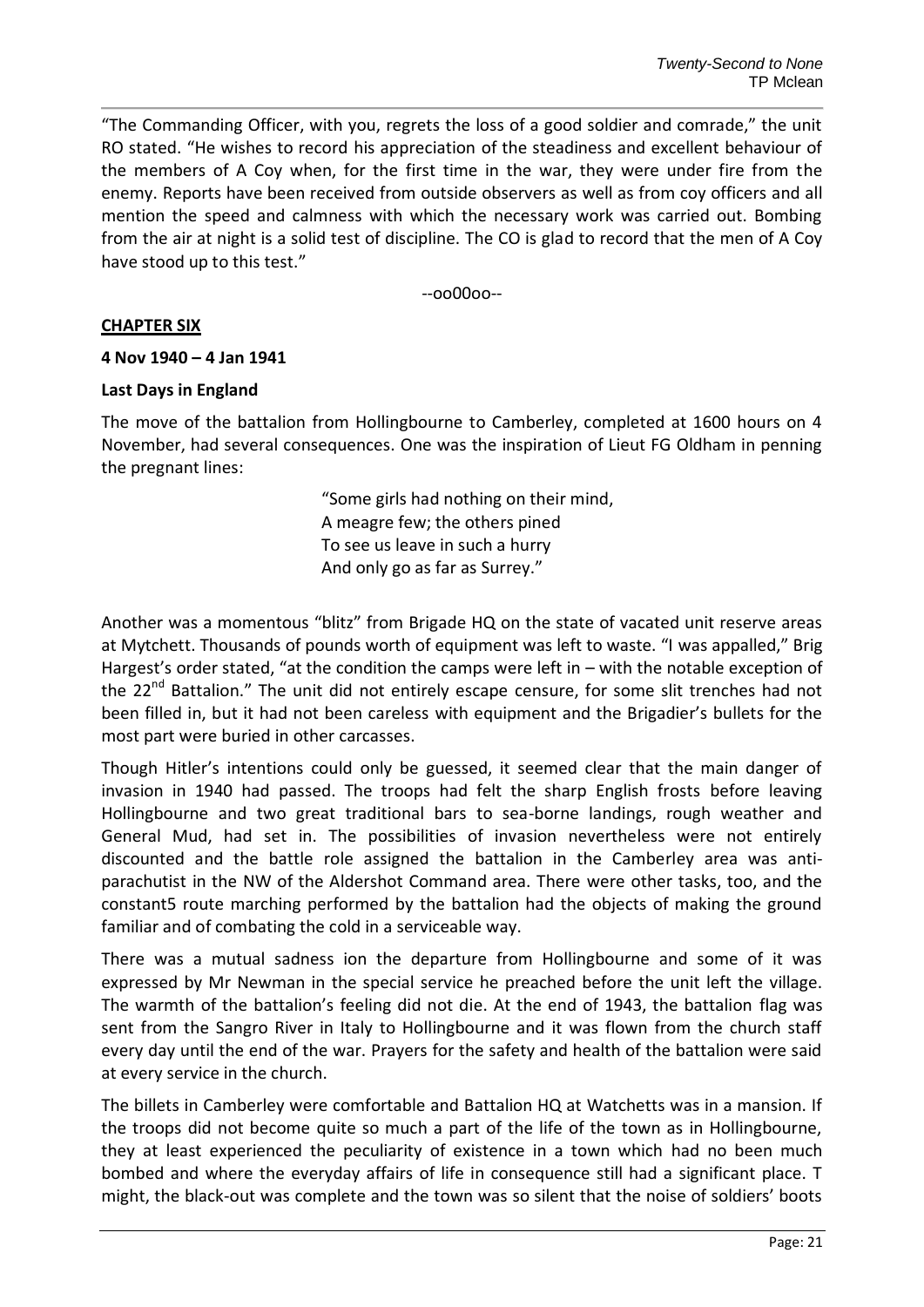"The Commanding Officer, with you, regrets the loss of a good soldier and comrade," the unit RO stated. "He wishes to record his appreciation of the steadiness and excellent behaviour of the members of A Coy when, for the first time in the war, they were under fire from the enemy. Reports have been received from outside observers as well as from coy officers and all mention the speed and calmness with which the necessary work was carried out. Bombing from the air at night is a solid test of discipline. The CO is glad to record that the men of A Coy have stood up to this test."

--oo00oo--

## CHAPTER SIX

**4 Nov 1940 – 4 Jan 1941**

### Last Days in England

The move of the battalion from Hollingbourne to Camberley, completed at 1600 hours on 4 November, had several consequences. One was the inspiration of Lieut FG Oldham in penning the pregnant lines:

> "Some girls had nothing on their mind,
> A meagre few; the others pined
> To see us leave in such a hurry
> And only go as far as Surrey."

Another was a momentous "blitz" from Brigade HQ on the state of vacated unit reserve areas at Mytchett. Thousands of pounds worth of equipment was left to waste. "I was appalled," Brig Hargest's order stated, "at the condition the camps were left in – with the notable exception of the 22nd Battalion." The unit did not entirely escape censure, for some slit trenches had not been filled in, but it had not been careless with equipment and the Brigadier's bullets for the most part were buried in other carcasses.

Though Hitler's intentions could only be guessed, it seemed clear that the main danger of invasion in 1940 had passed. The troops had felt the sharp English frosts before leaving Hollingbourne and two great traditional bars to sea-borne landings, rough weather and General Mud, had set in. The possibilities of invasion nevertheless were not entirely discounted and the battle role assigned the battalion in the Camberley area was anti-parachutist in the NW of the Aldershot Command area. There were other tasks, too, and the constant5 route marching performed by the battalion had the objects of making the ground familiar and of combating the cold in a serviceable way.

There was a mutual sadness ion the departure from Hollingbourne and some of it was expressed by Mr Newman in the special service he preached before the unit left the village. The warmth of the battalion's feeling did not die. At the end of 1943, the battalion flag was sent from the Sangro River in Italy to Hollingbourne and it was flown from the church staff every day until the end of the war. Prayers for the safety and health of the battalion were said at every service in the church.

The billets in Camberley were comfortable and Battalion HQ at Watchetts was in a mansion. If the troops did not become quite so much a part of the life of the town as in Hollingbourne, they at least experienced the peculiarity of existence in a town which had no been much bombed and where the everyday affairs of life in consequence still had a significant place. T might, the black-out was complete and the town was so silent that the noise of soldiers' boots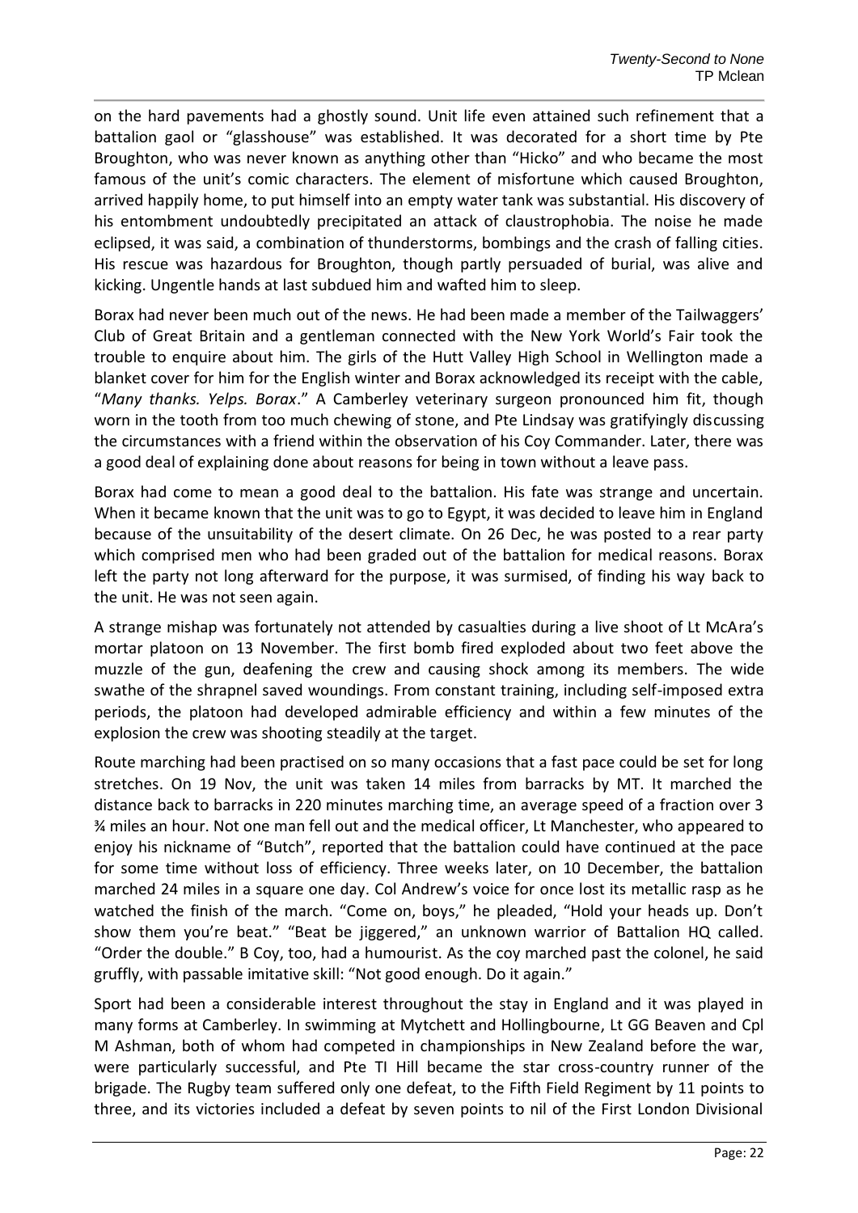on the hard pavements had a ghostly sound. Unit life even attained such refinement that a battalion gaol or "glasshouse" was established. It was decorated for a short time by Pte Broughton, who was never known as anything other than "Hicko" and who became the most famous of the unit's comic characters. The element of misfortune which caused Broughton, arrived happily home, to put himself into an empty water tank was substantial. His discovery of his entombment undoubtedly precipitated an attack of claustrophobia. The noise he made eclipsed, it was said, a combination of thunderstorms, bombings and the crash of falling cities. His rescue was hazardous for Broughton, though partly persuaded of burial, was alive and kicking. Ungentle hands at last subdued him and wafted him to sleep.

Borax had never been much out of the news. He had been made a member of the Tailwaggers' Club of Great Britain and a gentleman connected with the New York World's Fair took the trouble to enquire about him. The girls of the Hutt Valley High School in Wellington made a blanket cover for him for the English winter and Borax acknowledged its receipt with the cable, "*Many thanks. Yelps. Borax*." A Camberley veterinary surgeon pronounced him fit, though worn in the tooth from too much chewing of stone, and Pte Lindsay was gratifyingly discussing the circumstances with a friend within the observation of his Coy Commander. Later, there was a good deal of explaining done about reasons for being in town without a leave pass.

Borax had come to mean a good deal to the battalion. His fate was strange and uncertain. When it became known that the unit was to go to Egypt, it was decided to leave him in England because of the unsuitability of the desert climate. On 26 Dec, he was posted to a rear party which comprised men who had been graded out of the battalion for medical reasons. Borax left the party not long afterward for the purpose, it was surmised, of finding his way back to the unit. He was not seen again.

A strange mishap was fortunately not attended by casualties during a live shoot of Lt McAra's mortar platoon on 13 November. The first bomb fired exploded about two feet above the muzzle of the gun, deafening the crew and causing shock among its members. The wide swathe of the shrapnel saved woundings. From constant training, including self-imposed extra periods, the platoon had developed admirable efficiency and within a few minutes of the explosion the crew was shooting steadily at the target.

Route marching had been practised on so many occasions that a fast pace could be set for long stretches. On 19 Nov, the unit was taken 14 miles from barracks by MT. It marched the distance back to barracks in 220 minutes marching time, an average speed of a fraction over 3 ¾ miles an hour. Not one man fell out and the medical officer, Lt Manchester, who appeared to enjoy his nickname of "Butch", reported that the battalion could have continued at the pace for some time without loss of efficiency. Three weeks later, on 10 December, the battalion marched 24 miles in a square one day. Col Andrew's voice for once lost its metallic rasp as he watched the finish of the march. "Come on, boys," he pleaded, "Hold your heads up. Don't show them you're beat." "Beat be jiggered," an unknown warrior of Battalion HQ called. "Order the double." B Coy, too, had a humourist. As the coy marched past the colonel, he said gruffly, with passable imitative skill: "Not good enough. Do it again."

Sport had been a considerable interest throughout the stay in England and it was played in many forms at Camberley. In swimming at Mytchett and Hollingbourne, Lt GG Beaven and Cpl M Ashman, both of whom had competed in championships in New Zealand before the war, were particularly successful, and Pte TI Hill became the star cross-country runner of the brigade. The Rugby team suffered only one defeat, to the Fifth Field Regiment by 11 points to three, and its victories included a defeat by seven points to nil of the First London Divisional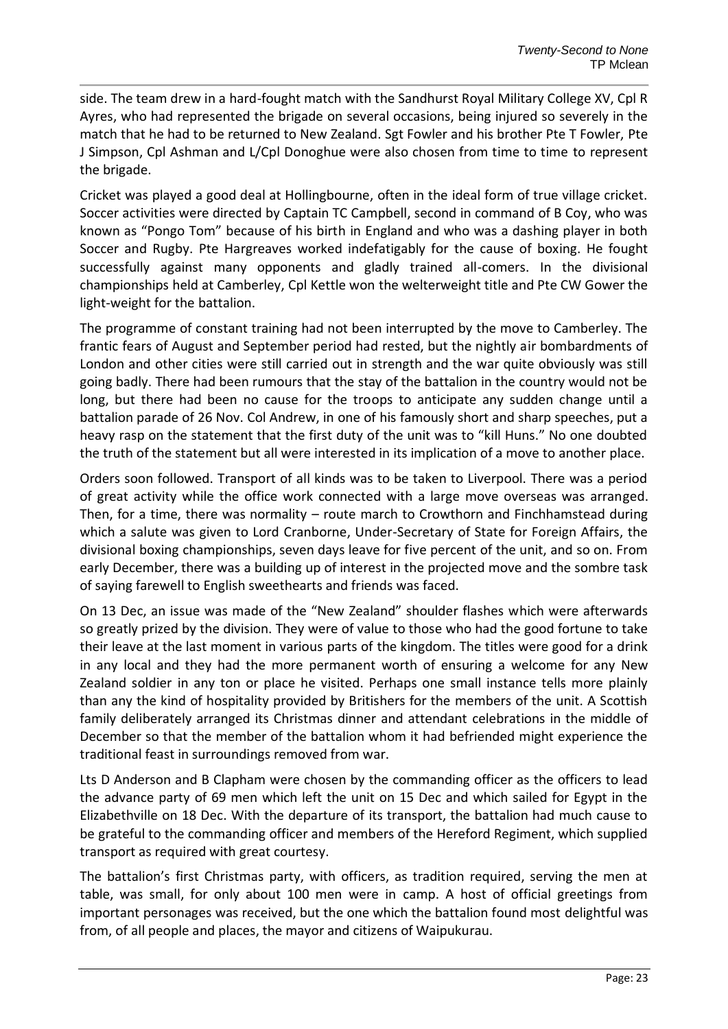side. The team drew in a hard-fought match with the Sandhurst Royal Military College XV, Cpl R Ayres, who had represented the brigade on several occasions, being injured so severely in the match that he had to be returned to New Zealand. Sgt Fowler and his brother Pte T Fowler, Pte J Simpson, Cpl Ashman and L/Cpl Donoghue were also chosen from time to time to represent the brigade.

Cricket was played a good deal at Hollingbourne, often in the ideal form of true village cricket. Soccer activities were directed by Captain TC Campbell, second in command of B Coy, who was known as "Pongo Tom" because of his birth in England and who was a dashing player in both Soccer and Rugby. Pte Hargreaves worked indefatigably for the cause of boxing. He fought successfully against many opponents and gladly trained all-comers. In the divisional championships held at Camberley, Cpl Kettle won the welterweight title and Pte CW Gower the light-weight for the battalion.

The programme of constant training had not been interrupted by the move to Camberley. The frantic fears of August and September period had rested, but the nightly air bombardments of London and other cities were still carried out in strength and the war quite obviously was still going badly. There had been rumours that the stay of the battalion in the country would not be long, but there had been no cause for the troops to anticipate any sudden change until a battalion parade of 26 Nov. Col Andrew, in one of his famously short and sharp speeches, put a heavy rasp on the statement that the first duty of the unit was to "kill Huns." No one doubted the truth of the statement but all were interested in its implication of a move to another place.

Orders soon followed. Transport of all kinds was to be taken to Liverpool. There was a period of great activity while the office work connected with a large move overseas was arranged. Then, for a time, there was normality – route march to Crowthorn and Finchhamstead during which a salute was given to Lord Cranborne, Under-Secretary of State for Foreign Affairs, the divisional boxing championships, seven days leave for five percent of the unit, and so on. From early December, there was a building up of interest in the projected move and the sombre task of saying farewell to English sweethearts and friends was faced.

On 13 Dec, an issue was made of the "New Zealand" shoulder flashes which were afterwards so greatly prized by the division. They were of value to those who had the good fortune to take their leave at the last moment in various parts of the kingdom. The titles were good for a drink in any local and they had the more permanent worth of ensuring a welcome for any New Zealand soldier in any ton or place he visited. Perhaps one small instance tells more plainly than any the kind of hospitality provided by Britishers for the members of the unit. A Scottish family deliberately arranged its Christmas dinner and attendant celebrations in the middle of December so that the member of the battalion whom it had befriended might experience the traditional feast in surroundings removed from war.

Lts D Anderson and B Clapham were chosen by the commanding officer as the officers to lead the advance party of 69 men which left the unit on 15 Dec and which sailed for Egypt in the Elizabethville on 18 Dec. With the departure of its transport, the battalion had much cause to be grateful to the commanding officer and members of the Hereford Regiment, which supplied transport as required with great courtesy.

The battalion's first Christmas party, with officers, as tradition required, serving the men at table, was small, for only about 100 men were in camp. A host of official greetings from important personages was received, but the one which the battalion found most delightful was from, of all people and places, the mayor and citizens of Waipukurau.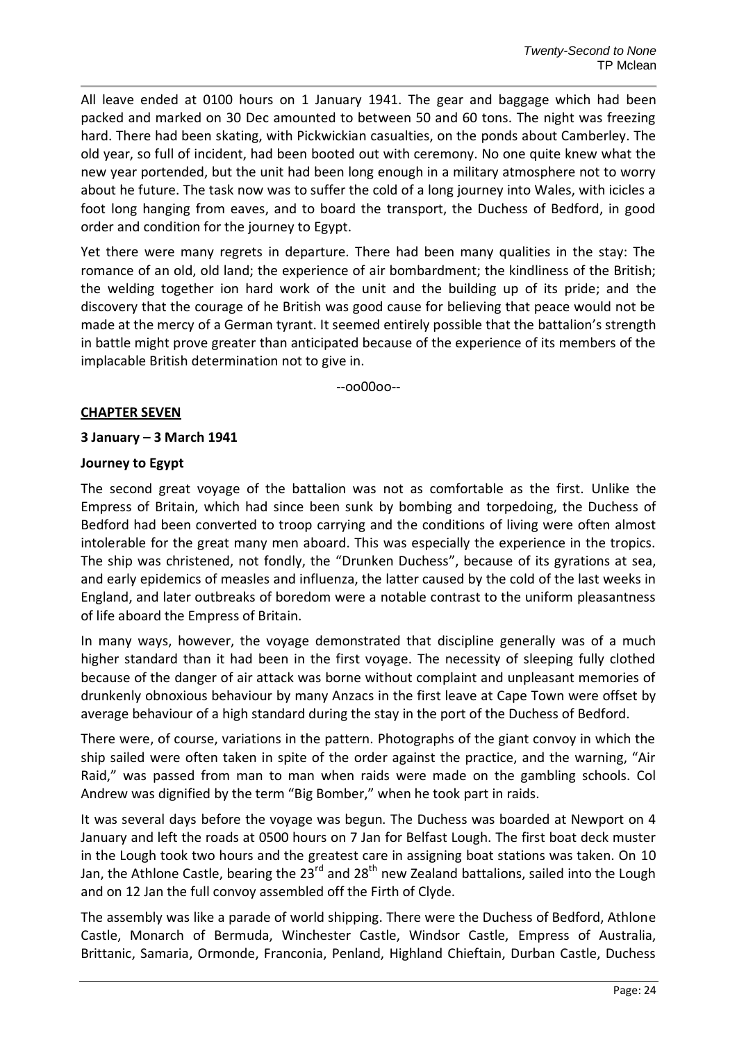All leave ended at 0100 hours on 1 January 1941. The gear and baggage which had been packed and marked on 30 Dec amounted to between 50 and 60 tons. The night was freezing hard. There had been skating, with Pickwickian casualties, on the ponds about Camberley. The old year, so full of incident, had been booted out with ceremony. No one quite knew what the new year portended, but the unit had been long enough in a military atmosphere not to worry about he future. The task now was to suffer the cold of a long journey into Wales, with icicles a foot long hanging from eaves, and to board the transport, the Duchess of Bedford, in good order and condition for the journey to Egypt.

Yet there were many regrets in departure. There had been many qualities in the stay: The romance of an old, old land; the experience of air bombardment; the kindliness of the British; the welding together ion hard work of the unit and the building up of its pride; and the discovery that the courage of he British was good cause for believing that peace would not be made at the mercy of a German tyrant. It seemed entirely possible that the battalion's strength in battle might prove greater than anticipated because of the experience of its members of the implacable British determination not to give in.

--oo00oo--

**CHAPTER SEVEN**

**3 January – 3 March 1941**

**Journey to Egypt**

The second great voyage of the battalion was not as comfortable as the first. Unlike the Empress of Britain, which had since been sunk by bombing and torpedoing, the Duchess of Bedford had been converted to troop carrying and the conditions of living were often almost intolerable for the great many men aboard. This was especially the experience in the tropics. The ship was christened, not fondly, the "Drunken Duchess", because of its gyrations at sea, and early epidemics of measles and influenza, the latter caused by the cold of the last weeks in England, and later outbreaks of boredom were a notable contrast to the uniform pleasantness of life aboard the Empress of Britain.

In many ways, however, the voyage demonstrated that discipline generally was of a much higher standard than it had been in the first voyage. The necessity of sleeping fully clothed because of the danger of air attack was borne without complaint and unpleasant memories of drunkenly obnoxious behaviour by many Anzacs in the first leave at Cape Town were offset by average behaviour of a high standard during the stay in the port of the Duchess of Bedford.

There were, of course, variations in the pattern. Photographs of the giant convoy in which the ship sailed were often taken in spite of the order against the practice, and the warning, "Air Raid," was passed from man to man when raids were made on the gambling schools. Col Andrew was dignified by the term "Big Bomber," when he took part in raids.

It was several days before the voyage was begun. The Duchess was boarded at Newport on 4 January and left the roads at 0500 hours on 7 Jan for Belfast Lough. The first boat deck muster in the Lough took two hours and the greatest care in assigning boat stations was taken. On 10 Jan, the Athlone Castle, bearing the 23rd and 28th new Zealand battalions, sailed into the Lough and on 12 Jan the full convoy assembled off the Firth of Clyde.

The assembly was like a parade of world shipping. There were the Duchess of Bedford, Athlone Castle, Monarch of Bermuda, Winchester Castle, Windsor Castle, Empress of Australia, Brittanic, Samaria, Ormonde, Franconia, Penland, Highland Chieftain, Durban Castle, Duchess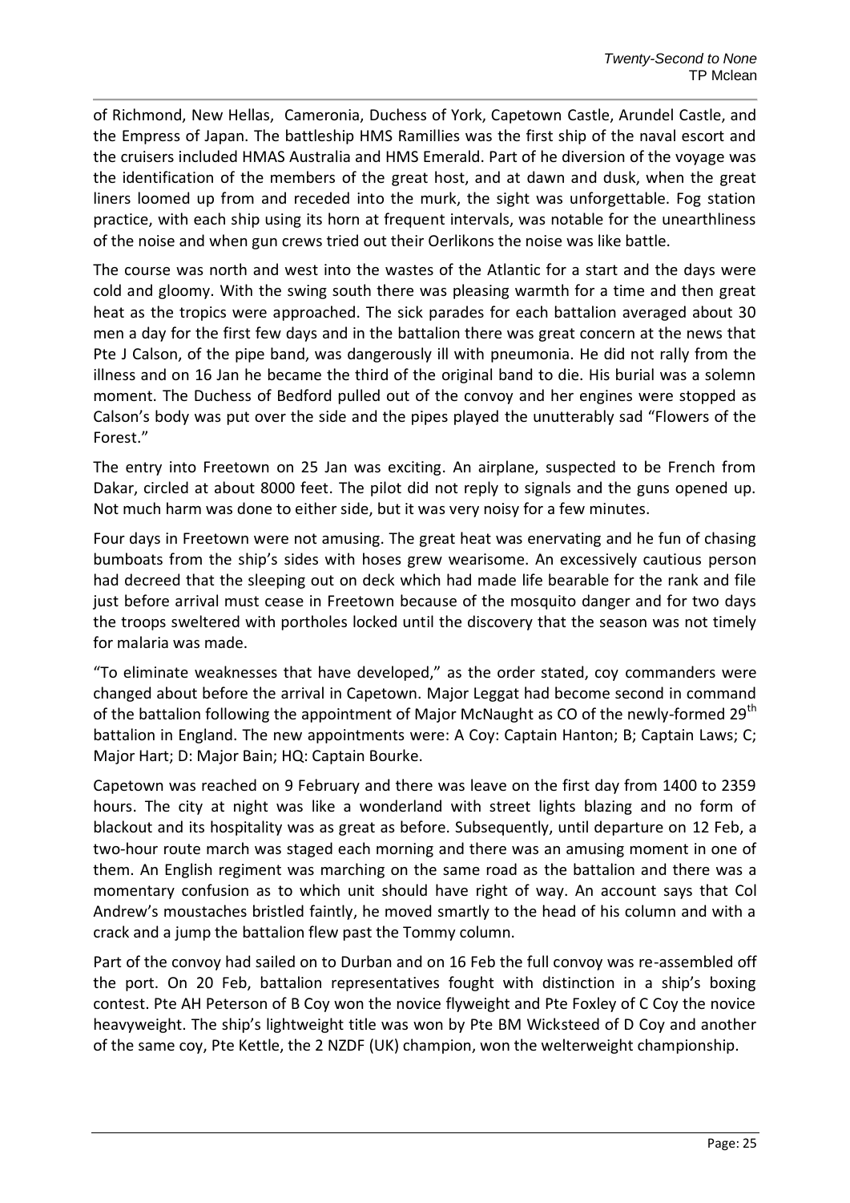of Richmond, New Hellas, Cameronia, Duchess of York, Capetown Castle, Arundel Castle, and the Empress of Japan. The battleship HMS Ramillies was the first ship of the naval escort and the cruisers included HMAS Australia and HMS Emerald. Part of he diversion of the voyage was the identification of the members of the great host, and at dawn and dusk, when the great liners loomed up from and receded into the murk, the sight was unforgettable. Fog station practice, with each ship using its horn at frequent intervals, was notable for the unearthliness of the noise and when gun crews tried out their Oerlikons the noise was like battle.

The course was north and west into the wastes of the Atlantic for a start and the days were cold and gloomy. With the swing south there was pleasing warmth for a time and then great heat as the tropics were approached. The sick parades for each battalion averaged about 30 men a day for the first few days and in the battalion there was great concern at the news that Pte J Calson, of the pipe band, was dangerously ill with pneumonia. He did not rally from the illness and on 16 Jan he became the third of the original band to die. His burial was a solemn moment. The Duchess of Bedford pulled out of the convoy and her engines were stopped as Calson's body was put over the side and the pipes played the unutterably sad "Flowers of the Forest."

The entry into Freetown on 25 Jan was exciting. An airplane, suspected to be French from Dakar, circled at about 8000 feet. The pilot did not reply to signals and the guns opened up. Not much harm was done to either side, but it was very noisy for a few minutes.

Four days in Freetown were not amusing. The great heat was enervating and he fun of chasing bumboats from the ship's sides with hoses grew wearisome. An excessively cautious person had decreed that the sleeping out on deck which had made life bearable for the rank and file just before arrival must cease in Freetown because of the mosquito danger and for two days the troops sweltered with portholes locked until the discovery that the season was not timely for malaria was made.

"To eliminate weaknesses that have developed," as the order stated, coy commanders were changed about before the arrival in Capetown. Major Leggat had become second in command of the battalion following the appointment of Major McNaught as CO of the newly-formed 29th battalion in England. The new appointments were: A Coy: Captain Hanton; B; Captain Laws; C; Major Hart; D: Major Bain; HQ: Captain Bourke.

Capetown was reached on 9 February and there was leave on the first day from 1400 to 2359 hours. The city at night was like a wonderland with street lights blazing and no form of blackout and its hospitality was as great as before. Subsequently, until departure on 12 Feb, a two-hour route march was staged each morning and there was an amusing moment in one of them. An English regiment was marching on the same road as the battalion and there was a momentary confusion as to which unit should have right of way. An account says that Col Andrew's moustaches bristled faintly, he moved smartly to the head of his column and with a crack and a jump the battalion flew past the Tommy column.

Part of the convoy had sailed on to Durban and on 16 Feb the full convoy was re-assembled off the port. On 20 Feb, battalion representatives fought with distinction in a ship's boxing contest. Pte AH Peterson of B Coy won the novice flyweight and Pte Foxley of C Coy the novice heavyweight. The ship's lightweight title was won by Pte BM Wicksteed of D Coy and another of the same coy, Pte Kettle, the 2 NZDF (UK) champion, won the welterweight championship.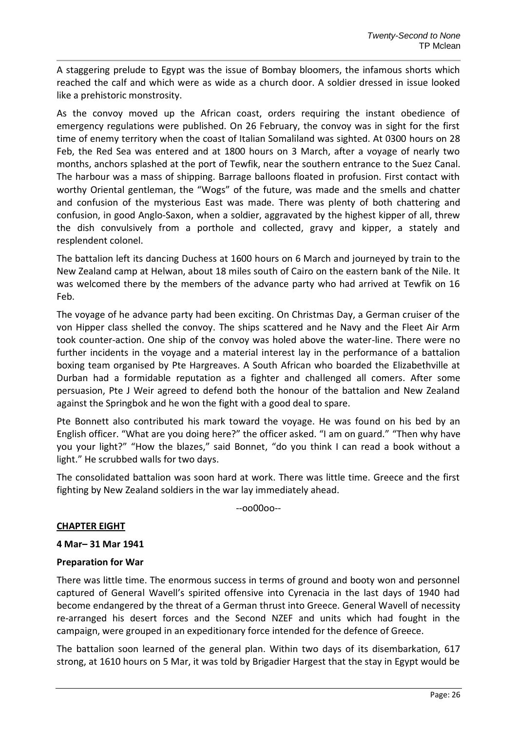A staggering prelude to Egypt was the issue of Bombay bloomers, the infamous shorts which reached the calf and which were as wide as a church door. A soldier dressed in issue looked like a prehistoric monstrosity.

As the convoy moved up the African coast, orders requiring the instant obedience of emergency regulations were published. On 26 February, the convoy was in sight for the first time of enemy territory when the coast of Italian Somaliland was sighted. At 0300 hours on 28 Feb, the Red Sea was entered and at 1800 hours on 3 March, after a voyage of nearly two months, anchors splashed at the port of Tewfik, near the southern entrance to the Suez Canal. The harbour was a mass of shipping. Barrage balloons floated in profusion. First contact with worthy Oriental gentleman, the "Wogs" of the future, was made and the smells and chatter and confusion of the mysterious East was made. There was plenty of both chattering and confusion, in good Anglo-Saxon, when a soldier, aggravated by the highest kipper of all, threw the dish convulsively from a porthole and collected, gravy and kipper, a stately and resplendent colonel.

The battalion left its dancing Duchess at 1600 hours on 6 March and journeyed by train to the New Zealand camp at Helwan, about 18 miles south of Cairo on the eastern bank of the Nile. It was welcomed there by the members of the advance party who had arrived at Tewfik on 16 Feb.

The voyage of he advance party had been exciting. On Christmas Day, a German cruiser of the von Hipper class shelled the convoy. The ships scattered and he Navy and the Fleet Air Arm took counter-action. One ship of the convoy was holed above the water-line. There were no further incidents in the voyage and a material interest lay in the performance of a battalion boxing team organised by Pte Hargreaves. A South African who boarded the Elizabethville at Durban had a formidable reputation as a fighter and challenged all comers. After some persuasion, Pte J Weir agreed to defend both the honour of the battalion and New Zealand against the Springbok and he won the fight with a good deal to spare.

Pte Bonnett also contributed his mark toward the voyage. He was found on his bed by an English officer. "What are you doing here?" the officer asked. "I am on guard." "Then why have you your light?" "How the blazes," said Bonnet, "do you think I can read a book without a light." He scrubbed walls for two days.

The consolidated battalion was soon hard at work. There was little time. Greece and the first fighting by New Zealand soldiers in the war lay immediately ahead.

--oo00oo--

## CHAPTER EIGHT

**4 Mar– 31 Mar 1941**

### Preparation for War

There was little time. The enormous success in terms of ground and booty won and personnel captured of General Wavell's spirited offensive into Cyrenacia in the last days of 1940 had become endangered by the threat of a German thrust into Greece. General Wavell of necessity re-arranged his desert forces and the Second NZEF and units which had fought in the campaign, were grouped in an expeditionary force intended for the defence of Greece.

The battalion soon learned of the general plan. Within two days of its disembarkation, 617 strong, at 1610 hours on 5 Mar, it was told by Brigadier Hargest that the stay in Egypt would be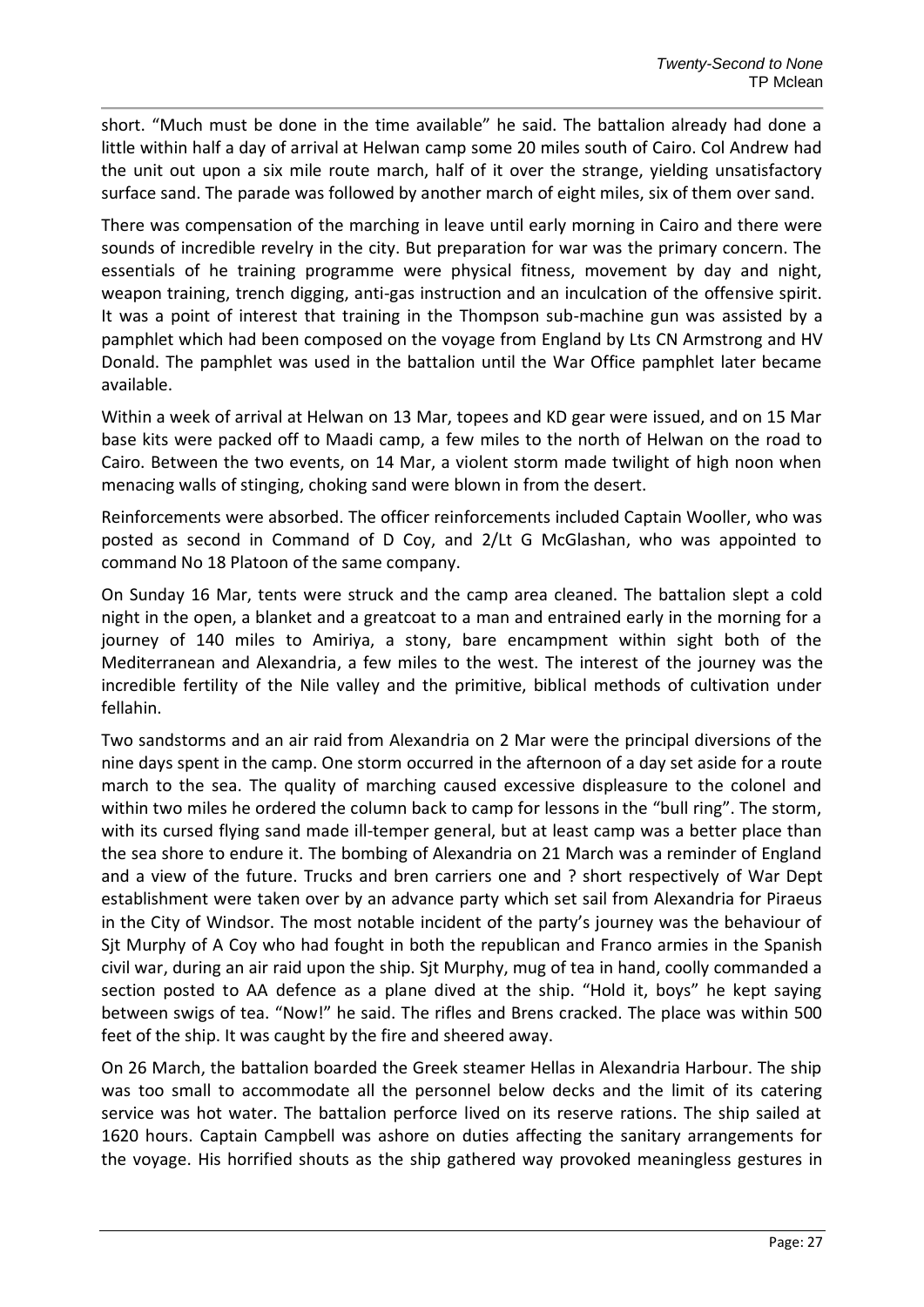short. "Much must be done in the time available" he said. The battalion already had done a little within half a day of arrival at Helwan camp some 20 miles south of Cairo. Col Andrew had the unit out upon a six mile route march, half of it over the strange, yielding unsatisfactory surface sand. The parade was followed by another march of eight miles, six of them over sand.

There was compensation of the marching in leave until early morning in Cairo and there were sounds of incredible revelry in the city. But preparation for war was the primary concern. The essentials of he training programme were physical fitness, movement by day and night, weapon training, trench digging, anti-gas instruction and an inculcation of the offensive spirit. It was a point of interest that training in the Thompson sub-machine gun was assisted by a pamphlet which had been composed on the voyage from England by Lts CN Armstrong and HV Donald. The pamphlet was used in the battalion until the War Office pamphlet later became available.

Within a week of arrival at Helwan on 13 Mar, topees and KD gear were issued, and on 15 Mar base kits were packed off to Maadi camp, a few miles to the north of Helwan on the road to Cairo. Between the two events, on 14 Mar, a violent storm made twilight of high noon when menacing walls of stinging, choking sand were blown in from the desert.

Reinforcements were absorbed. The officer reinforcements included Captain Wooller, who was posted as second in Command of D Coy, and 2/Lt G McGlashan, who was appointed to command No 18 Platoon of the same company.

On Sunday 16 Mar, tents were struck and the camp area cleaned. The battalion slept a cold night in the open, a blanket and a greatcoat to a man and entrained early in the morning for a journey of 140 miles to Amiriya, a stony, bare encampment within sight both of the Mediterranean and Alexandria, a few miles to the west. The interest of the journey was the incredible fertility of the Nile valley and the primitive, biblical methods of cultivation under fellahin.

Two sandstorms and an air raid from Alexandria on 2 Mar were the principal diversions of the nine days spent in the camp. One storm occurred in the afternoon of a day set aside for a route march to the sea. The quality of marching caused excessive displeasure to the colonel and within two miles he ordered the column back to camp for lessons in the "bull ring". The storm, with its cursed flying sand made ill-temper general, but at least camp was a better place than the sea shore to endure it. The bombing of Alexandria on 21 March was a reminder of England and a view of the future. Trucks and bren carriers one and ? short respectively of War Dept establishment were taken over by an advance party which set sail from Alexandria for Piraeus in the City of Windsor. The most notable incident of the party's journey was the behaviour of Sjt Murphy of A Coy who had fought in both the republican and Franco armies in the Spanish civil war, during an air raid upon the ship. Sjt Murphy, mug of tea in hand, coolly commanded a section posted to AA defence as a plane dived at the ship. "Hold it, boys" he kept saying between swigs of tea. "Now!" he said. The rifles and Brens cracked. The place was within 500 feet of the ship. It was caught by the fire and sheered away.

On 26 March, the battalion boarded the Greek steamer Hellas in Alexandria Harbour. The ship was too small to accommodate all the personnel below decks and the limit of its catering service was hot water. The battalion perforce lived on its reserve rations. The ship sailed at 1620 hours. Captain Campbell was ashore on duties affecting the sanitary arrangements for the voyage. His horrified shouts as the ship gathered way provoked meaningless gestures in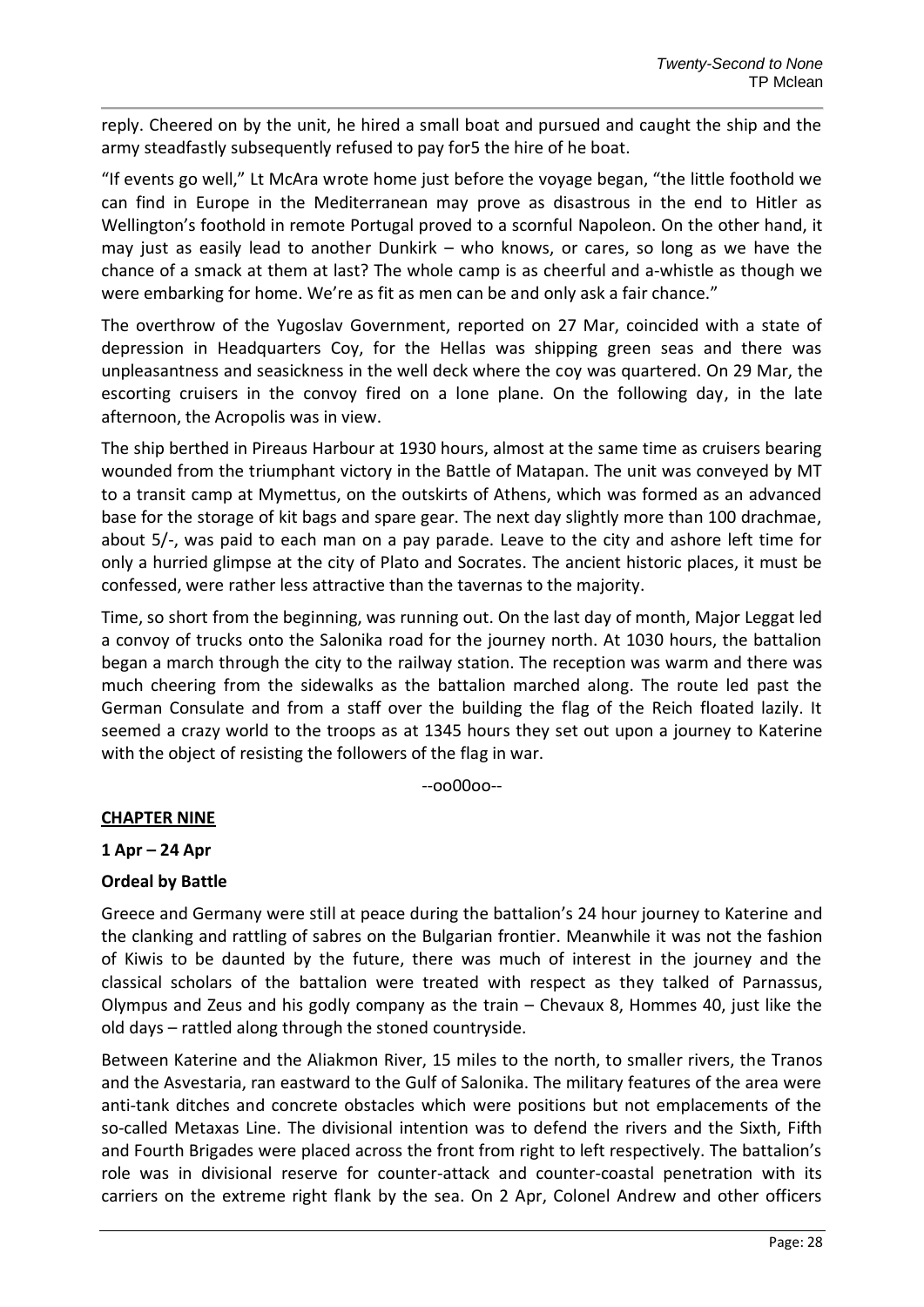reply. Cheered on by the unit, he hired a small boat and pursued and caught the ship and the army steadfastly subsequently refused to pay for5 the hire of he boat.

"If events go well," Lt McAra wrote home just before the voyage began, "the little foothold we can find in Europe in the Mediterranean may prove as disastrous in the end to Hitler as Wellington's foothold in remote Portugal proved to a scornful Napoleon. On the other hand, it may just as easily lead to another Dunkirk – who knows, or cares, so long as we have the chance of a smack at them at last? The whole camp is as cheerful and a-whistle as though we were embarking for home. We're as fit as men can be and only ask a fair chance."

The overthrow of the Yugoslav Government, reported on 27 Mar, coincided with a state of depression in Headquarters Coy, for the Hellas was shipping green seas and there was unpleasantness and seasickness in the well deck where the coy was quartered. On 29 Mar, the escorting cruisers in the convoy fired on a lone plane. On the following day, in the late afternoon, the Acropolis was in view.

The ship berthed in Pireaus Harbour at 1930 hours, almost at the same time as cruisers bearing wounded from the triumphant victory in the Battle of Matapan. The unit was conveyed by MT to a transit camp at Mymettus, on the outskirts of Athens, which was formed as an advanced base for the storage of kit bags and spare gear. The next day slightly more than 100 drachmae, about 5/-, was paid to each man on a pay parade. Leave to the city and ashore left time for only a hurried glimpse at the city of Plato and Socrates. The ancient historic places, it must be confessed, were rather less attractive than the tavernas to the majority.

Time, so short from the beginning, was running out. On the last day of month, Major Leggat led a convoy of trucks onto the Salonika road for the journey north. At 1030 hours, the battalion began a march through the city to the railway station. The reception was warm and there was much cheering from the sidewalks as the battalion marched along. The route led past the German Consulate and from a staff over the building the flag of the Reich floated lazily. It seemed a crazy world to the troops as at 1345 hours they set out upon a journey to Katerine with the object of resisting the followers of the flag in war.

--oo00oo--

## CHAPTER NINE

**1 Apr – 24 Apr**

### Ordeal by Battle

Greece and Germany were still at peace during the battalion's 24 hour journey to Katerine and the clanking and rattling of sabres on the Bulgarian frontier. Meanwhile it was not the fashion of Kiwis to be daunted by the future, there was much of interest in the journey and the classical scholars of the battalion were treated with respect as they talked of Parnassus, Olympus and Zeus and his godly company as the train – Chevaux 8, Hommes 40, just like the old days – rattled along through the stoned countryside.

Between Katerine and the Aliakmon River, 15 miles to the north, to smaller rivers, the Tranos and the Asvestaria, ran eastward to the Gulf of Salonika. The military features of the area were anti-tank ditches and concrete obstacles which were positions but not emplacements of the so-called Metaxas Line. The divisional intention was to defend the rivers and the Sixth, Fifth and Fourth Brigades were placed across the front from right to left respectively. The battalion's role was in divisional reserve for counter-attack and counter-coastal penetration with its carriers on the extreme right flank by the sea. On 2 Apr, Colonel Andrew and other officers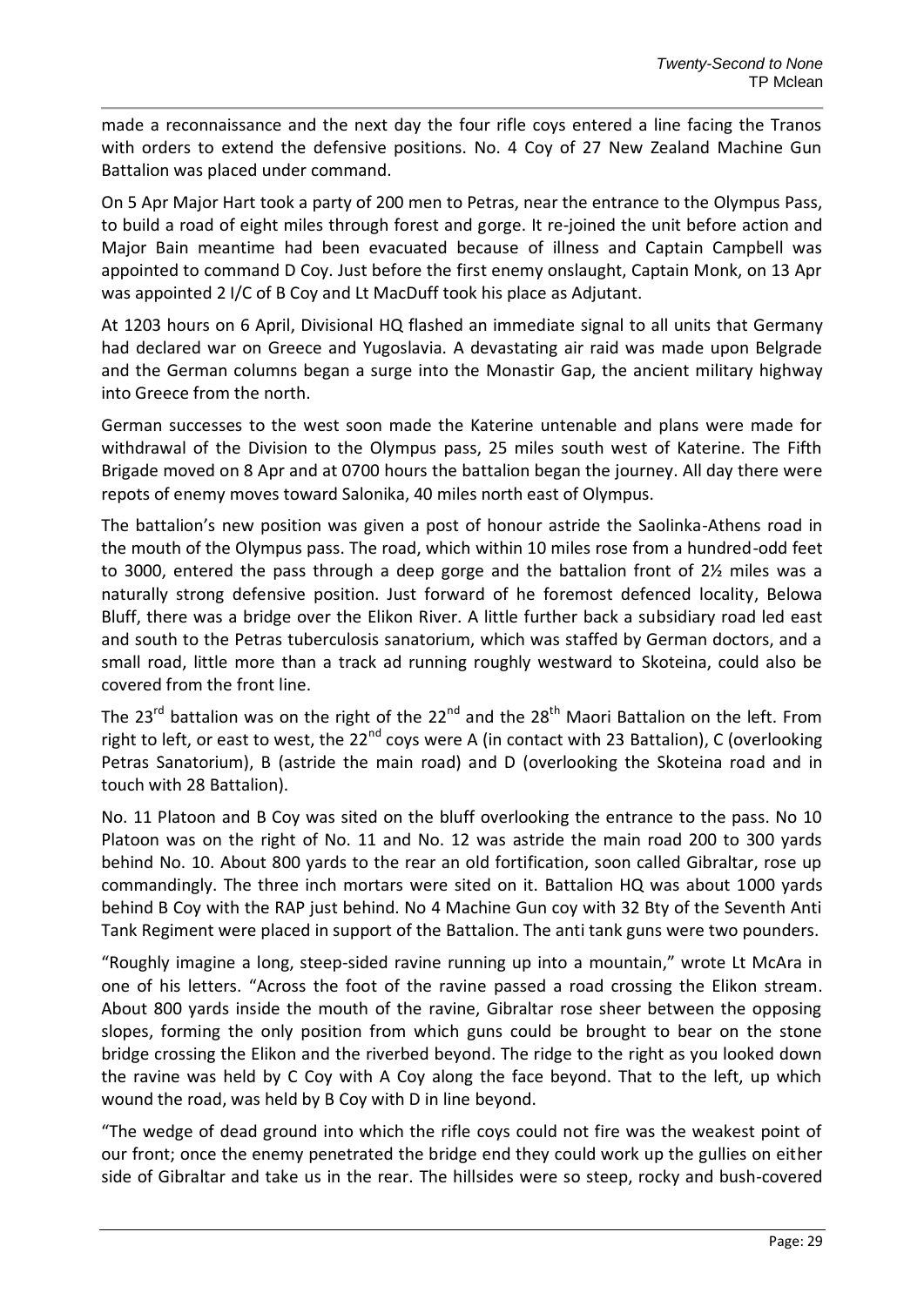made a reconnaissance and the next day the four rifle coys entered a line facing the Tranos with orders to extend the defensive positions. No. 4 Coy of 27 New Zealand Machine Gun Battalion was placed under command.

On 5 Apr Major Hart took a party of 200 men to Petras, near the entrance to the Olympus Pass, to build a road of eight miles through forest and gorge. It re-joined the unit before action and Major Bain meantime had been evacuated because of illness and Captain Campbell was appointed to command D Coy. Just before the first enemy onslaught, Captain Monk, on 13 Apr was appointed 2 I/C of B Coy and Lt MacDuff took his place as Adjutant.

At 1203 hours on 6 April, Divisional HQ flashed an immediate signal to all units that Germany had declared war on Greece and Yugoslavia. A devastating air raid was made upon Belgrade and the German columns began a surge into the Monastir Gap, the ancient military highway into Greece from the north.

German successes to the west soon made the Katerine untenable and plans were made for withdrawal of the Division to the Olympus pass, 25 miles south west of Katerine. The Fifth Brigade moved on 8 Apr and at 0700 hours the battalion began the journey. All day there were repots of enemy moves toward Salonika, 40 miles north east of Olympus.

The battalion's new position was given a post of honour astride the Saolinka-Athens road in the mouth of the Olympus pass. The road, which within 10 miles rose from a hundred-odd feet to 3000, entered the pass through a deep gorge and the battalion front of 2½ miles was a naturally strong defensive position. Just forward of he foremost defenced locality, Belowa Bluff, there was a bridge over the Elikon River. A little further back a subsidiary road led east and south to the Petras tuberculosis sanatorium, which was staffed by German doctors, and a small road, little more than a track ad running roughly westward to Skoteina, could also be covered from the front line.

The 23rd battalion was on the right of the 22nd and the 28th Maori Battalion on the left. From right to left, or east to west, the 22nd coys were A (in contact with 23 Battalion), C (overlooking Petras Sanatorium), B (astride the main road) and D (overlooking the Skoteina road and in touch with 28 Battalion).

No. 11 Platoon and B Coy was sited on the bluff overlooking the entrance to the pass. No 10 Platoon was on the right of No. 11 and No. 12 was astride the main road 200 to 300 yards behind No. 10. About 800 yards to the rear an old fortification, soon called Gibraltar, rose up commandingly. The three inch mortars were sited on it. Battalion HQ was about 1000 yards behind B Coy with the RAP just behind. No 4 Machine Gun coy with 32 Bty of the Seventh Anti Tank Regiment were placed in support of the Battalion. The anti tank guns were two pounders.

"Roughly imagine a long, steep-sided ravine running up into a mountain," wrote Lt McAra in one of his letters. "Across the foot of the ravine passed a road crossing the Elikon stream. About 800 yards inside the mouth of the ravine, Gibraltar rose sheer between the opposing slopes, forming the only position from which guns could be brought to bear on the stone bridge crossing the Elikon and the riverbed beyond. The ridge to the right as you looked down the ravine was held by C Coy with A Coy along the face beyond. That to the left, up which wound the road, was held by B Coy with D in line beyond.

"The wedge of dead ground into which the rifle coys could not fire was the weakest point of our front; once the enemy penetrated the bridge end they could work up the gullies on either side of Gibraltar and take us in the rear. The hillsides were so steep, rocky and bush-covered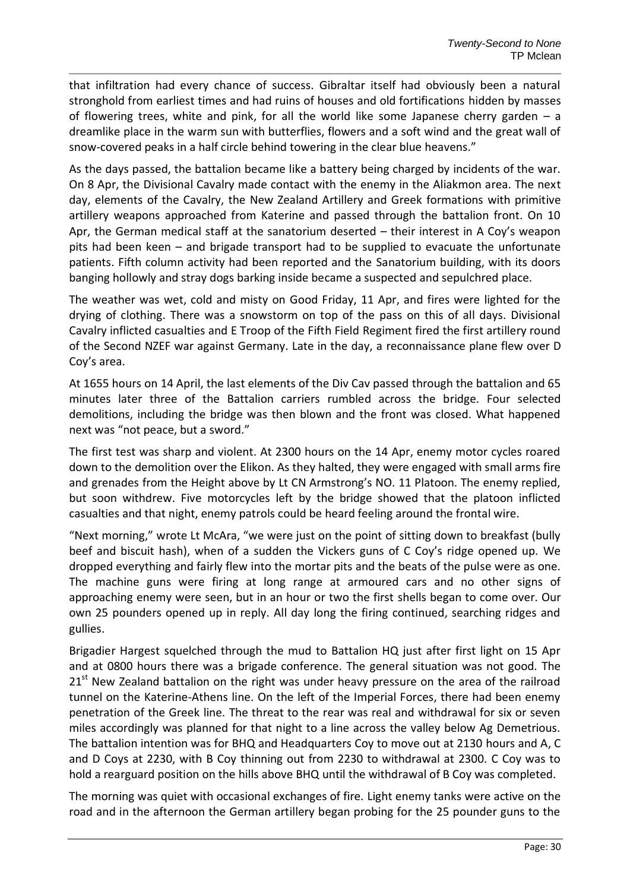that infiltration had every chance of success. Gibraltar itself had obviously been a natural stronghold from earliest times and had ruins of houses and old fortifications hidden by masses of flowering trees, white and pink, for all the world like some Japanese cherry garden – a dreamlike place in the warm sun with butterflies, flowers and a soft wind and the great wall of snow-covered peaks in a half circle behind towering in the clear blue heavens."

As the days passed, the battalion became like a battery being charged by incidents of the war. On 8 Apr, the Divisional Cavalry made contact with the enemy in the Aliakmon area. The next day, elements of the Cavalry, the New Zealand Artillery and Greek formations with primitive artillery weapons approached from Katerine and passed through the battalion front. On 10 Apr, the German medical staff at the sanatorium deserted – their interest in A Coy's weapon pits had been keen – and brigade transport had to be supplied to evacuate the unfortunate patients. Fifth column activity had been reported and the Sanatorium building, with its doors banging hollowly and stray dogs barking inside became a suspected and sepulchred place.

The weather was wet, cold and misty on Good Friday, 11 Apr, and fires were lighted for the drying of clothing. There was a snowstorm on top of the pass on this of all days. Divisional Cavalry inflicted casualties and E Troop of the Fifth Field Regiment fired the first artillery round of the Second NZEF war against Germany. Late in the day, a reconnaissance plane flew over D Coy's area.

At 1655 hours on 14 April, the last elements of the Div Cav passed through the battalion and 65 minutes later three of the Battalion carriers rumbled across the bridge. Four selected demolitions, including the bridge was then blown and the front was closed. What happened next was "not peace, but a sword."

The first test was sharp and violent. At 2300 hours on the 14 Apr, enemy motor cycles roared down to the demolition over the Elikon. As they halted, they were engaged with small arms fire and grenades from the Height above by Lt CN Armstrong's NO. 11 Platoon. The enemy replied, but soon withdrew. Five motorcycles left by the bridge showed that the platoon inflicted casualties and that night, enemy patrols could be heard feeling around the frontal wire.

"Next morning," wrote Lt McAra, "we were just on the point of sitting down to breakfast (bully beef and biscuit hash), when of a sudden the Vickers guns of C Coy's ridge opened up. We dropped everything and fairly flew into the mortar pits and the beats of the pulse were as one. The machine guns were firing at long range at armoured cars and no other signs of approaching enemy were seen, but in an hour or two the first shells began to come over. Our own 25 pounders opened up in reply. All day long the firing continued, searching ridges and gullies.

Brigadier Hargest squelched through the mud to Battalion HQ just after first light on 15 Apr and at 0800 hours there was a brigade conference. The general situation was not good. The 21st New Zealand battalion on the right was under heavy pressure on the area of the railroad tunnel on the Katerine-Athens line. On the left of the Imperial Forces, there had been enemy penetration of the Greek line. The threat to the rear was real and withdrawal for six or seven miles accordingly was planned for that night to a line across the valley below Ag Demetrious. The battalion intention was for BHQ and Headquarters Coy to move out at 2130 hours and A, C and D Coys at 2230, with B Coy thinning out from 2230 to withdrawal at 2300. C Coy was to hold a rearguard position on the hills above BHQ until the withdrawal of B Coy was completed.

The morning was quiet with occasional exchanges of fire. Light enemy tanks were active on the road and in the afternoon the German artillery began probing for the 25 pounder guns to the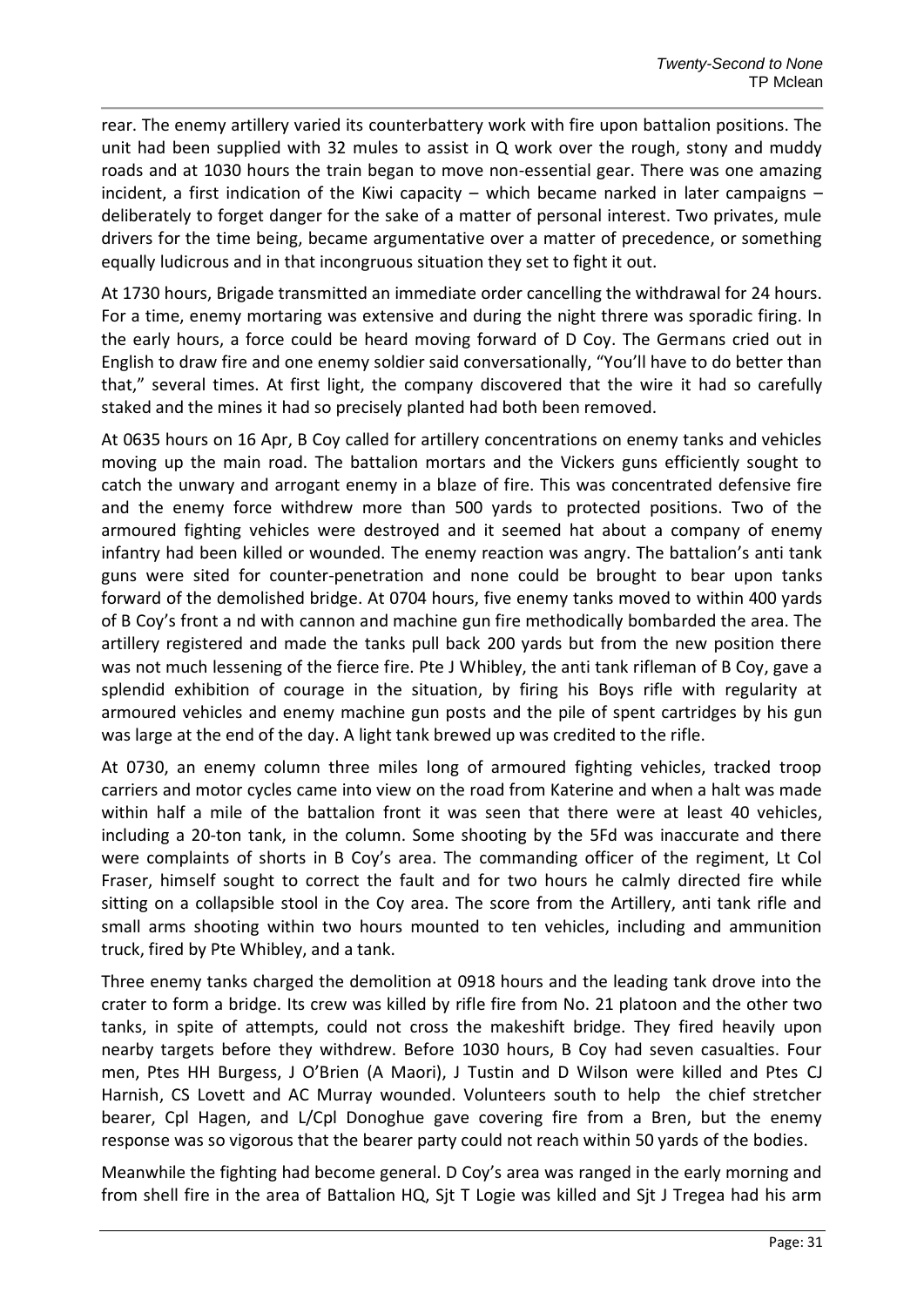rear. The enemy artillery varied its counterbattery work with fire upon battalion positions. The unit had been supplied with 32 mules to assist in Q work over the rough, stony and muddy roads and at 1030 hours the train began to move non-essential gear. There was one amazing incident, a first indication of the Kiwi capacity – which became narked in later campaigns – deliberately to forget danger for the sake of a matter of personal interest. Two privates, mule drivers for the time being, became argumentative over a matter of precedence, or something equally ludicrous and in that incongruous situation they set to fight it out.

At 1730 hours, Brigade transmitted an immediate order cancelling the withdrawal for 24 hours. For a time, enemy mortaring was extensive and during the night threre was sporadic firing. In the early hours, a force could be heard moving forward of D Coy. The Germans cried out in English to draw fire and one enemy soldier said conversationally, "You'll have to do better than that," several times. At first light, the company discovered that the wire it had so carefully staked and the mines it had so precisely planted had both been removed.

At 0635 hours on 16 Apr, B Coy called for artillery concentrations on enemy tanks and vehicles moving up the main road. The battalion mortars and the Vickers guns efficiently sought to catch the unwary and arrogant enemy in a blaze of fire. This was concentrated defensive fire and the enemy force withdrew more than 500 yards to protected positions. Two of the armoured fighting vehicles were destroyed and it seemed hat about a company of enemy infantry had been killed or wounded. The enemy reaction was angry. The battalion's anti tank guns were sited for counter-penetration and none could be brought to bear upon tanks forward of the demolished bridge. At 0704 hours, five enemy tanks moved to within 400 yards of B Coy's front a nd with cannon and machine gun fire methodically bombarded the area. The artillery registered and made the tanks pull back 200 yards but from the new position there was not much lessening of the fierce fire. Pte J Whibley, the anti tank rifleman of B Coy, gave a splendid exhibition of courage in the situation, by firing his Boys rifle with regularity at armoured vehicles and enemy machine gun posts and the pile of spent cartridges by his gun was large at the end of the day. A light tank brewed up was credited to the rifle.

At 0730, an enemy column three miles long of armoured fighting vehicles, tracked troop carriers and motor cycles came into view on the road from Katerine and when a halt was made within half a mile of the battalion front it was seen that there were at least 40 vehicles, including a 20-ton tank, in the column. Some shooting by the 5Fd was inaccurate and there were complaints of shorts in B Coy's area. The commanding officer of the regiment, Lt Col Fraser, himself sought to correct the fault and for two hours he calmly directed fire while sitting on a collapsible stool in the Coy area. The score from the Artillery, anti tank rifle and small arms shooting within two hours mounted to ten vehicles, including and ammunition truck, fired by Pte Whibley, and a tank.

Three enemy tanks charged the demolition at 0918 hours and the leading tank drove into the crater to form a bridge. Its crew was killed by rifle fire from No. 21 platoon and the other two tanks, in spite of attempts, could not cross the makeshift bridge. They fired heavily upon nearby targets before they withdrew. Before 1030 hours, B Coy had seven casualties. Four men, Ptes HH Burgess, J O'Brien (A Maori), J Tustin and D Wilson were killed and Ptes CJ Harnish, CS Lovett and AC Murray wounded. Volunteers south to help the chief stretcher bearer, Cpl Hagen, and L/Cpl Donoghue gave covering fire from a Bren, but the enemy response was so vigorous that the bearer party could not reach within 50 yards of the bodies.

Meanwhile the fighting had become general. D Coy's area was ranged in the early morning and from shell fire in the area of Battalion HQ, Sjt T Logie was killed and Sjt J Tregea had his arm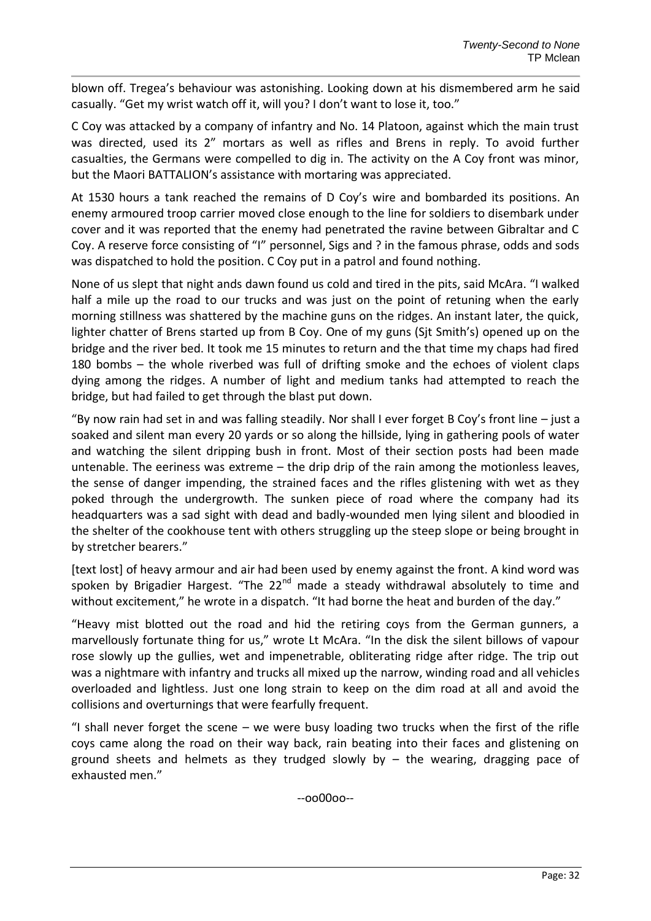blown off. Tregea's behaviour was astonishing. Looking down at his dismembered arm he said casually. "Get my wrist watch off it, will you? I don't want to lose it, too."

C Coy was attacked by a company of infantry and No. 14 Platoon, against which the main trust was directed, used its 2" mortars as well as rifles and Brens in reply. To avoid further casualties, the Germans were compelled to dig in. The activity on the A Coy front was minor, but the Maori BATTALION's assistance with mortaring was appreciated.

At 1530 hours a tank reached the remains of D Coy's wire and bombarded its positions. An enemy armoured troop carrier moved close enough to the line for soldiers to disembark under cover and it was reported that the enemy had penetrated the ravine between Gibraltar and C Coy. A reserve force consisting of "I" personnel, Sigs and ? in the famous phrase, odds and sods was dispatched to hold the position. C Coy put in a patrol and found nothing.

None of us slept that night ands dawn found us cold and tired in the pits, said McAra. "I walked half a mile up the road to our trucks and was just on the point of retuning when the early morning stillness was shattered by the machine guns on the ridges. An instant later, the quick, lighter chatter of Brens started up from B Coy. One of my guns (Sjt Smith's) opened up on the bridge and the river bed. It took me 15 minutes to return and the that time my chaps had fired 180 bombs – the whole riverbed was full of drifting smoke and the echoes of violent claps dying among the ridges. A number of light and medium tanks had attempted to reach the bridge, but had failed to get through the blast put down.

"By now rain had set in and was falling steadily. Nor shall I ever forget B Coy's front line – just a soaked and silent man every 20 yards or so along the hillside, lying in gathering pools of water and watching the silent dripping bush in front. Most of their section posts had been made untenable. The eeriness was extreme – the drip drip of the rain among the motionless leaves, the sense of danger impending, the strained faces and the rifles glistening with wet as they poked through the undergrowth. The sunken piece of road where the company had its headquarters was a sad sight with dead and badly-wounded men lying silent and bloodied in the shelter of the cookhouse tent with others struggling up the steep slope or being brought in by stretcher bearers."

[text lost] of heavy armour and air had been used by enemy against the front. A kind word was spoken by Brigadier Hargest. "The 22nd made a steady withdrawal absolutely to time and without excitement," he wrote in a dispatch. "It had borne the heat and burden of the day."

"Heavy mist blotted out the road and hid the retiring coys from the German gunners, a marvellously fortunate thing for us," wrote Lt McAra. "In the disk the silent billows of vapour rose slowly up the gullies, wet and impenetrable, obliterating ridge after ridge. The trip out was a nightmare with infantry and trucks all mixed up the narrow, winding road and all vehicles overloaded and lightless. Just one long strain to keep on the dim road at all and avoid the collisions and overturnings that were fearfully frequent.

"I shall never forget the scene – we were busy loading two trucks when the first of the rifle coys came along the road on their way back, rain beating into their faces and glistening on ground sheets and helmets as they trudged slowly by – the wearing, dragging pace of exhausted men."

--oo00oo--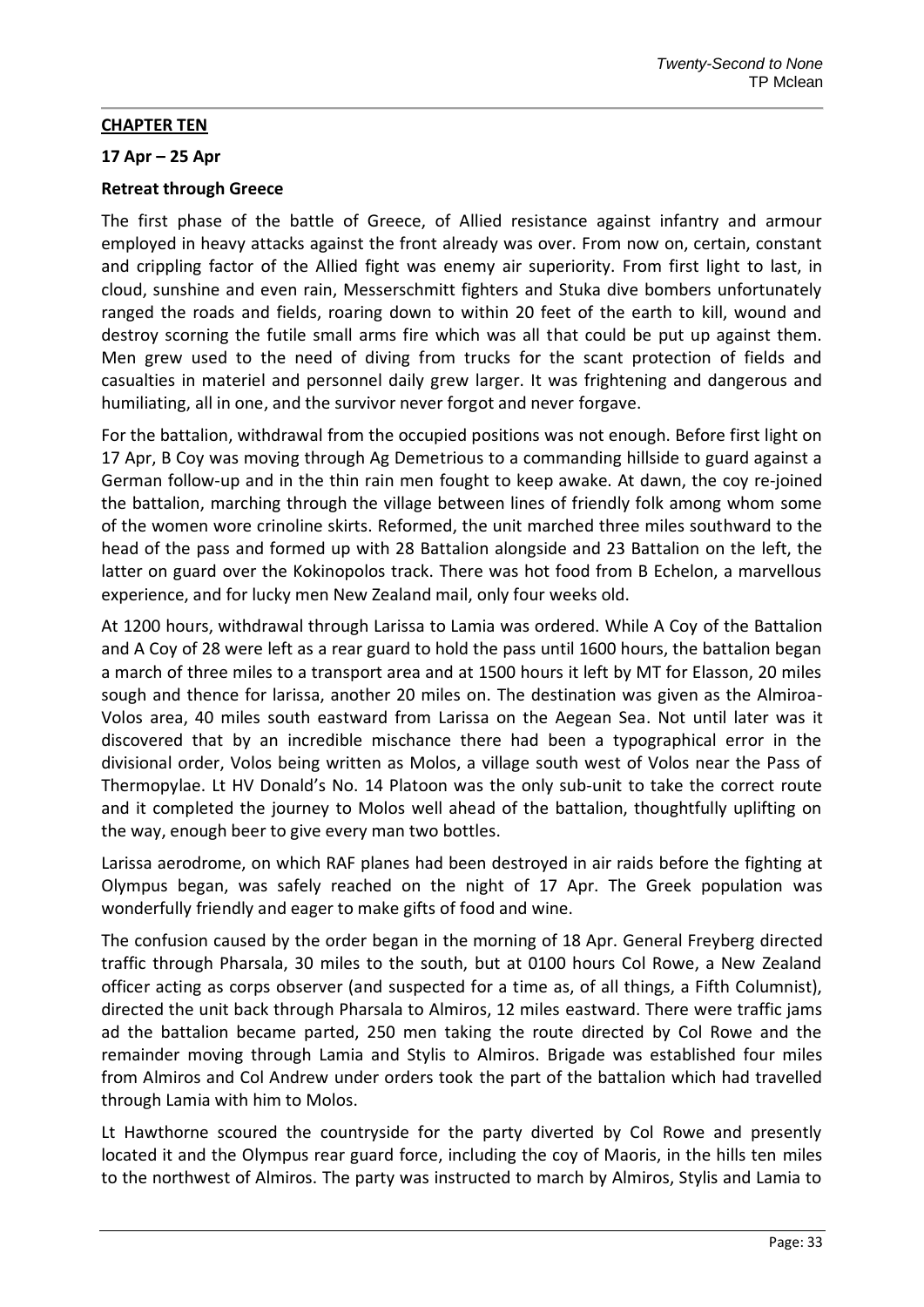**CHAPTER TEN**

**17 Apr – 25 Apr**

**Retreat through Greece**

The first phase of the battle of Greece, of Allied resistance against infantry and armour employed in heavy attacks against the front already was over. From now on, certain, constant and crippling factor of the Allied fight was enemy air superiority. From first light to last, in cloud, sunshine and even rain, Messerschmitt fighters and Stuka dive bombers unfortunately ranged the roads and fields, roaring down to within 20 feet of the earth to kill, wound and destroy scorning the futile small arms fire which was all that could be put up against them. Men grew used to the need of diving from trucks for the scant protection of fields and casualties in materiel and personnel daily grew larger. It was frightening and dangerous and humiliating, all in one, and the survivor never forgot and never forgave.

For the battalion, withdrawal from the occupied positions was not enough. Before first light on 17 Apr, B Coy was moving through Ag Demetrious to a commanding hillside to guard against a German follow-up and in the thin rain men fought to keep awake. At dawn, the coy re-joined the battalion, marching through the village between lines of friendly folk among whom some of the women wore crinoline skirts. Reformed, the unit marched three miles southward to the head of the pass and formed up with 28 Battalion alongside and 23 Battalion on the left, the latter on guard over the Kokinopolos track. There was hot food from B Echelon, a marvellous experience, and for lucky men New Zealand mail, only four weeks old.

At 1200 hours, withdrawal through Larissa to Lamia was ordered. While A Coy of the Battalion and A Coy of 28 were left as a rear guard to hold the pass until 1600 hours, the battalion began a march of three miles to a transport area and at 1500 hours it left by MT for Elasson, 20 miles sough and thence for larissa, another 20 miles on. The destination was given as the Almiroa-Volos area, 40 miles south eastward from Larissa on the Aegean Sea. Not until later was it discovered that by an incredible mischance there had been a typographical error in the divisional order, Volos being written as Molos, a village south west of Volos near the Pass of Thermopylae. Lt HV Donald's No. 14 Platoon was the only sub-unit to take the correct route and it completed the journey to Molos well ahead of the battalion, thoughtfully uplifting on the way, enough beer to give every man two bottles.

Larissa aerodrome, on which RAF planes had been destroyed in air raids before the fighting at Olympus began, was safely reached on the night of 17 Apr. The Greek population was wonderfully friendly and eager to make gifts of food and wine.

The confusion caused by the order began in the morning of 18 Apr. General Freyberg directed traffic through Pharsala, 30 miles to the south, but at 0100 hours Col Rowe, a New Zealand officer acting as corps observer (and suspected for a time as, of all things, a Fifth Columnist), directed the unit back through Pharsala to Almiros, 12 miles eastward. There were traffic jams ad the battalion became parted, 250 men taking the route directed by Col Rowe and the remainder moving through Lamia and Stylis to Almiros. Brigade was established four miles from Almiros and Col Andrew under orders took the part of the battalion which had travelled through Lamia with him to Molos.

Lt Hawthorne scoured the countryside for the party diverted by Col Rowe and presently located it and the Olympus rear guard force, including the coy of Maoris, in the hills ten miles to the northwest of Almiros. The party was instructed to march by Almiros, Stylis and Lamia to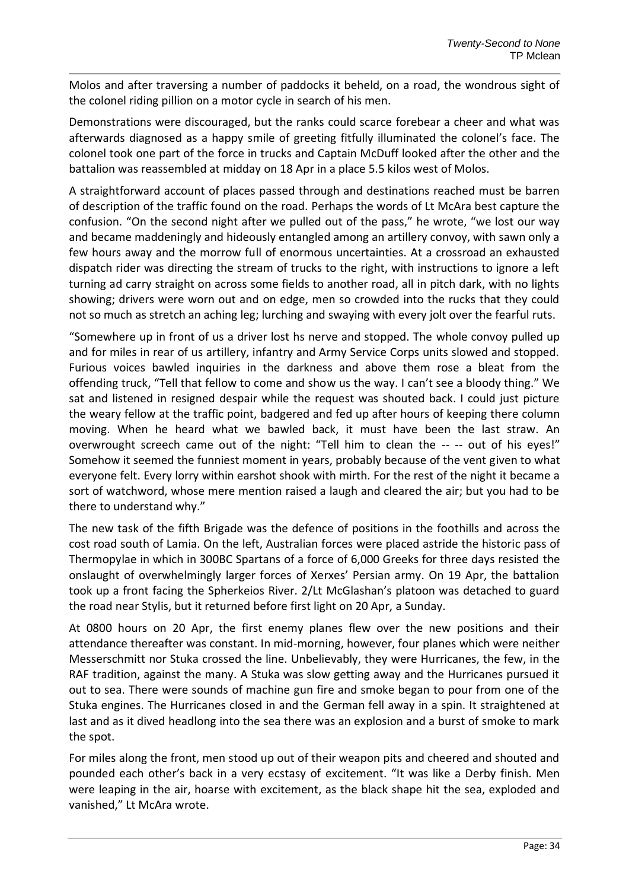Molos and after traversing a number of paddocks it beheld, on a road, the wondrous sight of the colonel riding pillion on a motor cycle in search of his men.

Demonstrations were discouraged, but the ranks could scarce forebear a cheer and what was afterwards diagnosed as a happy smile of greeting fitfully illuminated the colonel's face. The colonel took one part of the force in trucks and Captain McDuff looked after the other and the battalion was reassembled at midday on 18 Apr in a place 5.5 kilos west of Molos.

A straightforward account of places passed through and destinations reached must be barren of description of the traffic found on the road. Perhaps the words of Lt McAra best capture the confusion. "On the second night after we pulled out of the pass," he wrote, "we lost our way and became maddeningly and hideously entangled among an artillery convoy, with sawn only a few hours away and the morrow full of enormous uncertainties. At a crossroad an exhausted dispatch rider was directing the stream of trucks to the right, with instructions to ignore a left turning ad carry straight on across some fields to another road, all in pitch dark, with no lights showing; drivers were worn out and on edge, men so crowded into the rucks that they could not so much as stretch an aching leg; lurching and swaying with every jolt over the fearful ruts.

"Somewhere up in front of us a driver lost hs nerve and stopped. The whole convoy pulled up and for miles in rear of us artillery, infantry and Army Service Corps units slowed and stopped. Furious voices bawled inquiries in the darkness and above them rose a bleat from the offending truck, "Tell that fellow to come and show us the way. I can't see a bloody thing." We sat and listened in resigned despair while the request was shouted back. I could just picture the weary fellow at the traffic point, badgered and fed up after hours of keeping there column moving. When he heard what we bawled back, it must have been the last straw. An overwrought screech came out of the night: "Tell him to clean the -- -- out of his eyes!" Somehow it seemed the funniest moment in years, probably because of the vent given to what everyone felt. Every lorry within earshot shook with mirth. For the rest of the night it became a sort of watchword, whose mere mention raised a laugh and cleared the air; but you had to be there to understand why."

The new task of the fifth Brigade was the defence of positions in the foothills and across the cost road south of Lamia. On the left, Australian forces were placed astride the historic pass of Thermopylae in which in 300BC Spartans of a force of 6,000 Greeks for three days resisted the onslaught of overwhelmingly larger forces of Xerxes' Persian army. On 19 Apr, the battalion took up a front facing the Spherkeios River. 2/Lt McGlashan's platoon was detached to guard the road near Stylis, but it returned before first light on 20 Apr, a Sunday.

At 0800 hours on 20 Apr, the first enemy planes flew over the new positions and their attendance thereafter was constant. In mid-morning, however, four planes which were neither Messerschmitt nor Stuka crossed the line. Unbelievably, they were Hurricanes, the few, in the RAF tradition, against the many. A Stuka was slow getting away and the Hurricanes pursued it out to sea. There were sounds of machine gun fire and smoke began to pour from one of the Stuka engines. The Hurricanes closed in and the German fell away in a spin. It straightened at last and as it dived headlong into the sea there was an explosion and a burst of smoke to mark the spot.

For miles along the front, men stood up out of their weapon pits and cheered and shouted and pounded each other's back in a very ecstasy of excitement. "It was like a Derby finish. Men were leaping in the air, hoarse with excitement, as the black shape hit the sea, exploded and vanished," Lt McAra wrote.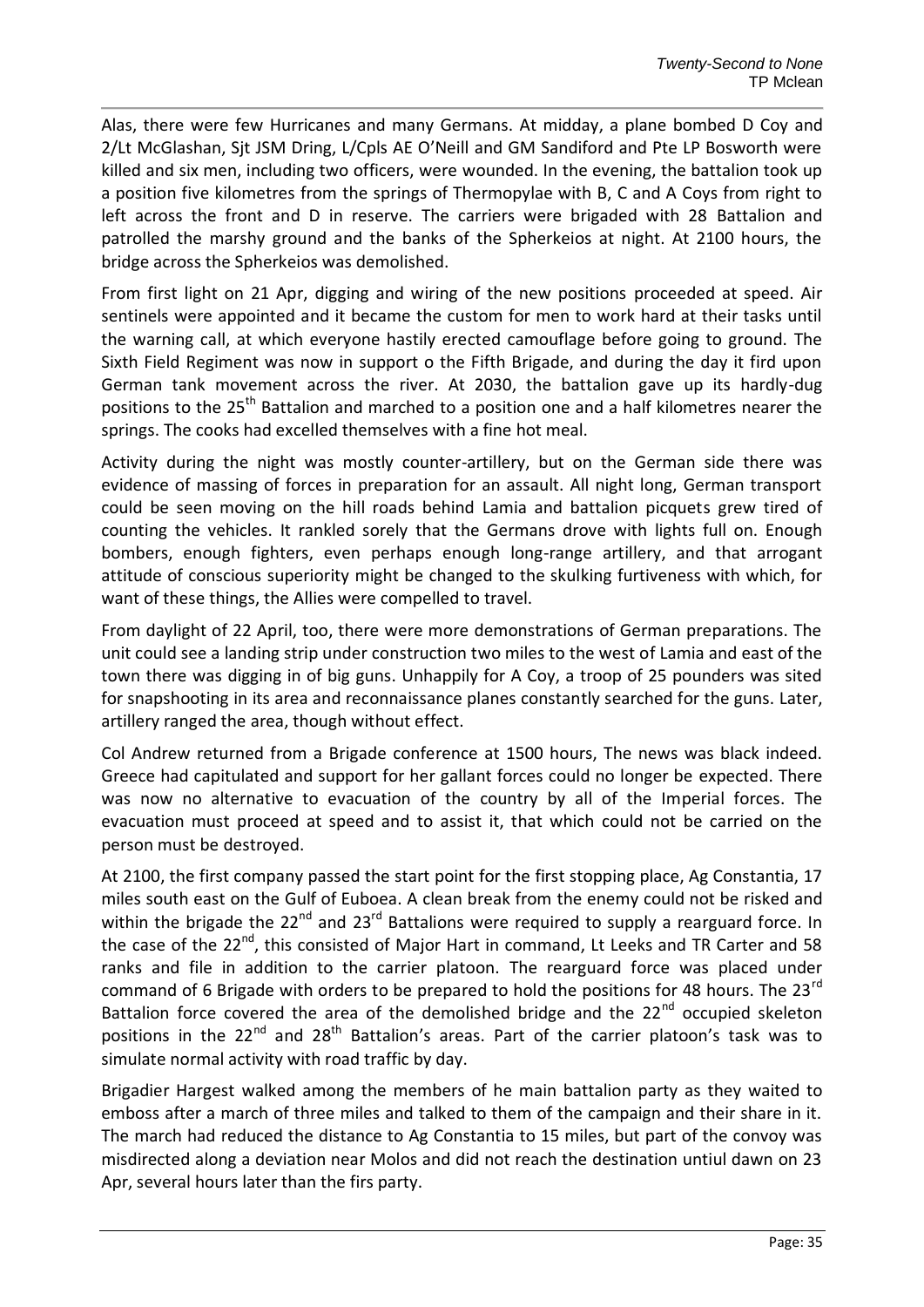Alas, there were few Hurricanes and many Germans. At midday, a plane bombed D Coy and 2/Lt McGlashan, Sjt JSM Dring, L/Cpls AE O'Neill and GM Sandiford and Pte LP Bosworth were killed and six men, including two officers, were wounded. In the evening, the battalion took up a position five kilometres from the springs of Thermopylae with B, C and A Coys from right to left across the front and D in reserve. The carriers were brigaded with 28 Battalion and patrolled the marshy ground and the banks of the Spherkeios at night. At 2100 hours, the bridge across the Spherkeios was demolished.

From first light on 21 Apr, digging and wiring of the new positions proceeded at speed. Air sentinels were appointed and it became the custom for men to work hard at their tasks until the warning call, at which everyone hastily erected camouflage before going to ground. The Sixth Field Regiment was now in support o the Fifth Brigade, and during the day it fird upon German tank movement across the river. At 2030, the battalion gave up its hardly-dug positions to the 25th Battalion and marched to a position one and a half kilometres nearer the springs. The cooks had excelled themselves with a fine hot meal.

Activity during the night was mostly counter-artillery, but on the German side there was evidence of massing of forces in preparation for an assault. All night long, German transport could be seen moving on the hill roads behind Lamia and battalion picquets grew tired of counting the vehicles. It rankled sorely that the Germans drove with lights full on. Enough bombers, enough fighters, even perhaps enough long-range artillery, and that arrogant attitude of conscious superiority might be changed to the skulking furtiveness with which, for want of these things, the Allies were compelled to travel.

From daylight of 22 April, too, there were more demonstrations of German preparations. The unit could see a landing strip under construction two miles to the west of Lamia and east of the town there was digging in of big guns. Unhappily for A Coy, a troop of 25 pounders was sited for snapshooting in its area and reconnaissance planes constantly searched for the guns. Later, artillery ranged the area, though without effect.

Col Andrew returned from a Brigade conference at 1500 hours, The news was black indeed. Greece had capitulated and support for her gallant forces could no longer be expected. There was now no alternative to evacuation of the country by all of the Imperial forces. The evacuation must proceed at speed and to assist it, that which could not be carried on the person must be destroyed.

At 2100, the first company passed the start point for the first stopping place, Ag Constantia, 17 miles south east on the Gulf of Euboea. A clean break from the enemy could not be risked and within the brigade the 22nd and 23rd Battalions were required to supply a rearguard force. In the case of the 22nd, this consisted of Major Hart in command, Lt Leeks and TR Carter and 58 ranks and file in addition to the carrier platoon. The rearguard force was placed under command of 6 Brigade with orders to be prepared to hold the positions for 48 hours. The 23rd Battalion force covered the area of the demolished bridge and the 22nd occupied skeleton positions in the 22nd and 28th Battalion's areas. Part of the carrier platoon's task was to simulate normal activity with road traffic by day.

Brigadier Hargest walked among the members of he main battalion party as they waited to emboss after a march of three miles and talked to them of the campaign and their share in it. The march had reduced the distance to Ag Constantia to 15 miles, but part of the convoy was misdirected along a deviation near Molos and did not reach the destination untiul dawn on 23 Apr, several hours later than the firs party.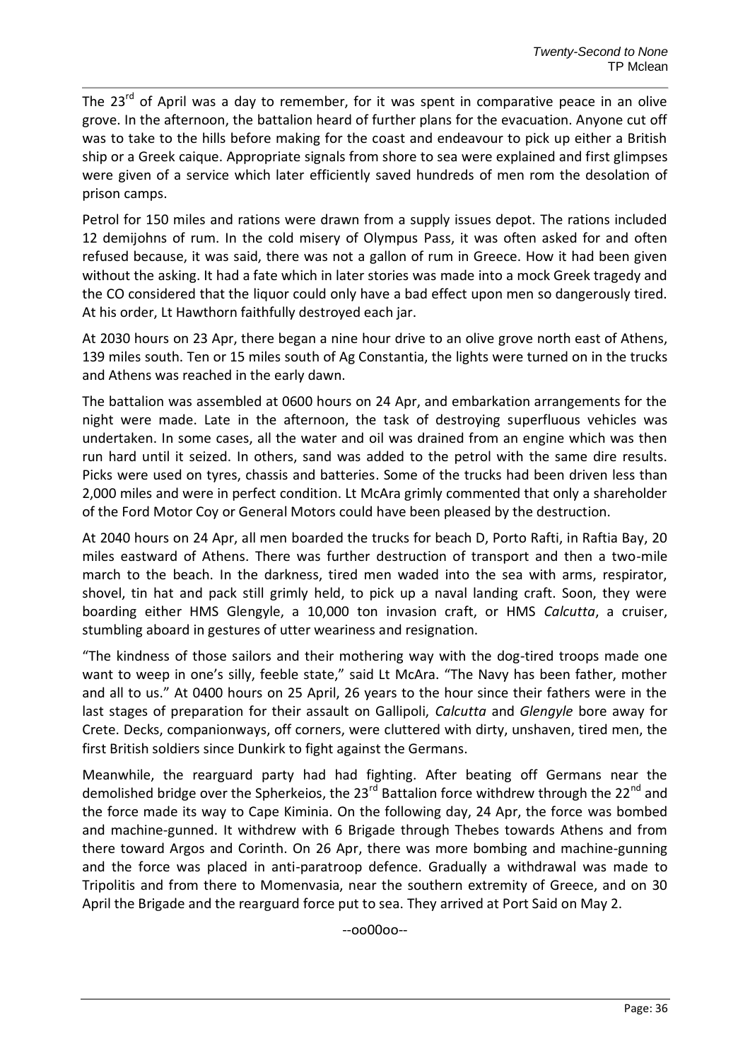The 23rd of April was a day to remember, for it was spent in comparative peace in an olive grove. In the afternoon, the battalion heard of further plans for the evacuation. Anyone cut off was to take to the hills before making for the coast and endeavour to pick up either a British ship or a Greek caique. Appropriate signals from shore to sea were explained and first glimpses were given of a service which later efficiently saved hundreds of men rom the desolation of prison camps.

Petrol for 150 miles and rations were drawn from a supply issues depot. The rations included 12 demijohns of rum. In the cold misery of Olympus Pass, it was often asked for and often refused because, it was said, there was not a gallon of rum in Greece. How it had been given without the asking. It had a fate which in later stories was made into a mock Greek tragedy and the CO considered that the liquor could only have a bad effect upon men so dangerously tired. At his order, Lt Hawthorn faithfully destroyed each jar.

At 2030 hours on 23 Apr, there began a nine hour drive to an olive grove north east of Athens, 139 miles south. Ten or 15 miles south of Ag Constantia, the lights were turned on in the trucks and Athens was reached in the early dawn.

The battalion was assembled at 0600 hours on 24 Apr, and embarkation arrangements for the night were made. Late in the afternoon, the task of destroying superfluous vehicles was undertaken. In some cases, all the water and oil was drained from an engine which was then run hard until it seized. In others, sand was added to the petrol with the same dire results. Picks were used on tyres, chassis and batteries. Some of the trucks had been driven less than 2,000 miles and were in perfect condition. Lt McAra grimly commented that only a shareholder of the Ford Motor Coy or General Motors could have been pleased by the destruction.

At 2040 hours on 24 Apr, all men boarded the trucks for beach D, Porto Rafti, in Raftia Bay, 20 miles eastward of Athens. There was further destruction of transport and then a two-mile march to the beach. In the darkness, tired men waded into the sea with arms, respirator, shovel, tin hat and pack still grimly held, to pick up a naval landing craft. Soon, they were boarding either HMS Glengyle, a 10,000 ton invasion craft, or HMS *Calcutta*, a cruiser, stumbling aboard in gestures of utter weariness and resignation.

"The kindness of those sailors and their mothering way with the dog-tired troops made one want to weep in one's silly, feeble state," said Lt McAra. "The Navy has been father, mother and all to us." At 0400 hours on 25 April, 26 years to the hour since their fathers were in the last stages of preparation for their assault on Gallipoli, *Calcutta* and *Glengyle* bore away for Crete. Decks, companionways, off corners, were cluttered with dirty, unshaven, tired men, the first British soldiers since Dunkirk to fight against the Germans.

Meanwhile, the rearguard party had had fighting. After beating off Germans near the demolished bridge over the Spherkeios, the 23rd Battalion force withdrew through the 22nd and the force made its way to Cape Kiminia. On the following day, 24 Apr, the force was bombed and machine-gunned. It withdrew with 6 Brigade through Thebes towards Athens and from there toward Argos and Corinth. On 26 Apr, there was more bombing and machine-gunning and the force was placed in anti-paratroop defence. Gradually a withdrawal was made to Tripolitis and from there to Momenvasia, near the southern extremity of Greece, and on 30 April the Brigade and the rearguard force put to sea. They arrived at Port Said on May 2.

--oo00oo--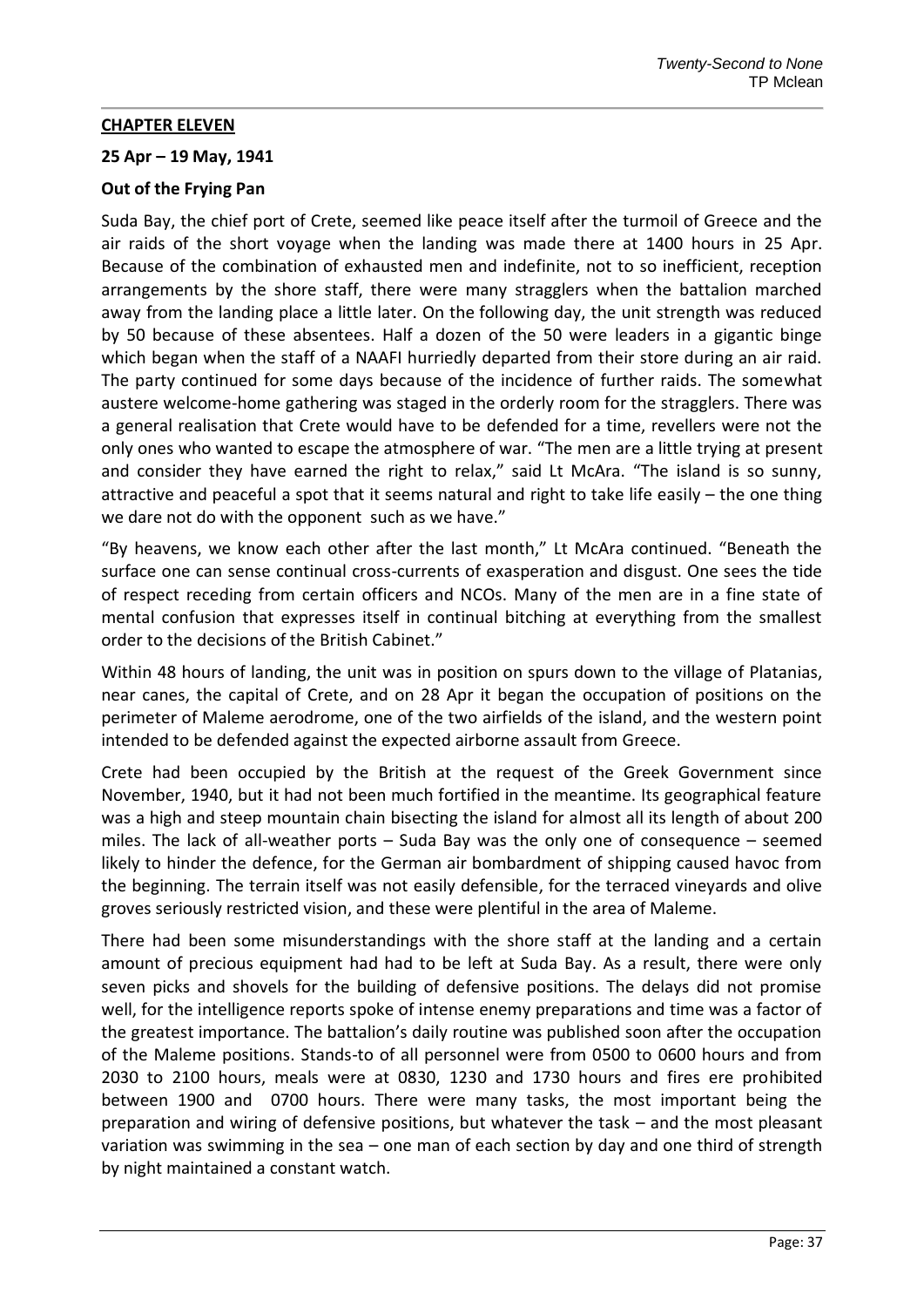**CHAPTER ELEVEN**

**25 Apr – 19 May, 1941**

**Out of the Frying Pan**

Suda Bay, the chief port of Crete, seemed like peace itself after the turmoil of Greece and the air raids of the short voyage when the landing was made there at 1400 hours in 25 Apr. Because of the combination of exhausted men and indefinite, not to so inefficient, reception arrangements by the shore staff, there were many stragglers when the battalion marched away from the landing place a little later. On the following day, the unit strength was reduced by 50 because of these absentees. Half a dozen of the 50 were leaders in a gigantic binge which began when the staff of a NAAFI hurriedly departed from their store during an air raid. The party continued for some days because of the incidence of further raids. The somewhat austere welcome-home gathering was staged in the orderly room for the stragglers. There was a general realisation that Crete would have to be defended for a time, revellers were not the only ones who wanted to escape the atmosphere of war. "The men are a little trying at present and consider they have earned the right to relax," said Lt McAra. "The island is so sunny, attractive and peaceful a spot that it seems natural and right to take life easily – the one thing we dare not do with the opponent such as we have."

"By heavens, we know each other after the last month," Lt McAra continued. "Beneath the surface one can sense continual cross-currents of exasperation and disgust. One sees the tide of respect receding from certain officers and NCOs. Many of the men are in a fine state of mental confusion that expresses itself in continual bitching at everything from the smallest order to the decisions of the British Cabinet."

Within 48 hours of landing, the unit was in position on spurs down to the village of Platanias, near canes, the capital of Crete, and on 28 Apr it began the occupation of positions on the perimeter of Maleme aerodrome, one of the two airfields of the island, and the western point intended to be defended against the expected airborne assault from Greece.

Crete had been occupied by the British at the request of the Greek Government since November, 1940, but it had not been much fortified in the meantime. Its geographical feature was a high and steep mountain chain bisecting the island for almost all its length of about 200 miles. The lack of all-weather ports – Suda Bay was the only one of consequence – seemed likely to hinder the defence, for the German air bombardment of shipping caused havoc from the beginning. The terrain itself was not easily defensible, for the terraced vineyards and olive groves seriously restricted vision, and these were plentiful in the area of Maleme.

There had been some misunderstandings with the shore staff at the landing and a certain amount of precious equipment had had to be left at Suda Bay. As a result, there were only seven picks and shovels for the building of defensive positions. The delays did not promise well, for the intelligence reports spoke of intense enemy preparations and time was a factor of the greatest importance. The battalion's daily routine was published soon after the occupation of the Maleme positions. Stands-to of all personnel were from 0500 to 0600 hours and from 2030 to 2100 hours, meals were at 0830, 1230 and 1730 hours and fires ere prohibited between 1900 and 0700 hours. There were many tasks, the most important being the preparation and wiring of defensive positions, but whatever the task – and the most pleasant variation was swimming in the sea – one man of each section by day and one third of strength by night maintained a constant watch.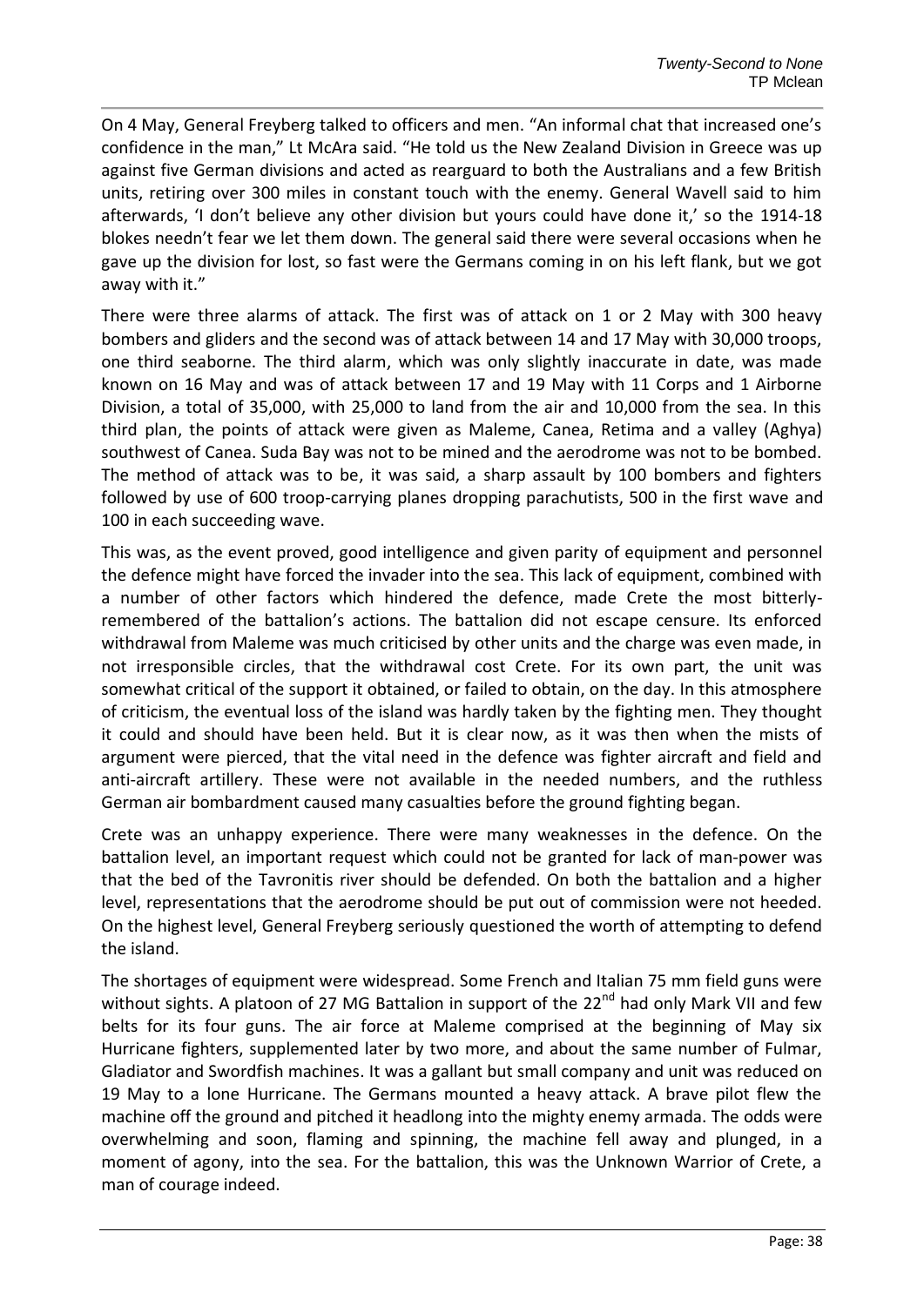On 4 May, General Freyberg talked to officers and men. "An informal chat that increased one's confidence in the man," Lt McAra said. "He told us the New Zealand Division in Greece was up against five German divisions and acted as rearguard to both the Australians and a few British units, retiring over 300 miles in constant touch with the enemy. General Wavell said to him afterwards, 'I don't believe any other division but yours could have done it,' so the 1914-18 blokes needn't fear we let them down. The general said there were several occasions when he gave up the division for lost, so fast were the Germans coming in on his left flank, but we got away with it."

There were three alarms of attack. The first was of attack on 1 or 2 May with 300 heavy bombers and gliders and the second was of attack between 14 and 17 May with 30,000 troops, one third seaborne. The third alarm, which was only slightly inaccurate in date, was made known on 16 May and was of attack between 17 and 19 May with 11 Corps and 1 Airborne Division, a total of 35,000, with 25,000 to land from the air and 10,000 from the sea. In this third plan, the points of attack were given as Maleme, Canea, Retima and a valley (Aghya) southwest of Canea. Suda Bay was not to be mined and the aerodrome was not to be bombed. The method of attack was to be, it was said, a sharp assault by 100 bombers and fighters followed by use of 600 troop-carrying planes dropping parachutists, 500 in the first wave and 100 in each succeeding wave.

This was, as the event proved, good intelligence and given parity of equipment and personnel the defence might have forced the invader into the sea. This lack of equipment, combined with a number of other factors which hindered the defence, made Crete the most bitterly-remembered of the battalion's actions. The battalion did not escape censure. Its enforced withdrawal from Maleme was much criticised by other units and the charge was even made, in not irresponsible circles, that the withdrawal cost Crete. For its own part, the unit was somewhat critical of the support it obtained, or failed to obtain, on the day. In this atmosphere of criticism, the eventual loss of the island was hardly taken by the fighting men. They thought it could and should have been held. But it is clear now, as it was then when the mists of argument were pierced, that the vital need in the defence was fighter aircraft and field and anti-aircraft artillery. These were not available in the needed numbers, and the ruthless German air bombardment caused many casualties before the ground fighting began.

Crete was an unhappy experience. There were many weaknesses in the defence. On the battalion level, an important request which could not be granted for lack of man-power was that the bed of the Tavronitis river should be defended. On both the battalion and a higher level, representations that the aerodrome should be put out of commission were not heeded. On the highest level, General Freyberg seriously questioned the worth of attempting to defend the island.

The shortages of equipment were widespread. Some French and Italian 75 mm field guns were without sights. A platoon of 27 MG Battalion in support of the 22nd had only Mark VII and few belts for its four guns. The air force at Maleme comprised at the beginning of May six Hurricane fighters, supplemented later by two more, and about the same number of Fulmar, Gladiator and Swordfish machines. It was a gallant but small company and unit was reduced on 19 May to a lone Hurricane. The Germans mounted a heavy attack. A brave pilot flew the machine off the ground and pitched it headlong into the mighty enemy armada. The odds were overwhelming and soon, flaming and spinning, the machine fell away and plunged, in a moment of agony, into the sea. For the battalion, this was the Unknown Warrior of Crete, a man of courage indeed.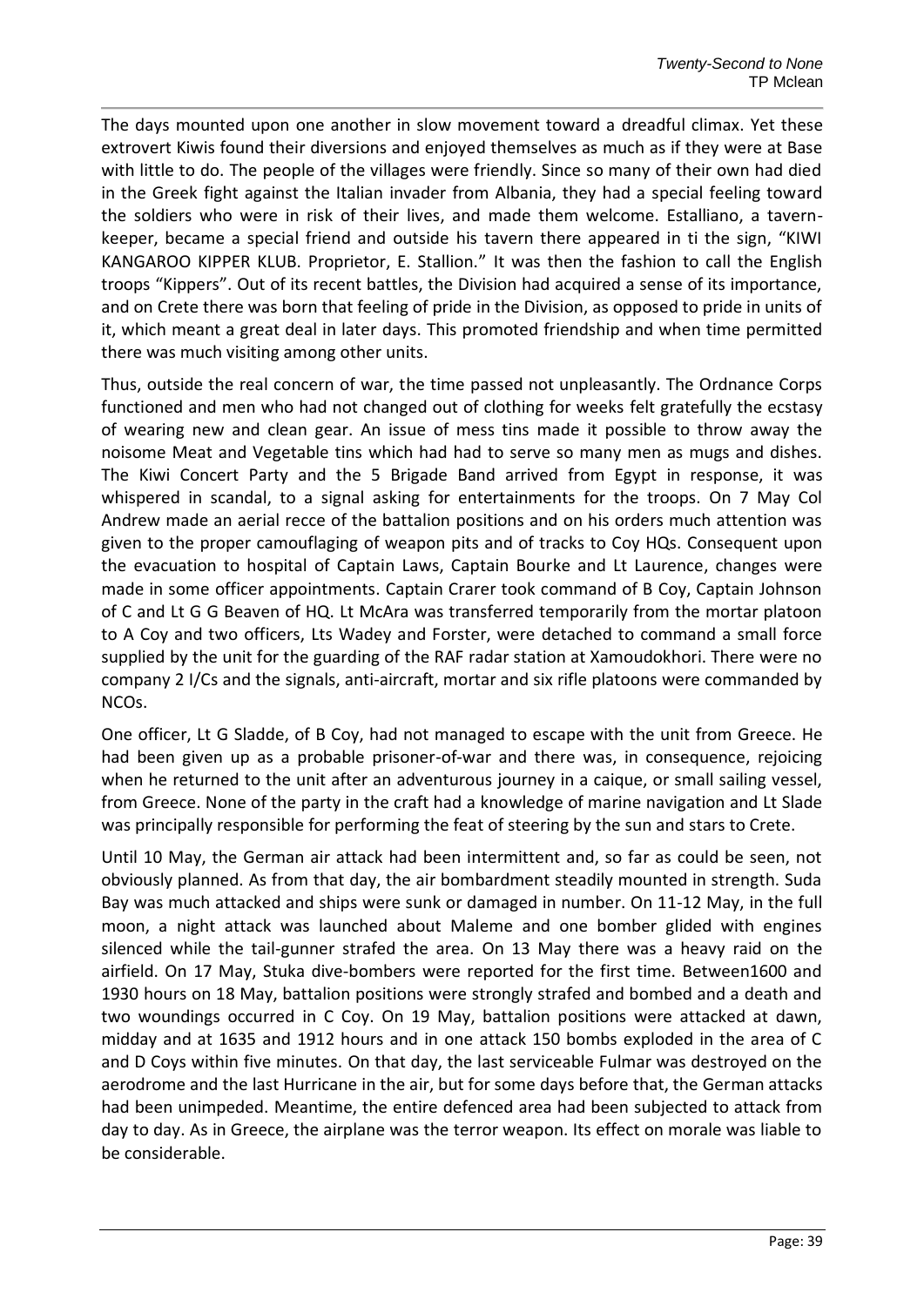The days mounted upon one another in slow movement toward a dreadful climax. Yet these extrovert Kiwis found their diversions and enjoyed themselves as much as if they were at Base with little to do. The people of the villages were friendly. Since so many of their own had died in the Greek fight against the Italian invader from Albania, they had a special feeling toward the soldiers who were in risk of their lives, and made them welcome. Estalliano, a tavern-keeper, became a special friend and outside his tavern there appeared in ti the sign, "KIWI KANGAROO KIPPER KLUB. Proprietor, E. Stallion." It was then the fashion to call the English troops "Kippers". Out of its recent battles, the Division had acquired a sense of its importance, and on Crete there was born that feeling of pride in the Division, as opposed to pride in units of it, which meant a great deal in later days. This promoted friendship and when time permitted there was much visiting among other units.

Thus, outside the real concern of war, the time passed not unpleasantly. The Ordnance Corps functioned and men who had not changed out of clothing for weeks felt gratefully the ecstasy of wearing new and clean gear. An issue of mess tins made it possible to throw away the noisome Meat and Vegetable tins which had had to serve so many men as mugs and dishes. The Kiwi Concert Party and the 5 Brigade Band arrived from Egypt in response, it was whispered in scandal, to a signal asking for entertainments for the troops. On 7 May Col Andrew made an aerial recce of the battalion positions and on his orders much attention was given to the proper camouflaging of weapon pits and of tracks to Coy HQs. Consequent upon the evacuation to hospital of Captain Laws, Captain Bourke and Lt Laurence, changes were made in some officer appointments. Captain Crarer took command of B Coy, Captain Johnson of C and Lt G G Beaven of HQ. Lt McAra was transferred temporarily from the mortar platoon to A Coy and two officers, Lts Wadey and Forster, were detached to command a small force supplied by the unit for the guarding of the RAF radar station at Xamoudokhori. There were no company 2 I/Cs and the signals, anti-aircraft, mortar and six rifle platoons were commanded by NCOs.

One officer, Lt G Sladde, of B Coy, had not managed to escape with the unit from Greece. He had been given up as a probable prisoner-of-war and there was, in consequence, rejoicing when he returned to the unit after an adventurous journey in a caique, or small sailing vessel, from Greece. None of the party in the craft had a knowledge of marine navigation and Lt Slade was principally responsible for performing the feat of steering by the sun and stars to Crete.

Until 10 May, the German air attack had been intermittent and, so far as could be seen, not obviously planned. As from that day, the air bombardment steadily mounted in strength. Suda Bay was much attacked and ships were sunk or damaged in number. On 11-12 May, in the full moon, a night attack was launched about Maleme and one bomber glided with engines silenced while the tail-gunner strafed the area. On 13 May there was a heavy raid on the airfield. On 17 May, Stuka dive-bombers were reported for the first time. Between1600 and 1930 hours on 18 May, battalion positions were strongly strafed and bombed and a death and two woundings occurred in C Coy. On 19 May, battalion positions were attacked at dawn, midday and at 1635 and 1912 hours and in one attack 150 bombs exploded in the area of C and D Coys within five minutes. On that day, the last serviceable Fulmar was destroyed on the aerodrome and the last Hurricane in the air, but for some days before that, the German attacks had been unimpeded. Meantime, the entire defenced area had been subjected to attack from day to day. As in Greece, the airplane was the terror weapon. Its effect on morale was liable to be considerable.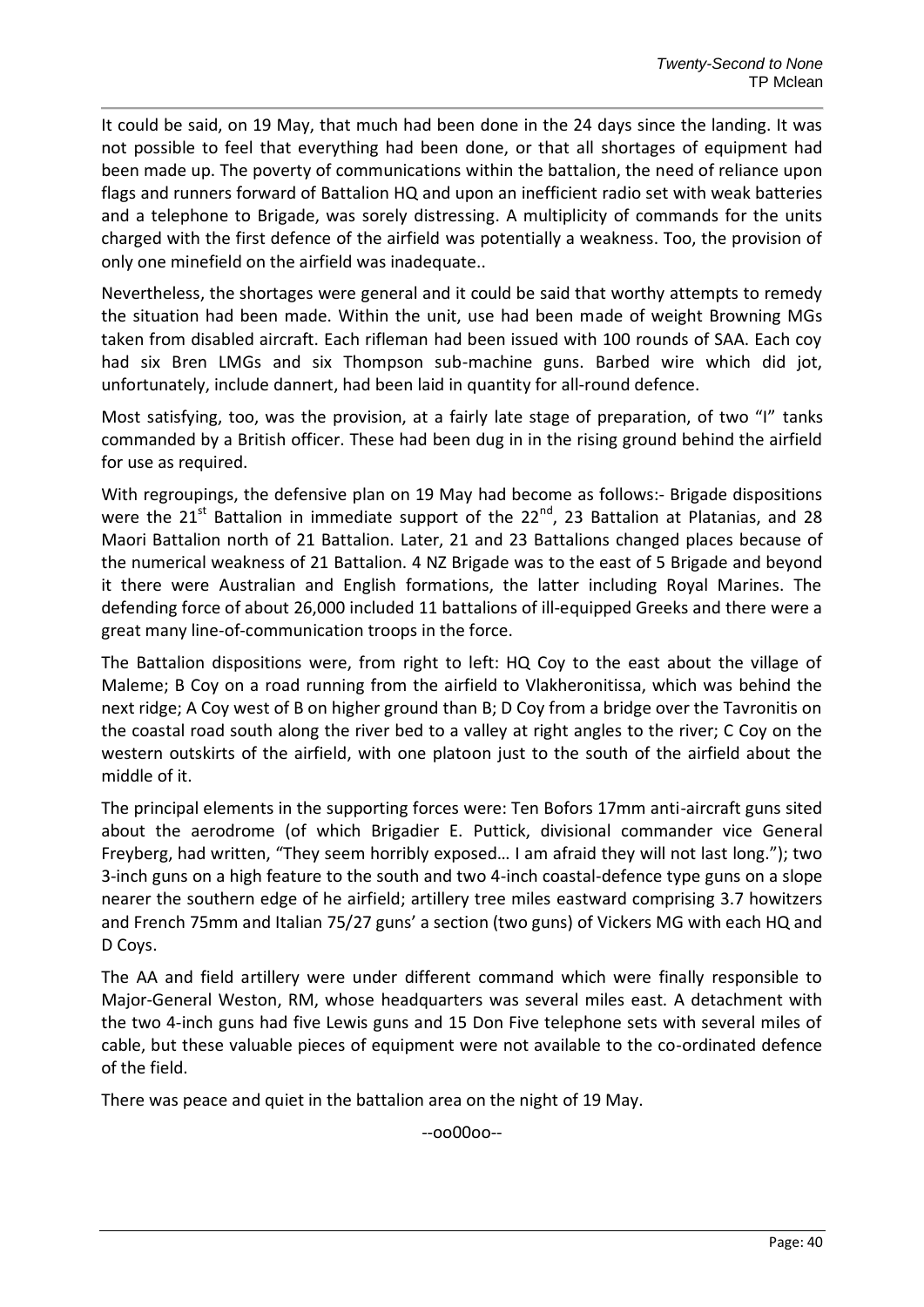It could be said, on 19 May, that much had been done in the 24 days since the landing. It was not possible to feel that everything had been done, or that all shortages of equipment had been made up. The poverty of communications within the battalion, the need of reliance upon flags and runners forward of Battalion HQ and upon an inefficient radio set with weak batteries and a telephone to Brigade, was sorely distressing. A multiplicity of commands for the units charged with the first defence of the airfield was potentially a weakness. Too, the provision of only one minefield on the airfield was inadequate..

Nevertheless, the shortages were general and it could be said that worthy attempts to remedy the situation had been made. Within the unit, use had been made of weight Browning MGs taken from disabled aircraft. Each rifleman had been issued with 100 rounds of SAA. Each coy had six Bren LMGs and six Thompson sub-machine guns. Barbed wire which did jot, unfortunately, include dannert, had been laid in quantity for all-round defence.

Most satisfying, too, was the provision, at a fairly late stage of preparation, of two "I" tanks commanded by a British officer. These had been dug in in the rising ground behind the airfield for use as required.

With regroupings, the defensive plan on 19 May had become as follows:- Brigade dispositions were the 21st Battalion in immediate support of the 22nd, 23 Battalion at Platanias, and 28 Maori Battalion north of 21 Battalion. Later, 21 and 23 Battalions changed places because of the numerical weakness of 21 Battalion. 4 NZ Brigade was to the east of 5 Brigade and beyond it there were Australian and English formations, the latter including Royal Marines. The defending force of about 26,000 included 11 battalions of ill-equipped Greeks and there were a great many line-of-communication troops in the force.

The Battalion dispositions were, from right to left: HQ Coy to the east about the village of Maleme; B Coy on a road running from the airfield to Vlakheronitissa, which was behind the next ridge; A Coy west of B on higher ground than B; D Coy from a bridge over the Tavronitis on the coastal road south along the river bed to a valley at right angles to the river; C Coy on the western outskirts of the airfield, with one platoon just to the south of the airfield about the middle of it.

The principal elements in the supporting forces were: Ten Bofors 17mm anti-aircraft guns sited about the aerodrome (of which Brigadier E. Puttick, divisional commander vice General Freyberg, had written, "They seem horribly exposed… I am afraid they will not last long."); two 3-inch guns on a high feature to the south and two 4-inch coastal-defence type guns on a slope nearer the southern edge of he airfield; artillery tree miles eastward comprising 3.7 howitzers and French 75mm and Italian 75/27 guns' a section (two guns) of Vickers MG with each HQ and D Coys.

The AA and field artillery were under different command which were finally responsible to Major-General Weston, RM, whose headquarters was several miles east. A detachment with the two 4-inch guns had five Lewis guns and 15 Don Five telephone sets with several miles of cable, but these valuable pieces of equipment were not available to the co-ordinated defence of the field.

There was peace and quiet in the battalion area on the night of 19 May.

--oo00oo--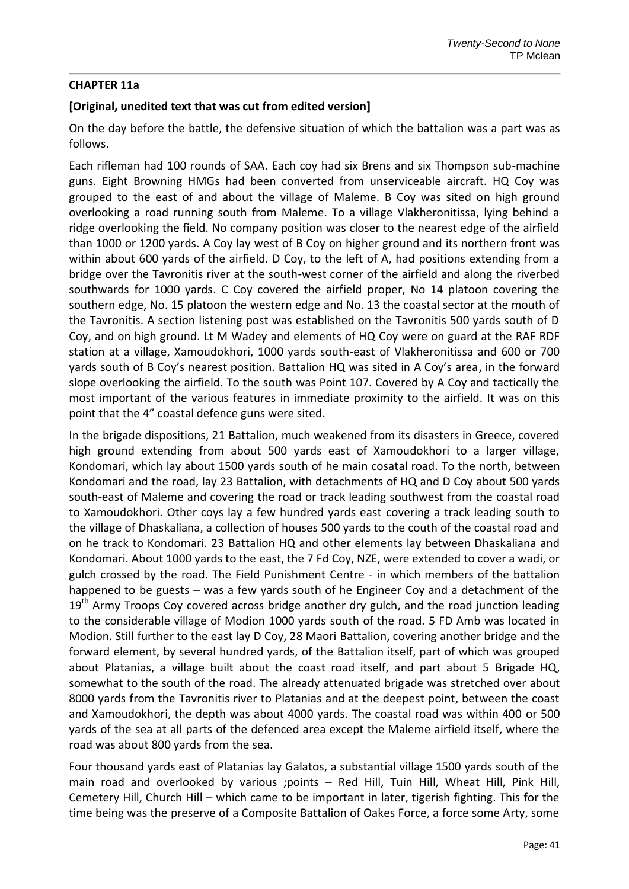**CHAPTER 11a**

**[Original, unedited text that was cut from edited version]**

On the day before the battle, the defensive situation of which the battalion was a part was as follows.

Each rifleman had 100 rounds of SAA. Each coy had six Brens and six Thompson sub-machine guns. Eight Browning HMGs had been converted from unserviceable aircraft. HQ Coy was grouped to the east of and about the village of Maleme. B Coy was sited on high ground overlooking a road running south from Maleme. To a village Vlakheronitissa, lying behind a ridge overlooking the field. No company position was closer to the nearest edge of the airfield than 1000 or 1200 yards. A Coy lay west of B Coy on higher ground and its northern front was within about 600 yards of the airfield. D Coy, to the left of A, had positions extending from a bridge over the Tavronitis river at the south-west corner of the airfield and along the riverbed southwards for 1000 yards. C Coy covered the airfield proper, No 14 platoon covering the southern edge, No. 15 platoon the western edge and No. 13 the coastal sector at the mouth of the Tavronitis. A section listening post was established on the Tavronitis 500 yards south of D Coy, and on high ground. Lt M Wadey and elements of HQ Coy were on guard at the RAF RDF station at a village, Xamoudokhori, 1000 yards south-east of Vlakheronitissa and 600 or 700 yards south of B Coy's nearest position. Battalion HQ was sited in A Coy's area, in the forward slope overlooking the airfield. To the south was Point 107. Covered by A Coy and tactically the most important of the various features in immediate proximity to the airfield. It was on this point that the 4" coastal defence guns were sited.

In the brigade dispositions, 21 Battalion, much weakened from its disasters in Greece, covered high ground extending from about 500 yards east of Xamoudokhori to a larger village, Kondomari, which lay about 1500 yards south of he main cosatal road. To the north, between Kondomari and the road, lay 23 Battalion, with detachments of HQ and D Coy about 500 yards south-east of Maleme and covering the road or track leading southwest from the coastal road to Xamoudokhori. Other coys lay a few hundred yards east covering a track leading south to the village of Dhaskaliana, a collection of houses 500 yards to the couth of the coastal road and on he track to Kondomari. 23 Battalion HQ and other elements lay between Dhaskaliana and Kondomari. About 1000 yards to the east, the 7 Fd Coy, NZE, were extended to cover a wadi, or gulch crossed by the road. The Field Punishment Centre - in which members of the battalion happened to be guests – was a few yards south of he Engineer Coy and a detachment of the 19th Army Troops Coy covered across bridge another dry gulch, and the road junction leading to the considerable village of Modion 1000 yards south of the road. 5 FD Amb was located in Modion. Still further to the east lay D Coy, 28 Maori Battalion, covering another bridge and the forward element, by several hundred yards, of the Battalion itself, part of which was grouped about Platanias, a village built about the coast road itself, and part about 5 Brigade HQ, somewhat to the south of the road. The already attenuated brigade was stretched over about 8000 yards from the Tavronitis river to Platanias and at the deepest point, between the coast and Xamoudokhori, the depth was about 4000 yards. The coastal road was within 400 or 500 yards of the sea at all parts of the defenced area except the Maleme airfield itself, where the road was about 800 yards from the sea.

Four thousand yards east of Platanias lay Galatos, a substantial village 1500 yards south of the main road and overlooked by various ;points – Red Hill, Tuin Hill, Wheat Hill, Pink Hill, Cemetery Hill, Church Hill – which came to be important in later, tigerish fighting. This for the time being was the preserve of a Composite Battalion of Oakes Force, a force some Arty, some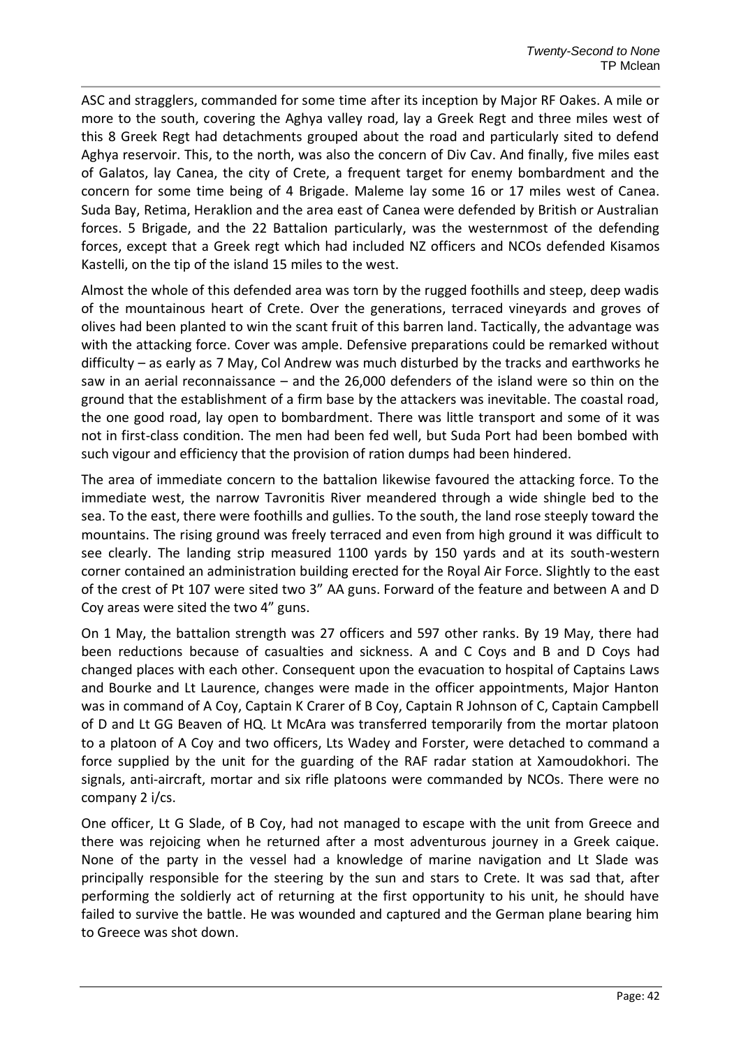ASC and stragglers, commanded for some time after its inception by Major RF Oakes. A mile or more to the south, covering the Aghya valley road, lay a Greek Regt and three miles west of this 8 Greek Regt had detachments grouped about the road and particularly sited to defend Aghya reservoir. This, to the north, was also the concern of Div Cav. And finally, five miles east of Galatos, lay Canea, the city of Crete, a frequent target for enemy bombardment and the concern for some time being of 4 Brigade. Maleme lay some 16 or 17 miles west of Canea. Suda Bay, Retima, Heraklion and the area east of Canea were defended by British or Australian forces. 5 Brigade, and the 22 Battalion particularly, was the westernmost of the defending forces, except that a Greek regt which had included NZ officers and NCOs defended Kisamos Kastelli, on the tip of the island 15 miles to the west.

Almost the whole of this defended area was torn by the rugged foothills and steep, deep wadis of the mountainous heart of Crete. Over the generations, terraced vineyards and groves of olives had been planted to win the scant fruit of this barren land. Tactically, the advantage was with the attacking force. Cover was ample. Defensive preparations could be remarked without difficulty – as early as 7 May, Col Andrew was much disturbed by the tracks and earthworks he saw in an aerial reconnaissance – and the 26,000 defenders of the island were so thin on the ground that the establishment of a firm base by the attackers was inevitable. The coastal road, the one good road, lay open to bombardment. There was little transport and some of it was not in first-class condition. The men had been fed well, but Suda Port had been bombed with such vigour and efficiency that the provision of ration dumps had been hindered.

The area of immediate concern to the battalion likewise favoured the attacking force. To the immediate west, the narrow Tavronitis River meandered through a wide shingle bed to the sea. To the east, there were foothills and gullies. To the south, the land rose steeply toward the mountains. The rising ground was freely terraced and even from high ground it was difficult to see clearly. The landing strip measured 1100 yards by 150 yards and at its south-western corner contained an administration building erected for the Royal Air Force. Slightly to the east of the crest of Pt 107 were sited two 3" AA guns. Forward of the feature and between A and D Coy areas were sited the two 4" guns.

On 1 May, the battalion strength was 27 officers and 597 other ranks. By 19 May, there had been reductions because of casualties and sickness. A and C Coys and B and D Coys had changed places with each other. Consequent upon the evacuation to hospital of Captains Laws and Bourke and Lt Laurence, changes were made in the officer appointments, Major Hanton was in command of A Coy, Captain K Crarer of B Coy, Captain R Johnson of C, Captain Campbell of D and Lt GG Beaven of HQ. Lt McAra was transferred temporarily from the mortar platoon to a platoon of A Coy and two officers, Lts Wadey and Forster, were detached to command a force supplied by the unit for the guarding of the RAF radar station at Xamoudokhori. The signals, anti-aircraft, mortar and six rifle platoons were commanded by NCOs. There were no company 2 i/cs.

One officer, Lt G Slade, of B Coy, had not managed to escape with the unit from Greece and there was rejoicing when he returned after a most adventurous journey in a Greek caique. None of the party in the vessel had a knowledge of marine navigation and Lt Slade was principally responsible for the steering by the sun and stars to Crete. It was sad that, after performing the soldierly act of returning at the first opportunity to his unit, he should have failed to survive the battle. He was wounded and captured and the German plane bearing him to Greece was shot down.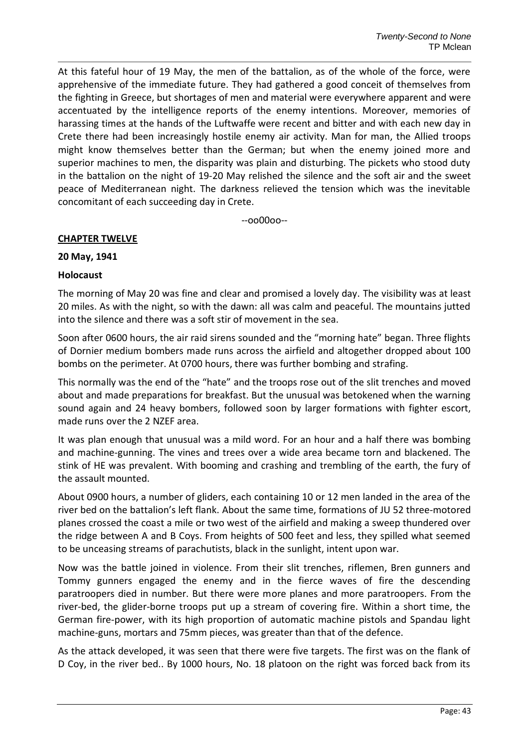At this fateful hour of 19 May, the men of the battalion, as of the whole of the force, were apprehensive of the immediate future. They had gathered a good conceit of themselves from the fighting in Greece, but shortages of men and material were everywhere apparent and were accentuated by the intelligence reports of the enemy intentions. Moreover, memories of harassing times at the hands of the Luftwaffe were recent and bitter and with each new day in Crete there had been increasingly hostile enemy air activity. Man for man, the Allied troops might know themselves better than the German; but when the enemy joined more and superior machines to men, the disparity was plain and disturbing. The pickets who stood duty in the battalion on the night of 19-20 May relished the silence and the soft air and the sweet peace of Mediterranean night. The darkness relieved the tension which was the inevitable concomitant of each succeeding day in Crete.

--oo00oo--

## CHAPTER TWELVE

**20 May, 1941**

**Holocaust**

The morning of May 20 was fine and clear and promised a lovely day. The visibility was at least 20 miles. As with the night, so with the dawn: all was calm and peaceful. The mountains jutted into the silence and there was a soft stir of movement in the sea.

Soon after 0600 hours, the air raid sirens sounded and the "morning hate" began. Three flights of Dornier medium bombers made runs across the airfield and altogether dropped about 100 bombs on the perimeter. At 0700 hours, there was further bombing and strafing.

This normally was the end of the "hate" and the troops rose out of the slit trenches and moved about and made preparations for breakfast. But the unusual was betokened when the warning sound again and 24 heavy bombers, followed soon by larger formations with fighter escort, made runs over the 2 NZEF area.

It was plan enough that unusual was a mild word. For an hour and a half there was bombing and machine-gunning. The vines and trees over a wide area became torn and blackened. The stink of HE was prevalent. With booming and crashing and trembling of the earth, the fury of the assault mounted.

About 0900 hours, a number of gliders, each containing 10 or 12 men landed in the area of the river bed on the battalion's left flank. About the same time, formations of JU 52 three-motored planes crossed the coast a mile or two west of the airfield and making a sweep thundered over the ridge between A and B Coys. From heights of 500 feet and less, they spilled what seemed to be unceasing streams of parachutists, black in the sunlight, intent upon war.

Now was the battle joined in violence. From their slit trenches, riflemen, Bren gunners and Tommy gunners engaged the enemy and in the fierce waves of fire the descending paratroopers died in number. But there were more planes and more paratroopers. From the river-bed, the glider-borne troops put up a stream of covering fire. Within a short time, the German fire-power, with its high proportion of automatic machine pistols and Spandau light machine-guns, mortars and 75mm pieces, was greater than that of the defence.

As the attack developed, it was seen that there were five targets. The first was on the flank of D Coy, in the river bed.. By 1000 hours, No. 18 platoon on the right was forced back from its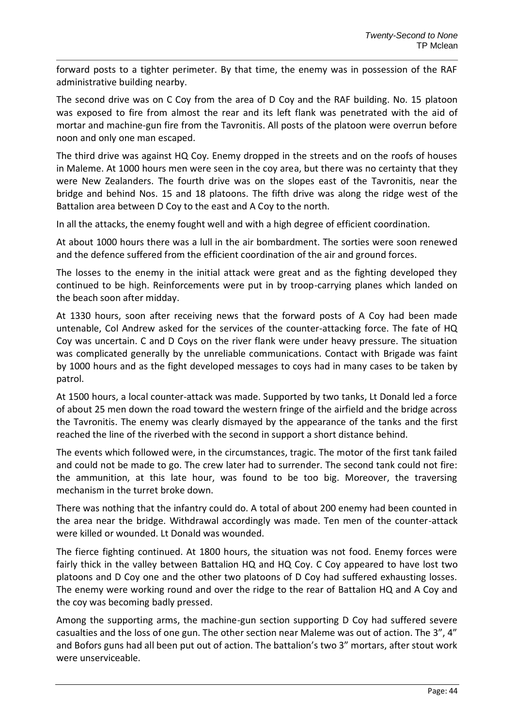forward posts to a tighter perimeter. By that time, the enemy was in possession of the RAF administrative building nearby.

The second drive was on C Coy from the area of D Coy and the RAF building. No. 15 platoon was exposed to fire from almost the rear and its left flank was penetrated with the aid of mortar and machine-gun fire from the Tavronitis. All posts of the platoon were overrun before noon and only one man escaped.

The third drive was against HQ Coy. Enemy dropped in the streets and on the roofs of houses in Maleme. At 1000 hours men were seen in the coy area, but there was no certainty that they were New Zealanders. The fourth drive was on the slopes east of the Tavronitis, near the bridge and behind Nos. 15 and 18 platoons. The fifth drive was along the ridge west of the Battalion area between D Coy to the east and A Coy to the north.

In all the attacks, the enemy fought well and with a high degree of efficient coordination.

At about 1000 hours there was a lull in the air bombardment. The sorties were soon renewed and the defence suffered from the efficient coordination of the air and ground forces.

The losses to the enemy in the initial attack were great and as the fighting developed they continued to be high. Reinforcements were put in by troop-carrying planes which landed on the beach soon after midday.

At 1330 hours, soon after receiving news that the forward posts of A Coy had been made untenable, Col Andrew asked for the services of the counter-attacking force. The fate of HQ Coy was uncertain. C and D Coys on the river flank were under heavy pressure. The situation was complicated generally by the unreliable communications. Contact with Brigade was faint by 1000 hours and as the fight developed messages to coys had in many cases to be taken by patrol.

At 1500 hours, a local counter-attack was made. Supported by two tanks, Lt Donald led a force of about 25 men down the road toward the western fringe of the airfield and the bridge across the Tavronitis. The enemy was clearly dismayed by the appearance of the tanks and the first reached the line of the riverbed with the second in support a short distance behind.

The events which followed were, in the circumstances, tragic. The motor of the first tank failed and could not be made to go. The crew later had to surrender. The second tank could not fire: the ammunition, at this late hour, was found to be too big. Moreover, the traversing mechanism in the turret broke down.

There was nothing that the infantry could do. A total of about 200 enemy had been counted in the area near the bridge. Withdrawal accordingly was made. Ten men of the counter-attack were killed or wounded. Lt Donald was wounded.

The fierce fighting continued. At 1800 hours, the situation was not food. Enemy forces were fairly thick in the valley between Battalion HQ and HQ Coy. C Coy appeared to have lost two platoons and D Coy one and the other two platoons of D Coy had suffered exhausting losses. The enemy were working round and over the ridge to the rear of Battalion HQ and A Coy and the coy was becoming badly pressed.

Among the supporting arms, the machine-gun section supporting D Coy had suffered severe casualties and the loss of one gun. The other section near Maleme was out of action. The 3", 4" and Bofors guns had all been put out of action. The battalion's two 3" mortars, after stout work were unserviceable.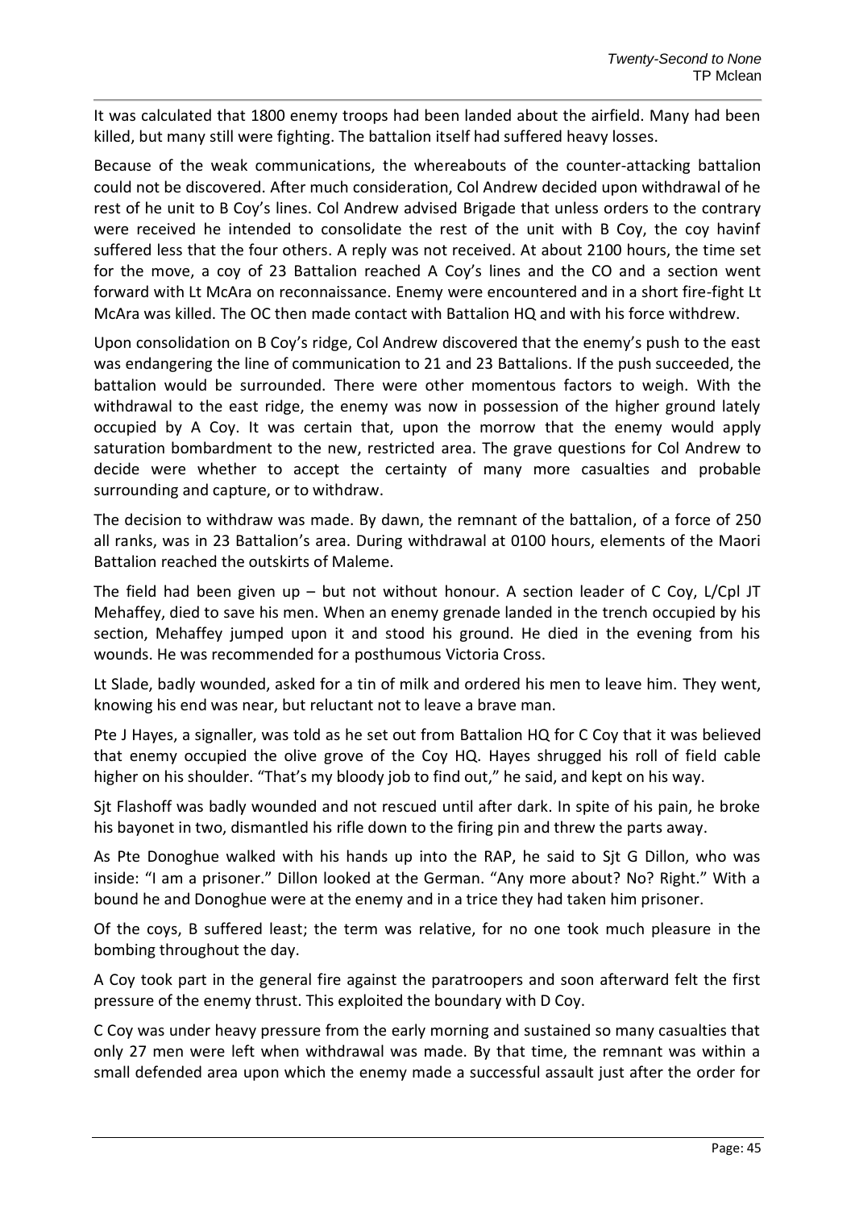It was calculated that 1800 enemy troops had been landed about the airfield. Many had been killed, but many still were fighting. The battalion itself had suffered heavy losses.

Because of the weak communications, the whereabouts of the counter-attacking battalion could not be discovered. After much consideration, Col Andrew decided upon withdrawal of he rest of he unit to B Coy's lines. Col Andrew advised Brigade that unless orders to the contrary were received he intended to consolidate the rest of the unit with B Coy, the coy havinf suffered less that the four others. A reply was not received. At about 2100 hours, the time set for the move, a coy of 23 Battalion reached A Coy's lines and the CO and a section went forward with Lt McAra on reconnaissance. Enemy were encountered and in a short fire-fight Lt McAra was killed. The OC then made contact with Battalion HQ and with his force withdrew.

Upon consolidation on B Coy's ridge, Col Andrew discovered that the enemy's push to the east was endangering the line of communication to 21 and 23 Battalions. If the push succeeded, the battalion would be surrounded. There were other momentous factors to weigh. With the withdrawal to the east ridge, the enemy was now in possession of the higher ground lately occupied by A Coy. It was certain that, upon the morrow that the enemy would apply saturation bombardment to the new, restricted area. The grave questions for Col Andrew to decide were whether to accept the certainty of many more casualties and probable surrounding and capture, or to withdraw.

The decision to withdraw was made. By dawn, the remnant of the battalion, of a force of 250 all ranks, was in 23 Battalion's area. During withdrawal at 0100 hours, elements of the Maori Battalion reached the outskirts of Maleme.

The field had been given up – but not without honour. A section leader of C Coy, L/Cpl JT Mehaffey, died to save his men. When an enemy grenade landed in the trench occupied by his section, Mehaffey jumped upon it and stood his ground. He died in the evening from his wounds. He was recommended for a posthumous Victoria Cross.

Lt Slade, badly wounded, asked for a tin of milk and ordered his men to leave him. They went, knowing his end was near, but reluctant not to leave a brave man.

Pte J Hayes, a signaller, was told as he set out from Battalion HQ for C Coy that it was believed that enemy occupied the olive grove of the Coy HQ. Hayes shrugged his roll of field cable higher on his shoulder. "That's my bloody job to find out," he said, and kept on his way.

Sjt Flashoff was badly wounded and not rescued until after dark. In spite of his pain, he broke his bayonet in two, dismantled his rifle down to the firing pin and threw the parts away.

As Pte Donoghue walked with his hands up into the RAP, he said to Sjt G Dillon, who was inside: "I am a prisoner." Dillon looked at the German. "Any more about? No? Right." With a bound he and Donoghue were at the enemy and in a trice they had taken him prisoner.

Of the coys, B suffered least; the term was relative, for no one took much pleasure in the bombing throughout the day.

A Coy took part in the general fire against the paratroopers and soon afterward felt the first pressure of the enemy thrust. This exploited the boundary with D Coy.

C Coy was under heavy pressure from the early morning and sustained so many casualties that only 27 men were left when withdrawal was made. By that time, the remnant was within a small defended area upon which the enemy made a successful assault just after the order for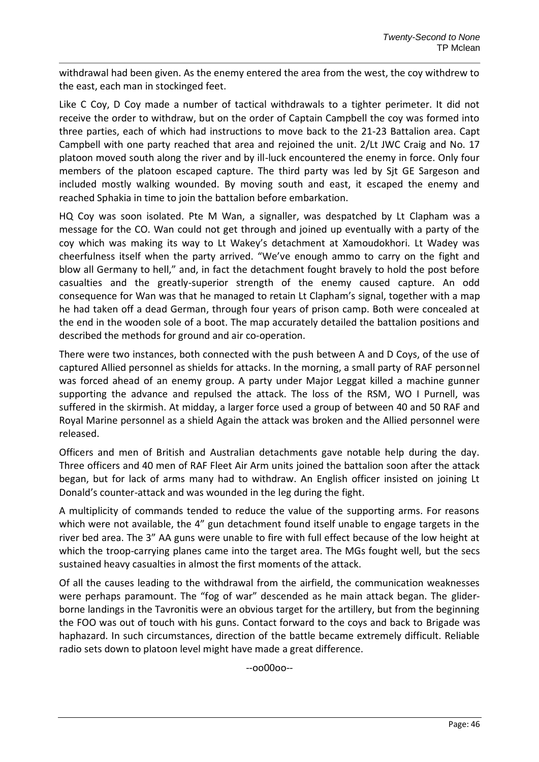withdrawal had been given. As the enemy entered the area from the west, the coy withdrew to the east, each man in stockinged feet.

Like C Coy, D Coy made a number of tactical withdrawals to a tighter perimeter. It did not receive the order to withdraw, but on the order of Captain Campbell the coy was formed into three parties, each of which had instructions to move back to the 21-23 Battalion area. Capt Campbell with one party reached that area and rejoined the unit. 2/Lt JWC Craig and No. 17 platoon moved south along the river and by ill-luck encountered the enemy in force. Only four members of the platoon escaped capture. The third party was led by Sjt GE Sargeson and included mostly walking wounded. By moving south and east, it escaped the enemy and reached Sphakia in time to join the battalion before embarkation.

HQ Coy was soon isolated. Pte M Wan, a signaller, was despatched by Lt Clapham was a message for the CO. Wan could not get through and joined up eventually with a party of the coy which was making its way to Lt Wakey's detachment at Xamoudokhori. Lt Wadey was cheerfulness itself when the party arrived. "We've enough ammo to carry on the fight and blow all Germany to hell," and, in fact the detachment fought bravely to hold the post before casualties and the greatly-superior strength of the enemy caused capture. An odd consequence for Wan was that he managed to retain Lt Clapham's signal, together with a map he had taken off a dead German, through four years of prison camp. Both were concealed at the end in the wooden sole of a boot. The map accurately detailed the battalion positions and described the methods for ground and air co-operation.

There were two instances, both connected with the push between A and D Coys, of the use of captured Allied personnel as shields for attacks. In the morning, a small party of RAF personnel was forced ahead of an enemy group. A party under Major Leggat killed a machine gunner supporting the advance and repulsed the attack. The loss of the RSM, WO I Purnell, was suffered in the skirmish. At midday, a larger force used a group of between 40 and 50 RAF and Royal Marine personnel as a shield Again the attack was broken and the Allied personnel were released.

Officers and men of British and Australian detachments gave notable help during the day. Three officers and 40 men of RAF Fleet Air Arm units joined the battalion soon after the attack began, but for lack of arms many had to withdraw. An English officer insisted on joining Lt Donald's counter-attack and was wounded in the leg during the fight.

A multiplicity of commands tended to reduce the value of the supporting arms. For reasons which were not available, the 4" gun detachment found itself unable to engage targets in the river bed area. The 3" AA guns were unable to fire with full effect because of the low height at which the troop-carrying planes came into the target area. The MGs fought well, but the secs sustained heavy casualties in almost the first moments of the attack.

Of all the causes leading to the withdrawal from the airfield, the communication weaknesses were perhaps paramount. The "fog of war" descended as he main attack began. The glider-borne landings in the Tavronitis were an obvious target for the artillery, but from the beginning the FOO was out of touch with his guns. Contact forward to the coys and back to Brigade was haphazard. In such circumstances, direction of the battle became extremely difficult. Reliable radio sets down to platoon level might have made a great difference.

--oo00oo--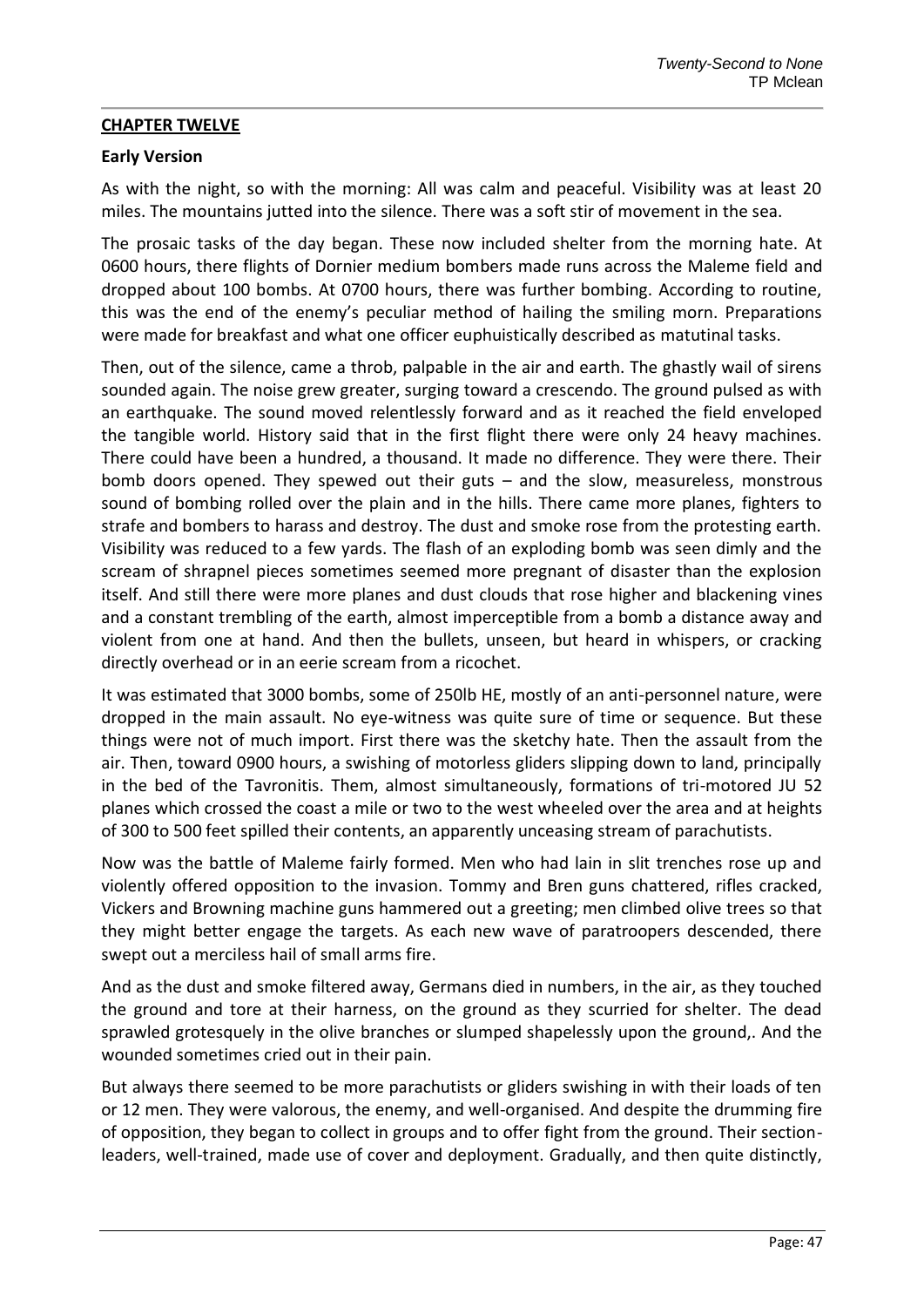**CHAPTER TWELVE**

**Early Version**

As with the night, so with the morning: All was calm and peaceful. Visibility was at least 20 miles. The mountains jutted into the silence. There was a soft stir of movement in the sea.

The prosaic tasks of the day began. These now included shelter from the morning hate. At 0600 hours, there flights of Dornier medium bombers made runs across the Maleme field and dropped about 100 bombs. At 0700 hours, there was further bombing. According to routine, this was the end of the enemy's peculiar method of hailing the smiling morn. Preparations were made for breakfast and what one officer euphuistically described as matutinal tasks.

Then, out of the silence, came a throb, palpable in the air and earth. The ghastly wail of sirens sounded again. The noise grew greater, surging toward a crescendo. The ground pulsed as with an earthquake. The sound moved relentlessly forward and as it reached the field enveloped the tangible world. History said that in the first flight there were only 24 heavy machines. There could have been a hundred, a thousand. It made no difference. They were there. Their bomb doors opened. They spewed out their guts – and the slow, measureless, monstrous sound of bombing rolled over the plain and in the hills. There came more planes, fighters to strafe and bombers to harass and destroy. The dust and smoke rose from the protesting earth. Visibility was reduced to a few yards. The flash of an exploding bomb was seen dimly and the scream of shrapnel pieces sometimes seemed more pregnant of disaster than the explosion itself. And still there were more planes and dust clouds that rose higher and blackening vines and a constant trembling of the earth, almost imperceptible from a bomb a distance away and violent from one at hand. And then the bullets, unseen, but heard in whispers, or cracking directly overhead or in an eerie scream from a ricochet.

It was estimated that 3000 bombs, some of 250lb HE, mostly of an anti-personnel nature, were dropped in the main assault. No eye-witness was quite sure of time or sequence. But these things were not of much import. First there was the sketchy hate. Then the assault from the air. Then, toward 0900 hours, a swishing of motorless gliders slipping down to land, principally in the bed of the Tavronitis. Them, almost simultaneously, formations of tri-motored JU 52 planes which crossed the coast a mile or two to the west wheeled over the area and at heights of 300 to 500 feet spilled their contents, an apparently unceasing stream of parachutists.

Now was the battle of Maleme fairly formed. Men who had lain in slit trenches rose up and violently offered opposition to the invasion. Tommy and Bren guns chattered, rifles cracked, Vickers and Browning machine guns hammered out a greeting; men climbed olive trees so that they might better engage the targets. As each new wave of paratroopers descended, there swept out a merciless hail of small arms fire.

And as the dust and smoke filtered away, Germans died in numbers, in the air, as they touched the ground and tore at their harness, on the ground as they scurried for shelter. The dead sprawled grotesquely in the olive branches or slumped shapelessly upon the ground,. And the wounded sometimes cried out in their pain.

But always there seemed to be more parachutists or gliders swishing in with their loads of ten or 12 men. They were valorous, the enemy, and well-organised. And despite the drumming fire of opposition, they began to collect in groups and to offer fight from the ground. Their section-leaders, well-trained, made use of cover and deployment. Gradually, and then quite distinctly,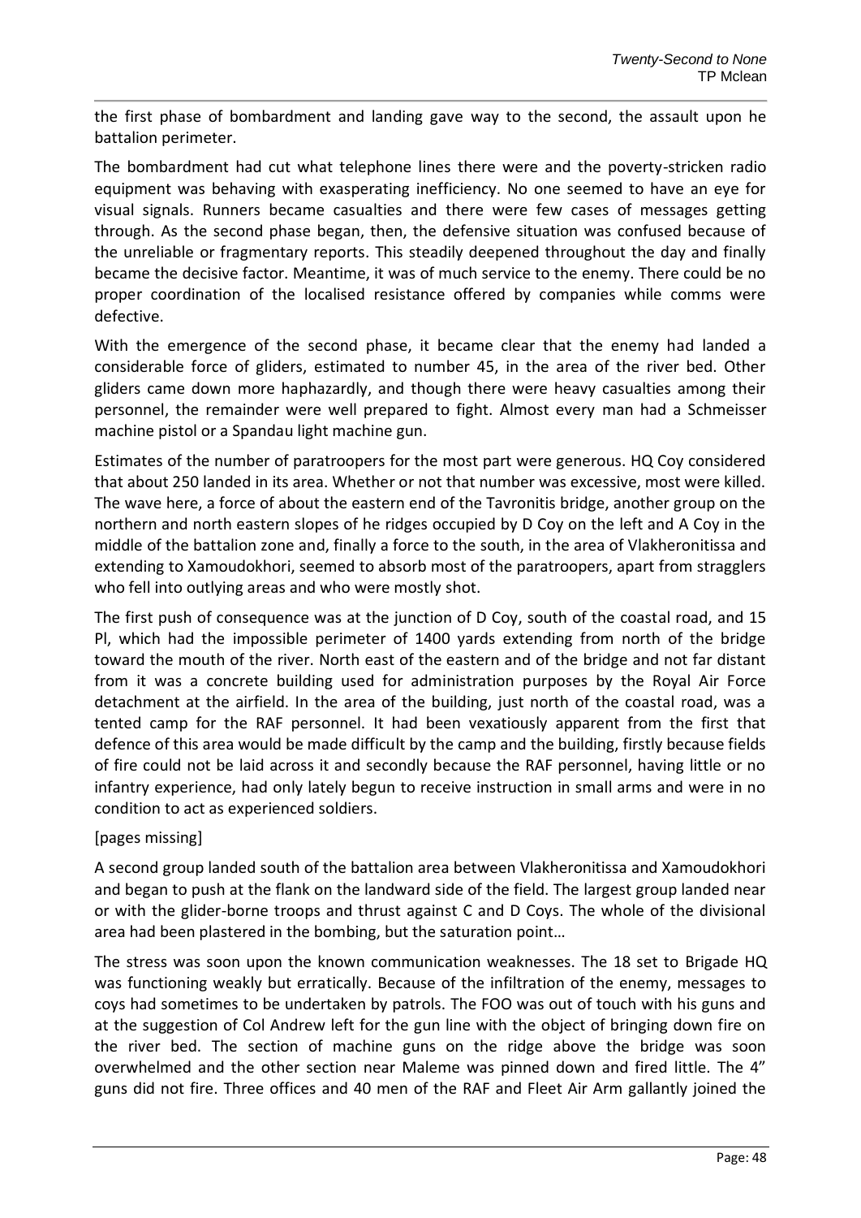the first phase of bombardment and landing gave way to the second, the assault upon he battalion perimeter.

The bombardment had cut what telephone lines there were and the poverty-stricken radio equipment was behaving with exasperating inefficiency. No one seemed to have an eye for visual signals. Runners became casualties and there were few cases of messages getting through. As the second phase began, then, the defensive situation was confused because of the unreliable or fragmentary reports. This steadily deepened throughout the day and finally became the decisive factor. Meantime, it was of much service to the enemy. There could be no proper coordination of the localised resistance offered by companies while comms were defective.

With the emergence of the second phase, it became clear that the enemy had landed a considerable force of gliders, estimated to number 45, in the area of the river bed. Other gliders came down more haphazardly, and though there were heavy casualties among their personnel, the remainder were well prepared to fight. Almost every man had a Schmeisser machine pistol or a Spandau light machine gun.

Estimates of the number of paratroopers for the most part were generous. HQ Coy considered that about 250 landed in its area. Whether or not that number was excessive, most were killed. The wave here, a force of about the eastern end of the Tavronitis bridge, another group on the northern and north eastern slopes of he ridges occupied by D Coy on the left and A Coy in the middle of the battalion zone and, finally a force to the south, in the area of Vlakheronitissa and extending to Xamoudokhori, seemed to absorb most of the paratroopers, apart from stragglers who fell into outlying areas and who were mostly shot.

The first push of consequence was at the junction of D Coy, south of the coastal road, and 15 Pl, which had the impossible perimeter of 1400 yards extending from north of the bridge toward the mouth of the river. North east of the eastern and of the bridge and not far distant from it was a concrete building used for administration purposes by the Royal Air Force detachment at the airfield. In the area of the building, just north of the coastal road, was a tented camp for the RAF personnel. It had been vexatiously apparent from the first that defence of this area would be made difficult by the camp and the building, firstly because fields of fire could not be laid across it and secondly because the RAF personnel, having little or no infantry experience, had only lately begun to receive instruction in small arms and were in no condition to act as experienced soldiers.

[pages missing]

A second group landed south of the battalion area between Vlakheronitissa and Xamoudokhori and began to push at the flank on the landward side of the field. The largest group landed near or with the glider-borne troops and thrust against C and D Coys. The whole of the divisional area had been plastered in the bombing, but the saturation point…

The stress was soon upon the known communication weaknesses. The 18 set to Brigade HQ was functioning weakly but erratically. Because of the infiltration of the enemy, messages to coys had sometimes to be undertaken by patrols. The FOO was out of touch with his guns and at the suggestion of Col Andrew left for the gun line with the object of bringing down fire on the river bed. The section of machine guns on the ridge above the bridge was soon overwhelmed and the other section near Maleme was pinned down and fired little. The 4" guns did not fire. Three offices and 40 men of the RAF and Fleet Air Arm gallantly joined the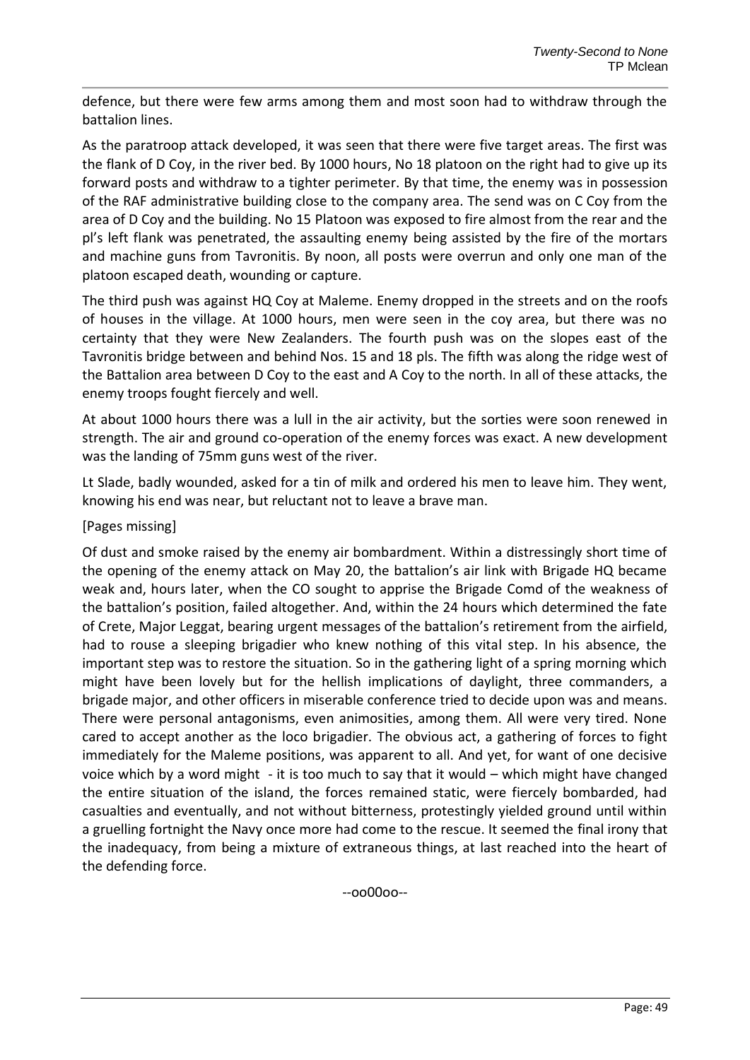defence, but there were few arms among them and most soon had to withdraw through the battalion lines.

As the paratroop attack developed, it was seen that there were five target areas. The first was the flank of D Coy, in the river bed. By 1000 hours, No 18 platoon on the right had to give up its forward posts and withdraw to a tighter perimeter. By that time, the enemy was in possession of the RAF administrative building close to the company area. The send was on C Coy from the area of D Coy and the building. No 15 Platoon was exposed to fire almost from the rear and the pl's left flank was penetrated, the assaulting enemy being assisted by the fire of the mortars and machine guns from Tavronitis. By noon, all posts were overrun and only one man of the platoon escaped death, wounding or capture.

The third push was against HQ Coy at Maleme. Enemy dropped in the streets and on the roofs of houses in the village. At 1000 hours, men were seen in the coy area, but there was no certainty that they were New Zealanders. The fourth push was on the slopes east of the Tavronitis bridge between and behind Nos. 15 and 18 pls. The fifth was along the ridge west of the Battalion area between D Coy to the east and A Coy to the north. In all of these attacks, the enemy troops fought fiercely and well.

At about 1000 hours there was a lull in the air activity, but the sorties were soon renewed in strength. The air and ground co-operation of the enemy forces was exact. A new development was the landing of 75mm guns west of the river.

Lt Slade, badly wounded, asked for a tin of milk and ordered his men to leave him. They went, knowing his end was near, but reluctant not to leave a brave man.

[Pages missing]

Of dust and smoke raised by the enemy air bombardment. Within a distressingly short time of the opening of the enemy attack on May 20, the battalion's air link with Brigade HQ became weak and, hours later, when the CO sought to apprise the Brigade Comd of the weakness of the battalion's position, failed altogether. And, within the 24 hours which determined the fate of Crete, Major Leggat, bearing urgent messages of the battalion's retirement from the airfield, had to rouse a sleeping brigadier who knew nothing of this vital step. In his absence, the important step was to restore the situation. So in the gathering light of a spring morning which might have been lovely but for the hellish implications of daylight, three commanders, a brigade major, and other officers in miserable conference tried to decide upon was and means. There were personal antagonisms, even animosities, among them. All were very tired. None cared to accept another as the loco brigadier. The obvious act, a gathering of forces to fight immediately for the Maleme positions, was apparent to all. And yet, for want of one decisive voice which by a word might - it is too much to say that it would – which might have changed the entire situation of the island, the forces remained static, were fiercely bombarded, had casualties and eventually, and not without bitterness, protestingly yielded ground until within a gruelling fortnight the Navy once more had come to the rescue. It seemed the final irony that the inadequacy, from being a mixture of extraneous things, at last reached into the heart of the defending force.

--oo00oo--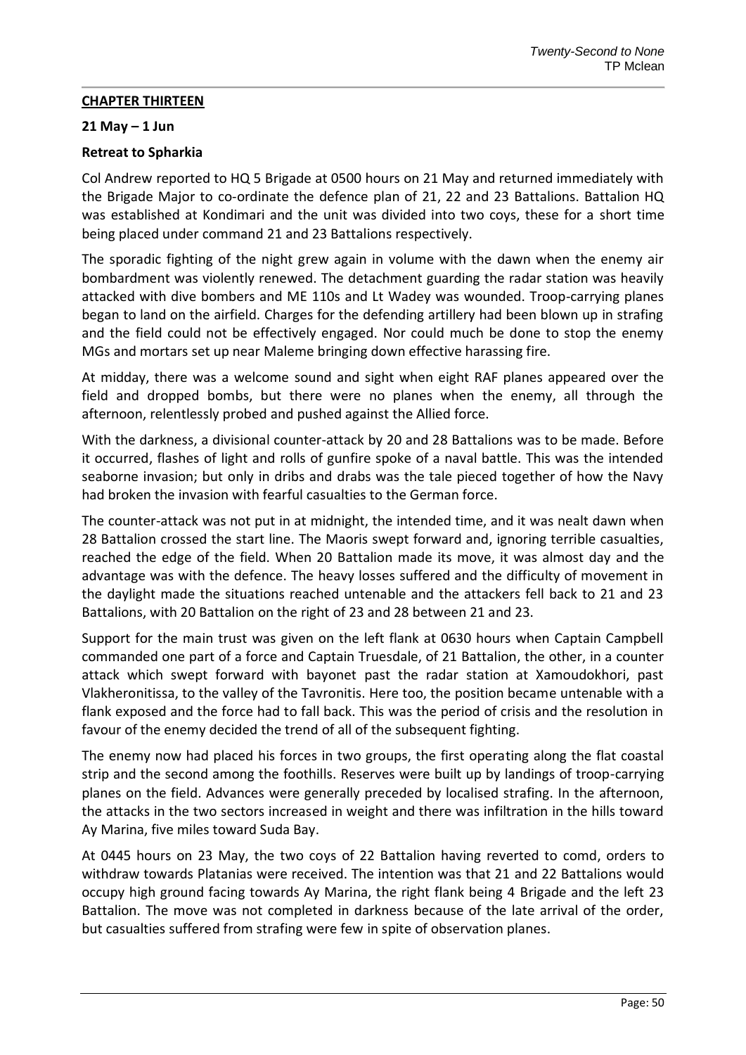**CHAPTER THIRTEEN**

**21 May – 1 Jun**

**Retreat to Spharkia**

Col Andrew reported to HQ 5 Brigade at 0500 hours on 21 May and returned immediately with the Brigade Major to co-ordinate the defence plan of 21, 22 and 23 Battalions. Battalion HQ was established at Kondimari and the unit was divided into two coys, these for a short time being placed under command 21 and 23 Battalions respectively.

The sporadic fighting of the night grew again in volume with the dawn when the enemy air bombardment was violently renewed. The detachment guarding the radar station was heavily attacked with dive bombers and ME 110s and Lt Wadey was wounded. Troop-carrying planes began to land on the airfield. Charges for the defending artillery had been blown up in strafing and the field could not be effectively engaged. Nor could much be done to stop the enemy MGs and mortars set up near Maleme bringing down effective harassing fire.

At midday, there was a welcome sound and sight when eight RAF planes appeared over the field and dropped bombs, but there were no planes when the enemy, all through the afternoon, relentlessly probed and pushed against the Allied force.

With the darkness, a divisional counter-attack by 20 and 28 Battalions was to be made. Before it occurred, flashes of light and rolls of gunfire spoke of a naval battle. This was the intended seaborne invasion; but only in dribs and drabs was the tale pieced together of how the Navy had broken the invasion with fearful casualties to the German force.

The counter-attack was not put in at midnight, the intended time, and it was nealt dawn when 28 Battalion crossed the start line. The Maoris swept forward and, ignoring terrible casualties, reached the edge of the field. When 20 Battalion made its move, it was almost day and the advantage was with the defence. The heavy losses suffered and the difficulty of movement in the daylight made the situations reached untenable and the attackers fell back to 21 and 23 Battalions, with 20 Battalion on the right of 23 and 28 between 21 and 23.

Support for the main trust was given on the left flank at 0630 hours when Captain Campbell commanded one part of a force and Captain Truesdale, of 21 Battalion, the other, in a counter attack which swept forward with bayonet past the radar station at Xamoudokhori, past Vlakheronitissa, to the valley of the Tavronitis. Here too, the position became untenable with a flank exposed and the force had to fall back. This was the period of crisis and the resolution in favour of the enemy decided the trend of all of the subsequent fighting.

The enemy now had placed his forces in two groups, the first operating along the flat coastal strip and the second among the foothills. Reserves were built up by landings of troop-carrying planes on the field. Advances were generally preceded by localised strafing. In the afternoon, the attacks in the two sectors increased in weight and there was infiltration in the hills toward Ay Marina, five miles toward Suda Bay.

At 0445 hours on 23 May, the two coys of 22 Battalion having reverted to comd, orders to withdraw towards Platanias were received. The intention was that 21 and 22 Battalions would occupy high ground facing towards Ay Marina, the right flank being 4 Brigade and the left 23 Battalion. The move was not completed in darkness because of the late arrival of the order, but casualties suffered from strafing were few in spite of observation planes.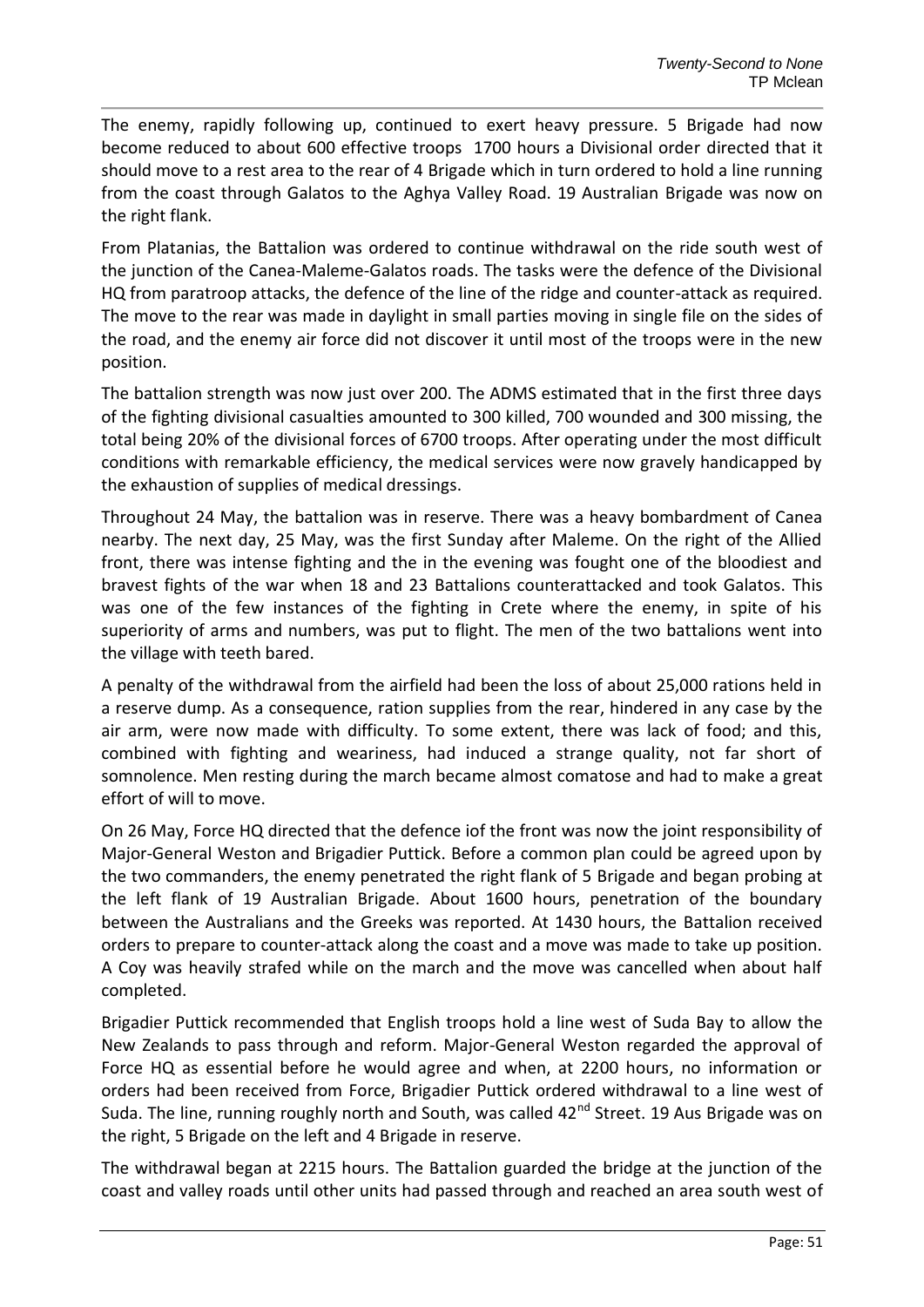The enemy, rapidly following up, continued to exert heavy pressure. 5 Brigade had now become reduced to about 600 effective troops  1700 hours a Divisional order directed that it should move to a rest area to the rear of 4 Brigade which in turn ordered to hold a line running from the coast through Galatos to the Aghya Valley Road. 19 Australian Brigade was now on the right flank.

From Platanias, the Battalion was ordered to continue withdrawal on the ride south west of the junction of the Canea-Maleme-Galatos roads. The tasks were the defence of the Divisional HQ from paratroop attacks, the defence of the line of the ridge and counter-attack as required. The move to the rear was made in daylight in small parties moving in single file on the sides of the road, and the enemy air force did not discover it until most of the troops were in the new position.

The battalion strength was now just over 200. The ADMS estimated that in the first three days of the fighting divisional casualties amounted to 300 killed, 700 wounded and 300 missing, the total being 20% of the divisional forces of 6700 troops. After operating under the most difficult conditions with remarkable efficiency, the medical services were now gravely handicapped by the exhaustion of supplies of medical dressings.

Throughout 24 May, the battalion was in reserve. There was a heavy bombardment of Canea nearby. The next day, 25 May, was the first Sunday after Maleme. On the right of the Allied front, there was intense fighting and the in the evening was fought one of the bloodiest and bravest fights of the war when 18 and 23 Battalions counterattacked and took Galatos. This was one of the few instances of the fighting in Crete where the enemy, in spite of his superiority of arms and numbers, was put to flight. The men of the two battalions went into the village with teeth bared.

A penalty of the withdrawal from the airfield had been the loss of about 25,000 rations held in a reserve dump. As a consequence, ration supplies from the rear, hindered in any case by the air arm, were now made with difficulty. To some extent, there was lack of food; and this, combined with fighting and weariness, had induced a strange quality, not far short of somnolence. Men resting during the march became almost comatose and had to make a great effort of will to move.

On 26 May, Force HQ directed that the defence iof the front was now the joint responsibility of Major-General Weston and Brigadier Puttick. Before a common plan could be agreed upon by the two commanders, the enemy penetrated the right flank of 5 Brigade and began probing at the left flank of 19 Australian Brigade. About 1600 hours, penetration of the boundary between the Australians and the Greeks was reported. At 1430 hours, the Battalion received orders to prepare to counter-attack along the coast and a move was made to take up position. A Coy was heavily strafed while on the march and the move was cancelled when about half completed.

Brigadier Puttick recommended that English troops hold a line west of Suda Bay to allow the New Zealands to pass through and reform. Major-General Weston regarded the approval of Force HQ as essential before he would agree and when, at 2200 hours, no information or orders had been received from Force, Brigadier Puttick ordered withdrawal to a line west of Suda. The line, running roughly north and South, was called 42nd Street. 19 Aus Brigade was on the right, 5 Brigade on the left and 4 Brigade in reserve.

The withdrawal began at 2215 hours. The Battalion guarded the bridge at the junction of the coast and valley roads until other units had passed through and reached an area south west of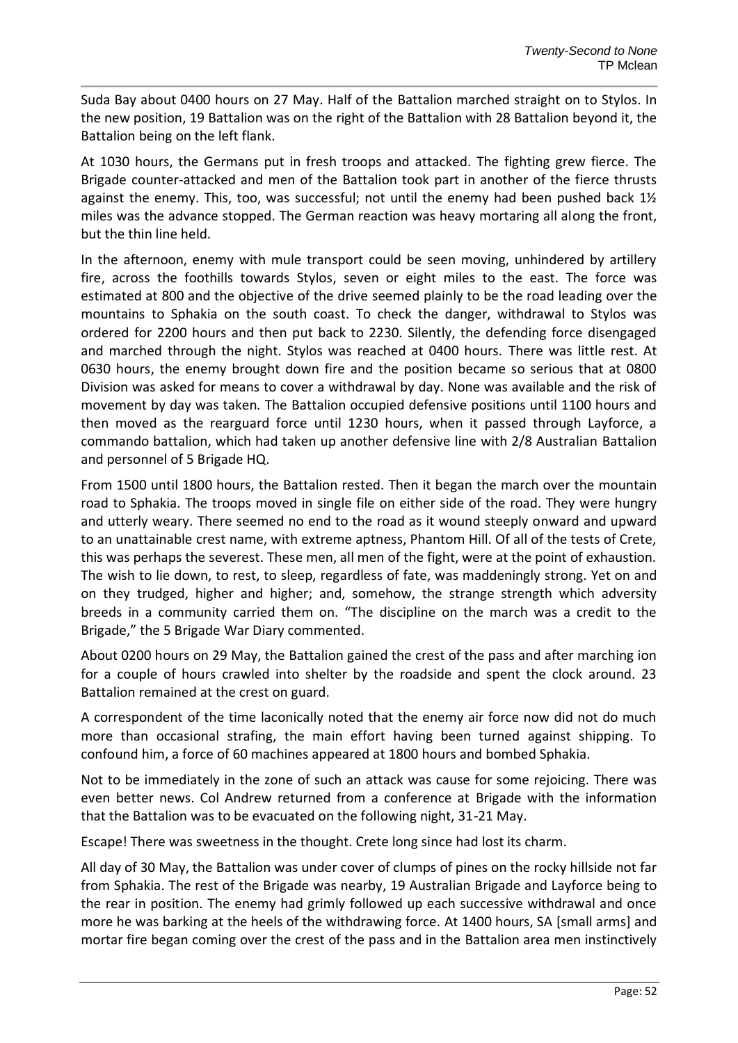Suda Bay about 0400 hours on 27 May. Half of the Battalion marched straight on to Stylos. In the new position, 19 Battalion was on the right of the Battalion with 28 Battalion beyond it, the Battalion being on the left flank.

At 1030 hours, the Germans put in fresh troops and attacked. The fighting grew fierce. The Brigade counter-attacked and men of the Battalion took part in another of the fierce thrusts against the enemy. This, too, was successful; not until the enemy had been pushed back 1½ miles was the advance stopped. The German reaction was heavy mortaring all along the front, but the thin line held.

In the afternoon, enemy with mule transport could be seen moving, unhindered by artillery fire, across the foothills towards Stylos, seven or eight miles to the east. The force was estimated at 800 and the objective of the drive seemed plainly to be the road leading over the mountains to Sphakia on the south coast. To check the danger, withdrawal to Stylos was ordered for 2200 hours and then put back to 2230. Silently, the defending force disengaged and marched through the night. Stylos was reached at 0400 hours. There was little rest. At 0630 hours, the enemy brought down fire and the position became so serious that at 0800 Division was asked for means to cover a withdrawal by day. None was available and the risk of movement by day was taken. The Battalion occupied defensive positions until 1100 hours and then moved as the rearguard force until 1230 hours, when it passed through Layforce, a commando battalion, which had taken up another defensive line with 2/8 Australian Battalion and personnel of 5 Brigade HQ.

From 1500 until 1800 hours, the Battalion rested. Then it began the march over the mountain road to Sphakia. The troops moved in single file on either side of the road. They were hungry and utterly weary. There seemed no end to the road as it wound steeply onward and upward to an unattainable crest name, with extreme aptness, Phantom Hill. Of all of the tests of Crete, this was perhaps the severest. These men, all men of the fight, were at the point of exhaustion. The wish to lie down, to rest, to sleep, regardless of fate, was maddeningly strong. Yet on and on they trudged, higher and higher; and, somehow, the strange strength which adversity breeds in a community carried them on. “The discipline on the march was a credit to the Brigade,” the 5 Brigade War Diary commented.

About 0200 hours on 29 May, the Battalion gained the crest of the pass and after marching ion for a couple of hours crawled into shelter by the roadside and spent the clock around. 23 Battalion remained at the crest on guard.

A correspondent of the time laconically noted that the enemy air force now did not do much more than occasional strafing, the main effort having been turned against shipping. To confound him, a force of 60 machines appeared at 1800 hours and bombed Sphakia.

Not to be immediately in the zone of such an attack was cause for some rejoicing. There was even better news. Col Andrew returned from a conference at Brigade with the information that the Battalion was to be evacuated on the following night, 31-21 May.

Escape! There was sweetness in the thought. Crete long since had lost its charm.

All day of 30 May, the Battalion was under cover of clumps of pines on the rocky hillside not far from Sphakia. The rest of the Brigade was nearby, 19 Australian Brigade and Layforce being to the rear in position. The enemy had grimly followed up each successive withdrawal and once more he was barking at the heels of the withdrawing force. At 1400 hours, SA [small arms] and mortar fire began coming over the crest of the pass and in the Battalion area men instinctively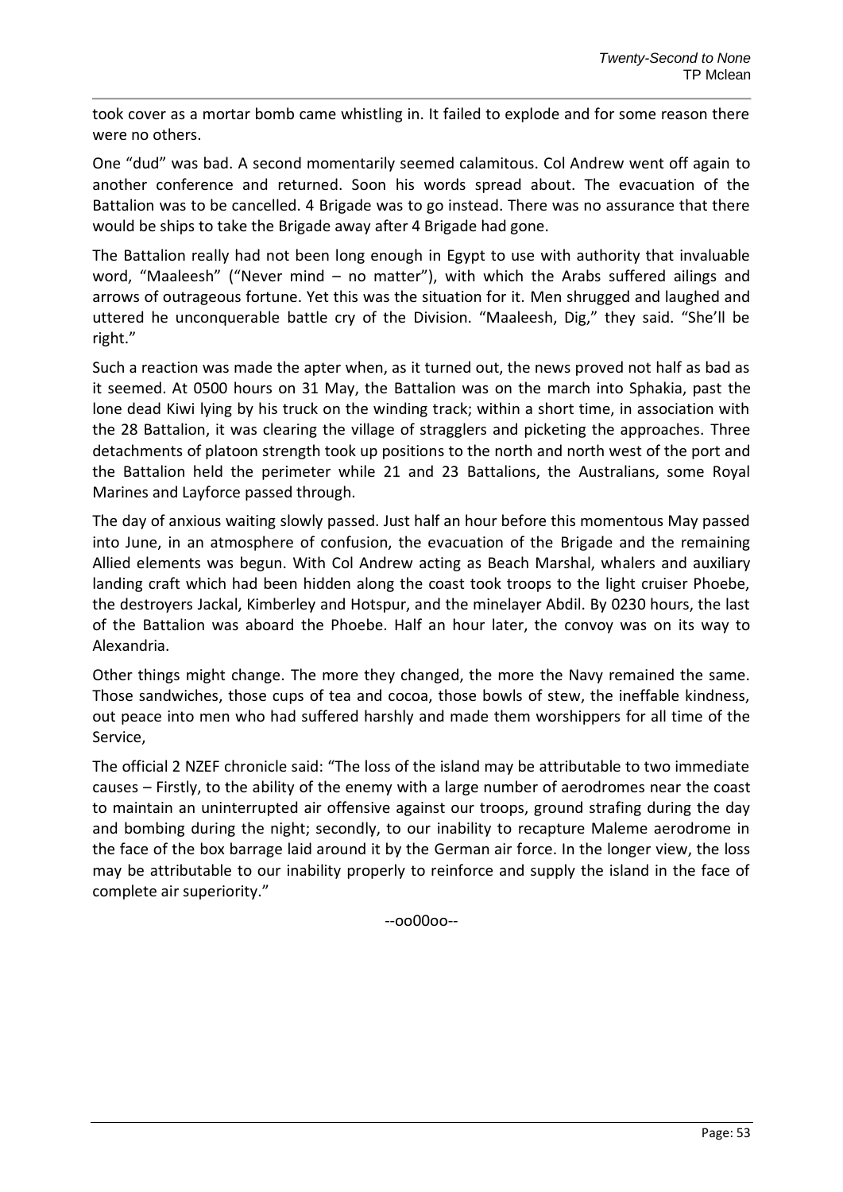took cover as a mortar bomb came whistling in. It failed to explode and for some reason there were no others.

One "dud" was bad. A second momentarily seemed calamitous. Col Andrew went off again to another conference and returned. Soon his words spread about. The evacuation of the Battalion was to be cancelled. 4 Brigade was to go instead. There was no assurance that there would be ships to take the Brigade away after 4 Brigade had gone.

The Battalion really had not been long enough in Egypt to use with authority that invaluable word, "Maaleesh" ("Never mind – no matter"), with which the Arabs suffered ailings and arrows of outrageous fortune. Yet this was the situation for it. Men shrugged and laughed and uttered he unconquerable battle cry of the Division. "Maaleesh, Dig," they said. "She'll be right."

Such a reaction was made the apter when, as it turned out, the news proved not half as bad as it seemed. At 0500 hours on 31 May, the Battalion was on the march into Sphakia, past the lone dead Kiwi lying by his truck on the winding track; within a short time, in association with the 28 Battalion, it was clearing the village of stragglers and picketing the approaches. Three detachments of platoon strength took up positions to the north and north west of the port and the Battalion held the perimeter while 21 and 23 Battalions, the Australians, some Royal Marines and Layforce passed through.

The day of anxious waiting slowly passed. Just half an hour before this momentous May passed into June, in an atmosphere of confusion, the evacuation of the Brigade and the remaining Allied elements was begun. With Col Andrew acting as Beach Marshal, whalers and auxiliary landing craft which had been hidden along the coast took troops to the light cruiser Phoebe, the destroyers Jackal, Kimberley and Hotspur, and the minelayer Abdil. By 0230 hours, the last of the Battalion was aboard the Phoebe. Half an hour later, the convoy was on its way to Alexandria.

Other things might change. The more they changed, the more the Navy remained the same. Those sandwiches, those cups of tea and cocoa, those bowls of stew, the ineffable kindness, out peace into men who had suffered harshly and made them worshippers for all time of the Service,

The official 2 NZEF chronicle said: "The loss of the island may be attributable to two immediate causes – Firstly, to the ability of the enemy with a large number of aerodromes near the coast to maintain an uninterrupted air offensive against our troops, ground strafing during the day and bombing during the night; secondly, to our inability to recapture Maleme aerodrome in the face of the box barrage laid around it by the German air force. In the longer view, the loss may be attributable to our inability properly to reinforce and supply the island in the face of complete air superiority."

--oo00oo--